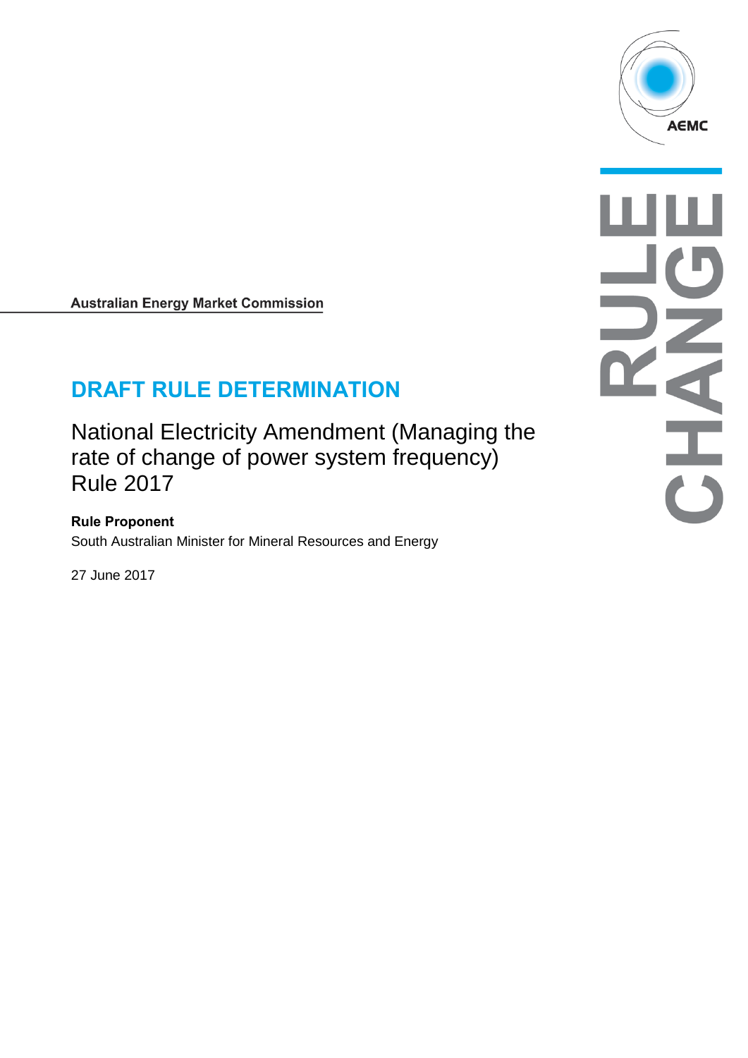Australian Energy Market Commission

# DRAFT RULE DETERMINATION

## National Electricity Amendment (Managing the rate of change of power system frequency) Rule 2017

**Rule Proponent**

South Australian Minister for Mineral Resources and Energy

27 June 2017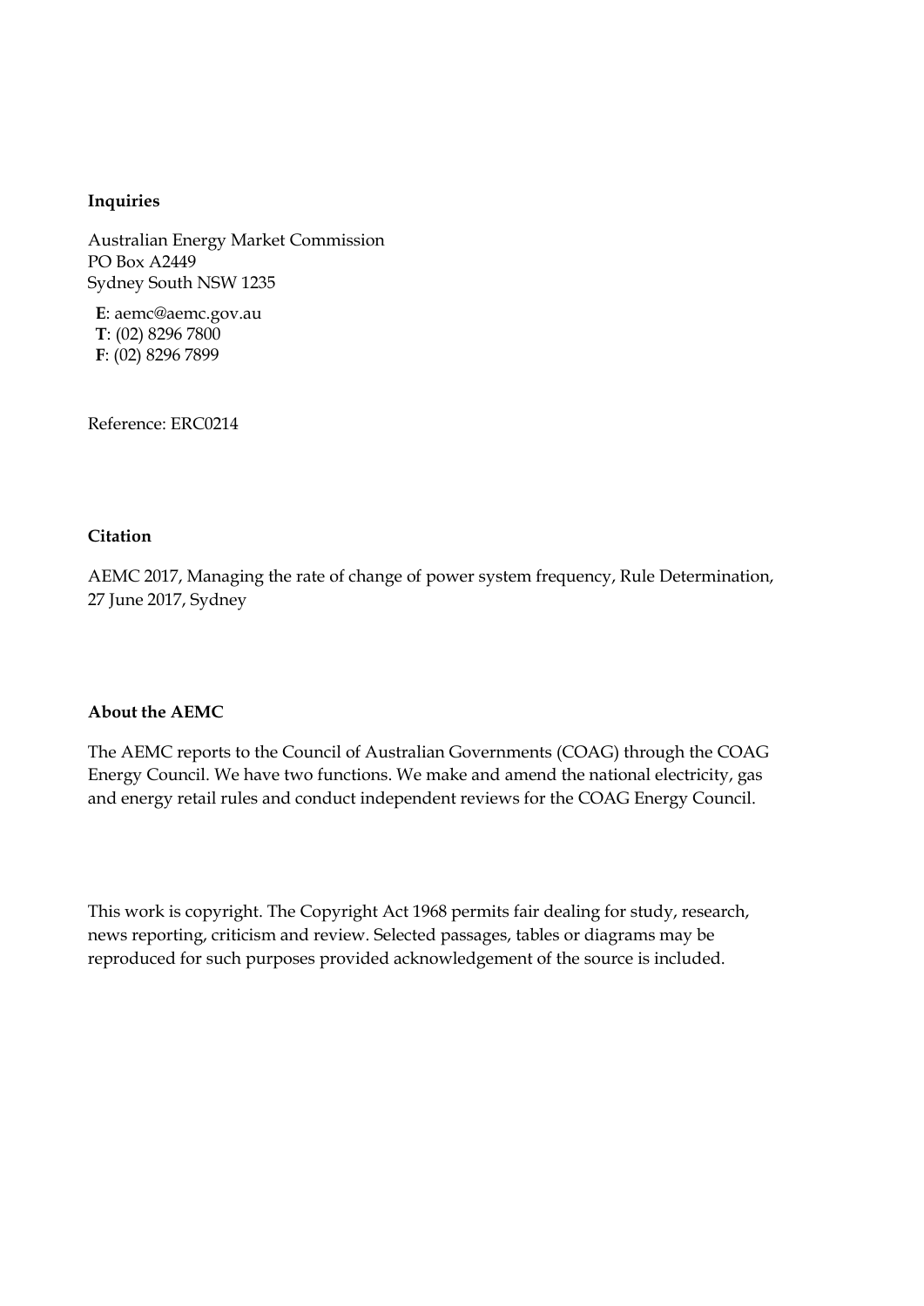**Inquiries**

Australian Energy Market Commission
PO Box A2449
Sydney South NSW 1235

**E**: aemc@aemc.gov.au
**T**: (02) 8296 7800
**F**: (02) 8296 7899

Reference: ERC0214

**Citation**

AEMC 2017, Managing the rate of change of power system frequency, Rule Determination, 27 June 2017, Sydney

**About the AEMC**

The AEMC reports to the Council of Australian Governments (COAG) through the COAG Energy Council. We have two functions. We make and amend the national electricity, gas and energy retail rules and conduct independent reviews for the COAG Energy Council.

This work is copyright. The Copyright Act 1968 permits fair dealing for study, research, news reporting, criticism and review. Selected passages, tables or diagrams may be reproduced for such purposes provided acknowledgement of the source is included.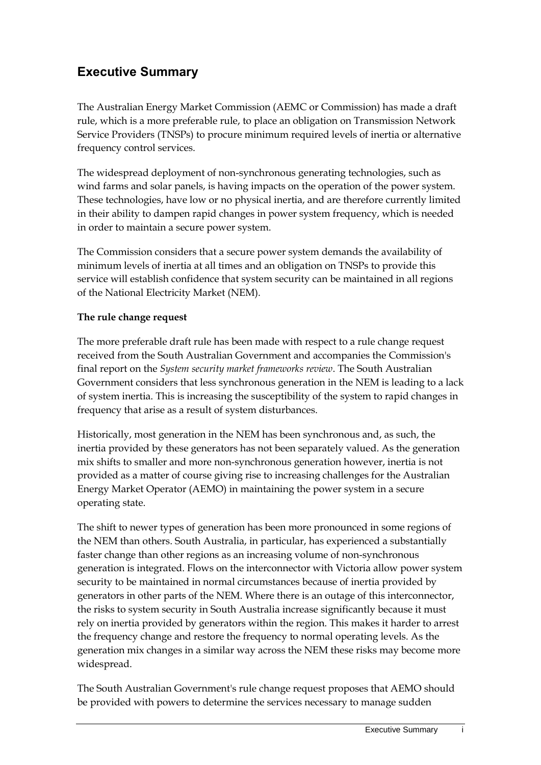## Executive Summary

The Australian Energy Market Commission (AEMC or Commission) has made a draft rule, which is a more preferable rule, to place an obligation on Transmission Network Service Providers (TNSPs) to procure minimum required levels of inertia or alternative frequency control services.

The widespread deployment of non-synchronous generating technologies, such as wind farms and solar panels, is having impacts on the operation of the power system. These technologies, have low or no physical inertia, and are therefore currently limited in their ability to dampen rapid changes in power system frequency, which is needed in order to maintain a secure power system.

The Commission considers that a secure power system demands the availability of minimum levels of inertia at all times and an obligation on TNSPs to provide this service will establish confidence that system security can be maintained in all regions of the National Electricity Market (NEM).

**The rule change request**

The more preferable draft rule has been made with respect to a rule change request received from the South Australian Government and accompanies the Commission's final report on the *System security market frameworks review*. The South Australian Government considers that less synchronous generation in the NEM is leading to a lack of system inertia. This is increasing the susceptibility of the system to rapid changes in frequency that arise as a result of system disturbances.

Historically, most generation in the NEM has been synchronous and, as such, the inertia provided by these generators has not been separately valued. As the generation mix shifts to smaller and more non-synchronous generation however, inertia is not provided as a matter of course giving rise to increasing challenges for the Australian Energy Market Operator (AEMO) in maintaining the power system in a secure operating state.

The shift to newer types of generation has been more pronounced in some regions of the NEM than others. South Australia, in particular, has experienced a substantially faster change than other regions as an increasing volume of non-synchronous generation is integrated. Flows on the interconnector with Victoria allow power system security to be maintained in normal circumstances because of inertia provided by generators in other parts of the NEM. Where there is an outage of this interconnector, the risks to system security in South Australia increase significantly because it must rely on inertia provided by generators within the region. This makes it harder to arrest the frequency change and restore the frequency to normal operating levels. As the generation mix changes in a similar way across the NEM these risks may become more widespread.

The South Australian Government's rule change request proposes that AEMO should be provided with powers to determine the services necessary to manage sudden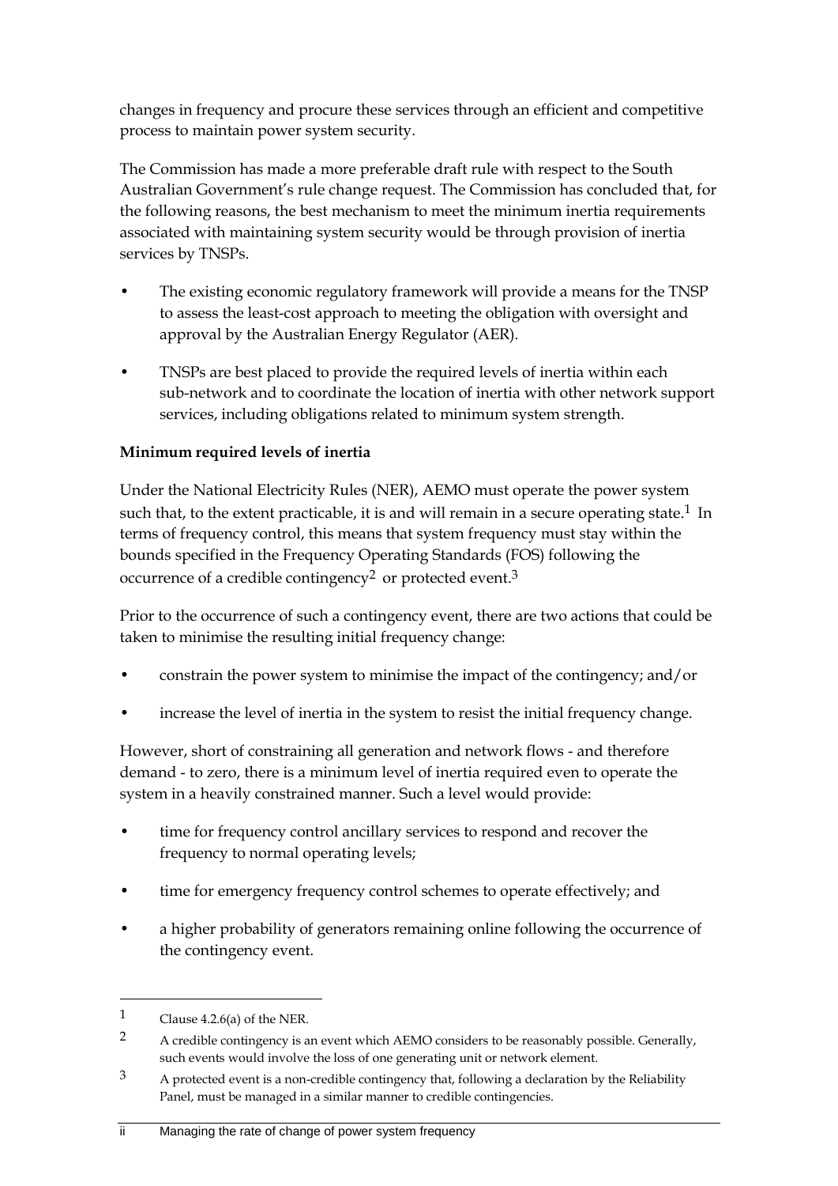changes in frequency and procure these services through an efficient and competitive process to maintain power system security.

The Commission has made a more preferable draft rule with respect to the South Australian Government's rule change request. The Commission has concluded that, for the following reasons, the best mechanism to meet the minimum inertia requirements associated with maintaining system security would be through provision of inertia services by TNSPs.

- The existing economic regulatory framework will provide a means for the TNSP to assess the least-cost approach to meeting the obligation with oversight and approval by the Australian Energy Regulator (AER).
- TNSPs are best placed to provide the required levels of inertia within each sub-network and to coordinate the location of inertia with other network support services, including obligations related to minimum system strength.

**Minimum required levels of inertia**

Under the National Electricity Rules (NER), AEMO must operate the power system such that, to the extent practicable, it is and will remain in a secure operating state.[1] In terms of frequency control, this means that system frequency must stay within the bounds specified in the Frequency Operating Standards (FOS) following the occurrence of a credible contingency[2] or protected event.[3]

Prior to the occurrence of such a contingency event, there are two actions that could be taken to minimise the resulting initial frequency change:

- constrain the power system to minimise the impact of the contingency; and/or
- increase the level of inertia in the system to resist the initial frequency change.

However, short of constraining all generation and network flows - and therefore demand - to zero, there is a minimum level of inertia required even to operate the system in a heavily constrained manner. Such a level would provide:

- time for frequency control ancillary services to respond and recover the frequency to normal operating levels;
- time for emergency frequency control schemes to operate effectively; and
- a higher probability of generators remaining online following the occurrence of the contingency event.

---

[1] Clause 4.2.6(a) of the NER.

[2] A credible contingency is an event which AEMO considers to be reasonably possible. Generally, such events would involve the loss of one generating unit or network element.

[3] A protected event is a non-credible contingency that, following a declaration by the Reliability Panel, must be managed in a similar manner to credible contingencies.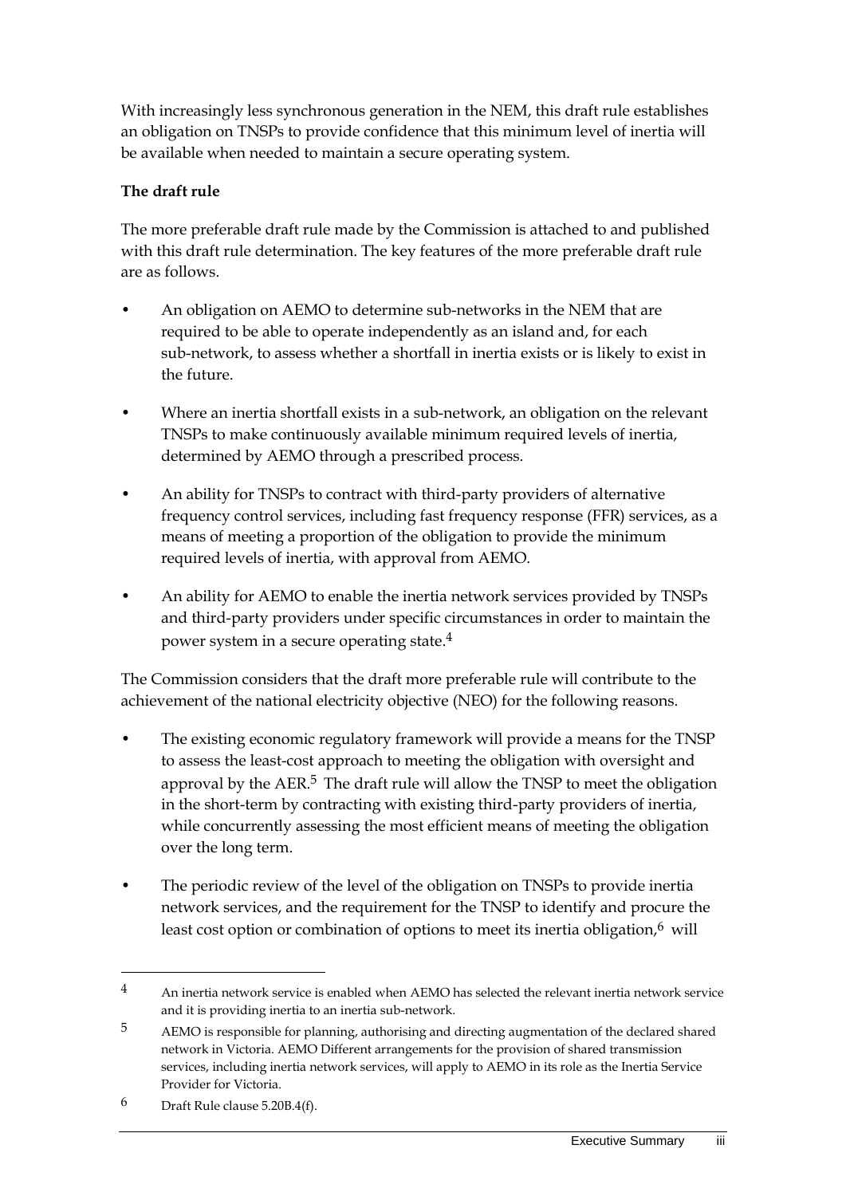With increasingly less synchronous generation in the NEM, this draft rule establishes an obligation on TNSPs to provide confidence that this minimum level of inertia will be available when needed to maintain a secure operating system.

**The draft rule**

The more preferable draft rule made by the Commission is attached to and published with this draft rule determination. The key features of the more preferable draft rule are as follows.

- An obligation on AEMO to determine sub-networks in the NEM that are required to be able to operate independently as an island and, for each sub-network, to assess whether a shortfall in inertia exists or is likely to exist in the future.
- Where an inertia shortfall exists in a sub-network, an obligation on the relevant TNSPs to make continuously available minimum required levels of inertia, determined by AEMO through a prescribed process.
- An ability for TNSPs to contract with third-party providers of alternative frequency control services, including fast frequency response (FFR) services, as a means of meeting a proportion of the obligation to provide the minimum required levels of inertia, with approval from AEMO.
- An ability for AEMO to enable the inertia network services provided by TNSPs and third-party providers under specific circumstances in order to maintain the power system in a secure operating state.[4]

The Commission considers that the draft more preferable rule will contribute to the achievement of the national electricity objective (NEO) for the following reasons.

- The existing economic regulatory framework will provide a means for the TNSP to assess the least-cost approach to meeting the obligation with oversight and approval by the AER.[5] The draft rule will allow the TNSP to meet the obligation in the short-term by contracting with existing third-party providers of inertia, while concurrently assessing the most efficient means of meeting the obligation over the long term.
- The periodic review of the level of the obligation on TNSPs to provide inertia network services, and the requirement for the TNSP to identify and procure the least cost option or combination of options to meet its inertia obligation,[6] will

---

[4] An inertia network service is enabled when AEMO has selected the relevant inertia network service and it is providing inertia to an inertia sub-network.

[5] AEMO is responsible for planning, authorising and directing augmentation of the declared shared network in Victoria. AEMO Different arrangements for the provision of shared transmission services, including inertia network services, will apply to AEMO in its role as the Inertia Service Provider for Victoria.

[6] Draft Rule clause 5.20B.4(f).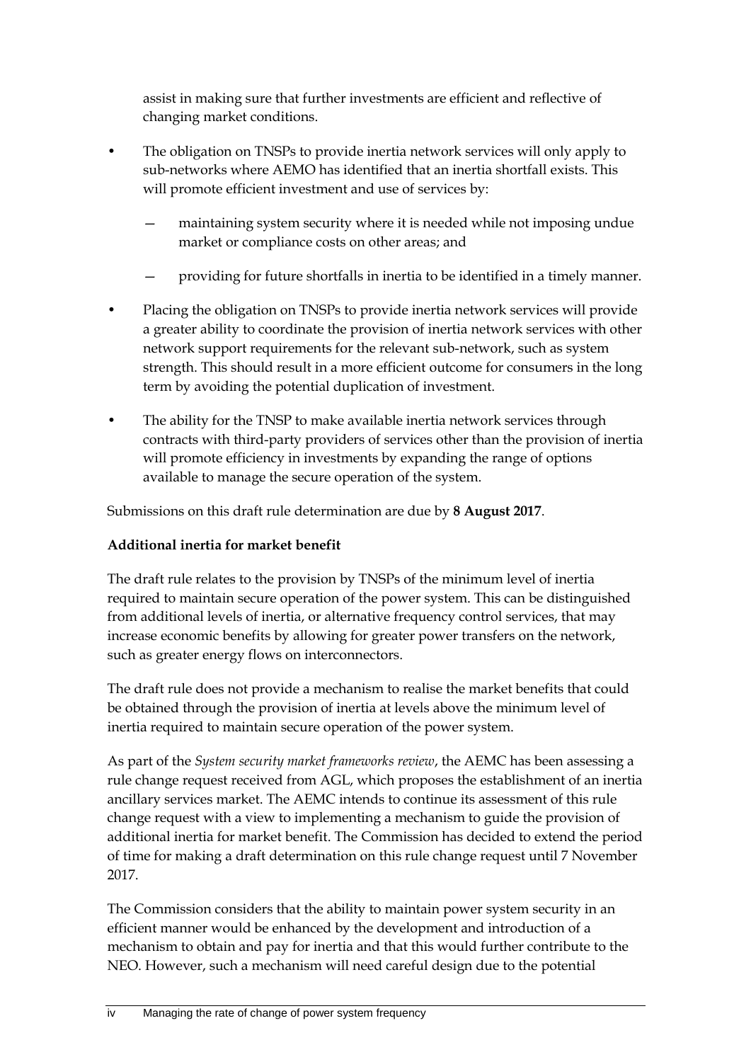assist in making sure that further investments are efficient and reflective of changing market conditions.

- The obligation on TNSPs to provide inertia network services will only apply to sub-networks where AEMO has identified that an inertia shortfall exists. This will promote efficient investment and use of services by:
  - maintaining system security where it is needed while not imposing undue market or compliance costs on other areas; and
  - providing for future shortfalls in inertia to be identified in a timely manner.
- Placing the obligation on TNSPs to provide inertia network services will provide a greater ability to coordinate the provision of inertia network services with other network support requirements for the relevant sub-network, such as system strength. This should result in a more efficient outcome for consumers in the long term by avoiding the potential duplication of investment.
- The ability for the TNSP to make available inertia network services through contracts with third-party providers of services other than the provision of inertia will promote efficiency in investments by expanding the range of options available to manage the secure operation of the system.

Submissions on this draft rule determination are due by **8 August 2017**.

**Additional inertia for market benefit**

The draft rule relates to the provision by TNSPs of the minimum level of inertia required to maintain secure operation of the power system. This can be distinguished from additional levels of inertia, or alternative frequency control services, that may increase economic benefits by allowing for greater power transfers on the network, such as greater energy flows on interconnectors.

The draft rule does not provide a mechanism to realise the market benefits that could be obtained through the provision of inertia at levels above the minimum level of inertia required to maintain secure operation of the power system.

As part of the *System security market frameworks review*, the AEMC has been assessing a rule change request received from AGL, which proposes the establishment of an inertia ancillary services market. The AEMC intends to continue its assessment of this rule change request with a view to implementing a mechanism to guide the provision of additional inertia for market benefit. The Commission has decided to extend the period of time for making a draft determination on this rule change request until 7 November 2017.

The Commission considers that the ability to maintain power system security in an efficient manner would be enhanced by the development and introduction of a mechanism to obtain and pay for inertia and that this would further contribute to the NEO. However, such a mechanism will need careful design due to the potential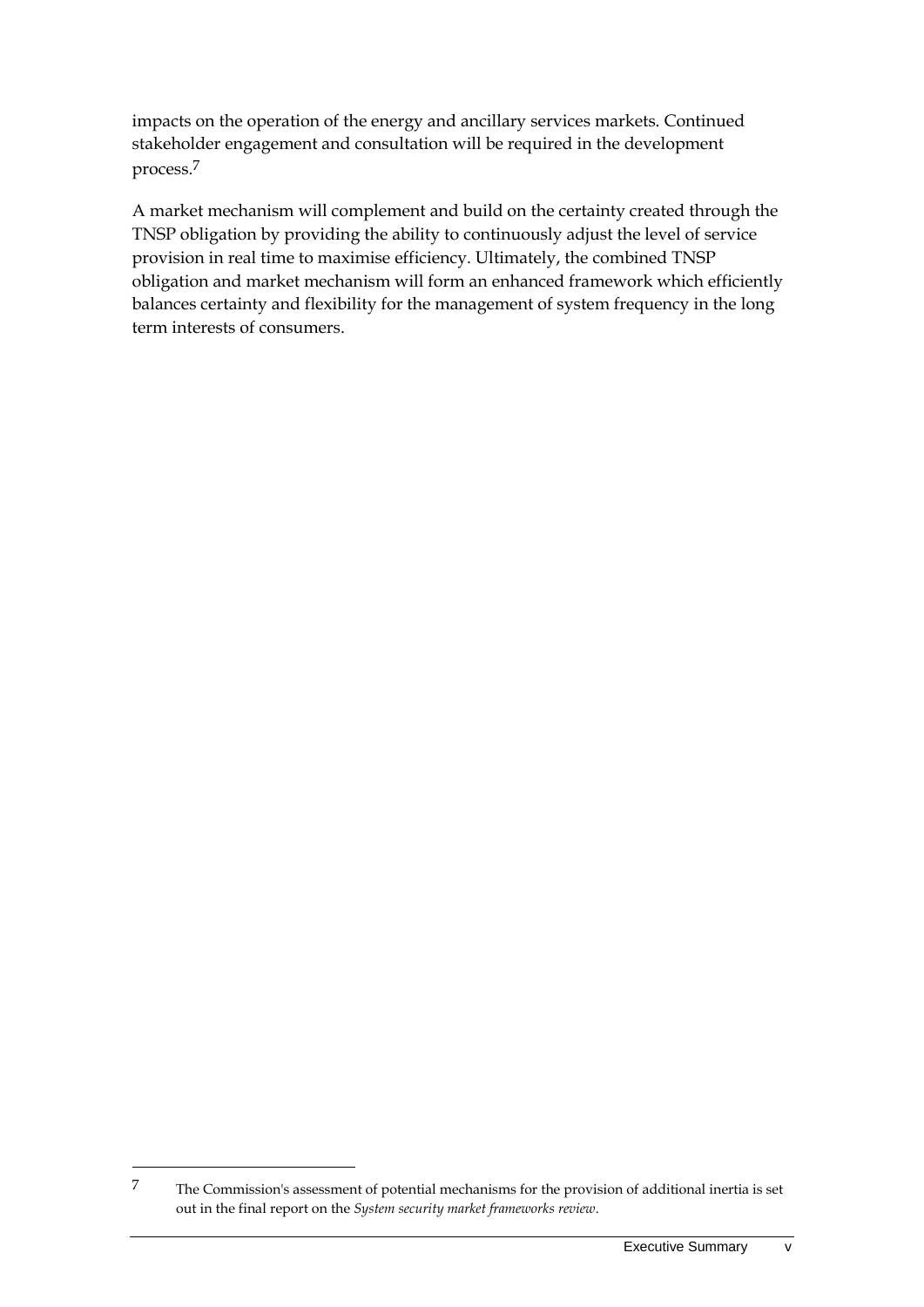impacts on the operation of the energy and ancillary services markets. Continued stakeholder engagement and consultation will be required in the development process.[7]

A market mechanism will complement and build on the certainty created through the TNSP obligation by providing the ability to continuously adjust the level of service provision in real time to maximise efficiency. Ultimately, the combined TNSP obligation and market mechanism will form an enhanced framework which efficiently balances certainty and flexibility for the management of system frequency in the long term interests of consumers.

---

[7] The Commission's assessment of potential mechanisms for the provision of additional inertia is set out in the final report on the *System security market frameworks review*.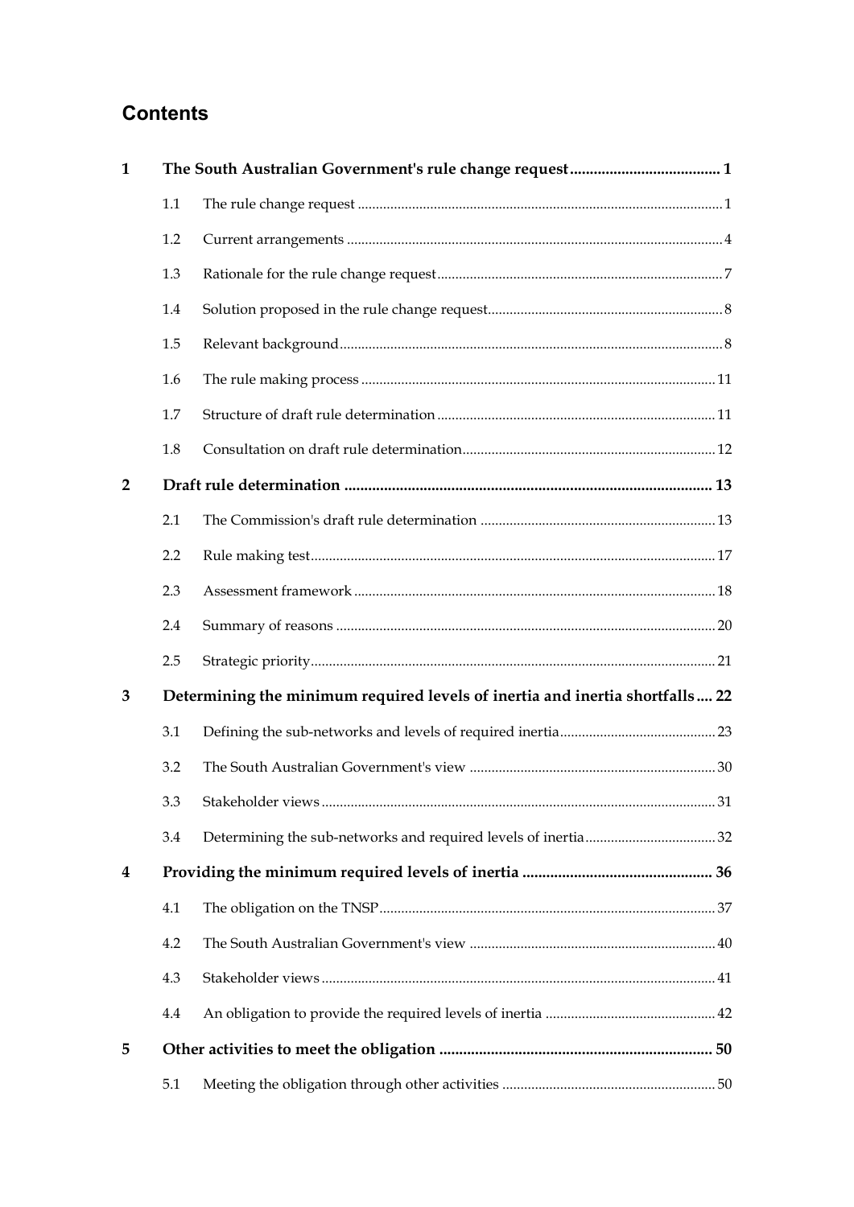# Contents

| | | | |
|---|---|---|---|
| **1** | **The South Australian Government's rule change request** | | **1** |
| | 1.1 | The rule change request | 1 |
| | 1.2 | Current arrangements | 4 |
| | 1.3 | Rationale for the rule change request | 7 |
| | 1.4 | Solution proposed in the rule change request | 8 |
| | 1.5 | Relevant background | 8 |
| | 1.6 | The rule making process | 11 |
| | 1.7 | Structure of draft rule determination | 11 |
| | 1.8 | Consultation on draft rule determination | 12 |
| **2** | **Draft rule determination** | | **13** |
| | 2.1 | The Commission's draft rule determination | 13 |
| | 2.2 | Rule making test | 17 |
| | 2.3 | Assessment framework | 18 |
| | 2.4 | Summary of reasons | 20 |
| | 2.5 | Strategic priority | 21 |
| **3** | **Determining the minimum required levels of inertia and inertia shortfalls** | | **22** |
| | 3.1 | Defining the sub-networks and levels of required inertia | 23 |
| | 3.2 | The South Australian Government's view | 30 |
| | 3.3 | Stakeholder views | 31 |
| | 3.4 | Determining the sub-networks and required levels of inertia | 32 |
| **4** | **Providing the minimum required levels of inertia** | | **36** |
| | 4.1 | The obligation on the TNSP | 37 |
| | 4.2 | The South Australian Government's view | 40 |
| | 4.3 | Stakeholder views | 41 |
| | 4.4 | An obligation to provide the required levels of inertia | 42 |
| **5** | **Other activities to meet the obligation** | | **50** |
| | 5.1 | Meeting the obligation through other activities | 50 |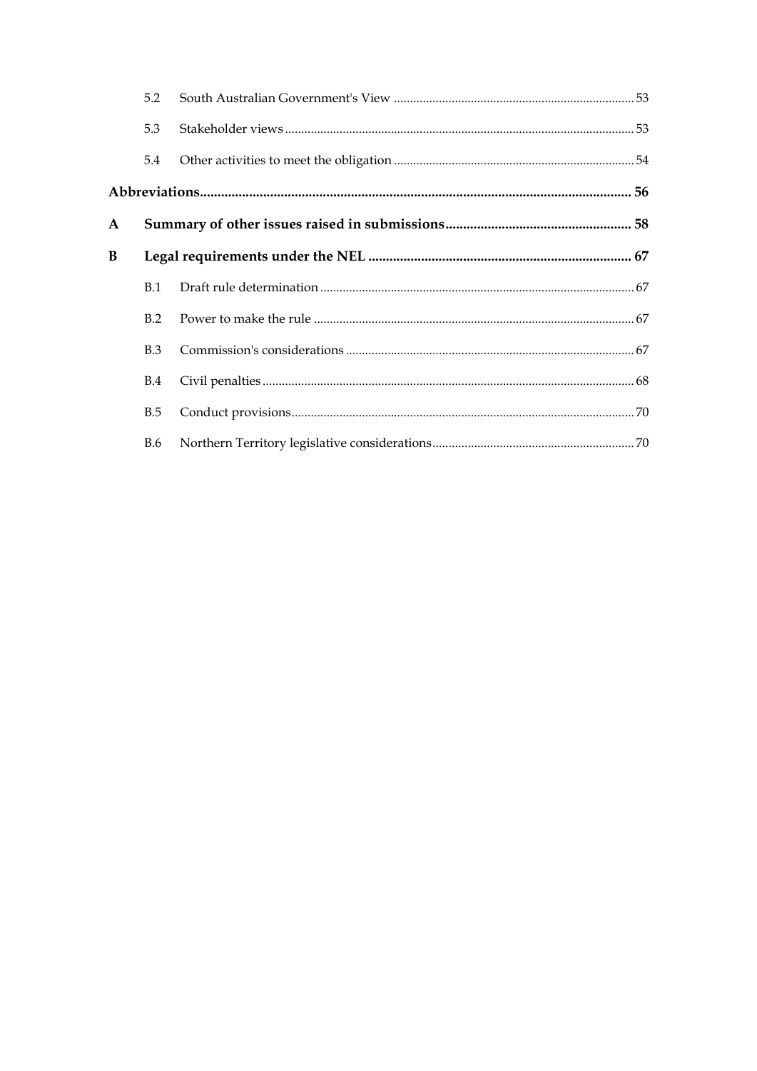| | | |
|---|---|---|
| 5.2 | South Australian Government's View | 53 |
| 5.3 | Stakeholder views | 53 |
| 5.4 | Other activities to meet the obligation | 54 |
| **Abbreviations** | | **56** |
| **A** | **Summary of other issues raised in submissions** | **58** |
| **B** | **Legal requirements under the NEL** | **67** |
| B.1 | Draft rule determination | 67 |
| B.2 | Power to make the rule | 67 |
| B.3 | Commission's considerations | 67 |
| B.4 | Civil penalties | 68 |
| B.5 | Conduct provisions | 70 |
| B.6 | Northern Territory legislative considerations | 70 |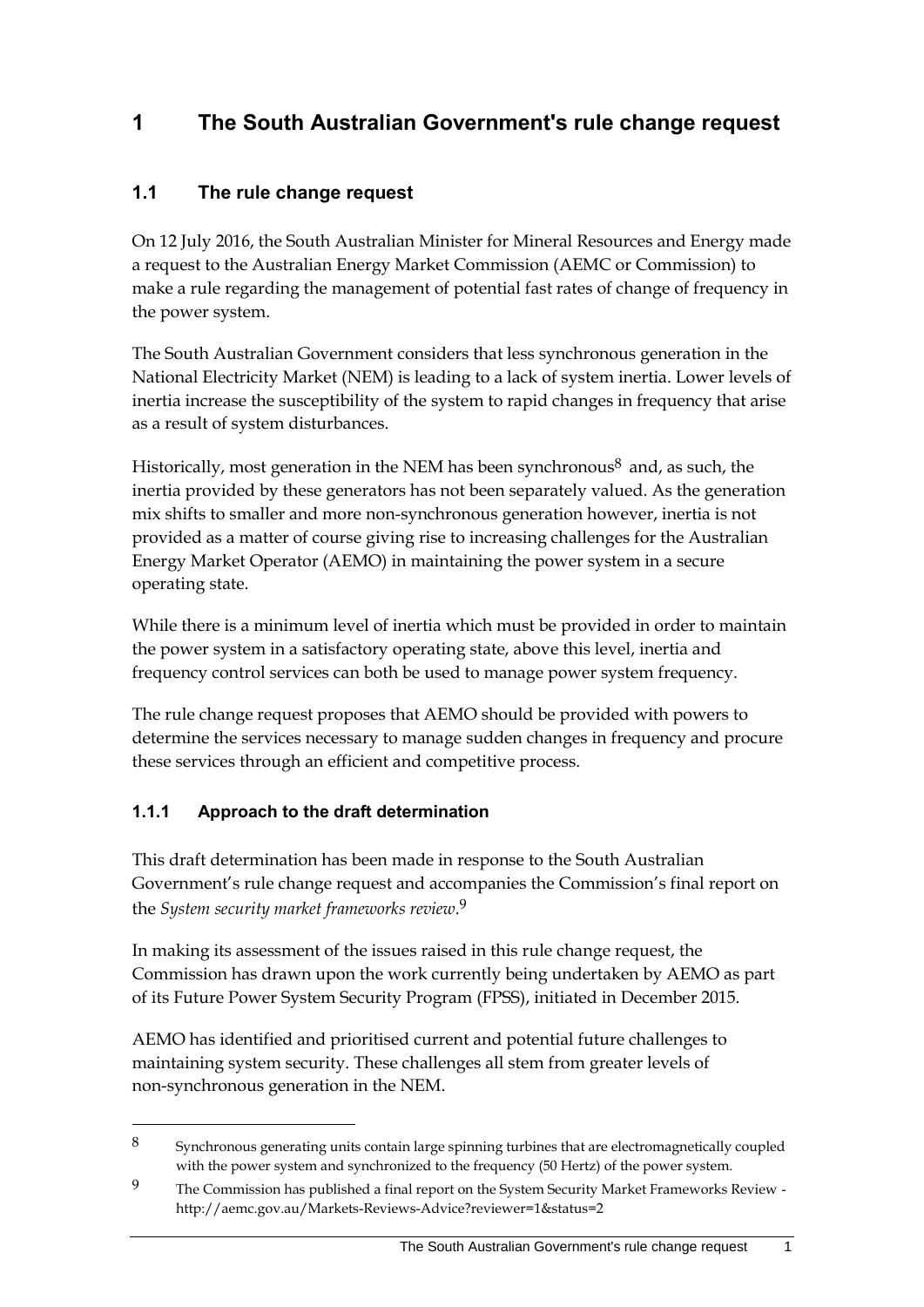# 1 The South Australian Government's rule change request

## 1.1 The rule change request

On 12 July 2016, the South Australian Minister for Mineral Resources and Energy made a request to the Australian Energy Market Commission (AEMC or Commission) to make a rule regarding the management of potential fast rates of change of frequency in the power system.

The South Australian Government considers that less synchronous generation in the National Electricity Market (NEM) is leading to a lack of system inertia. Lower levels of inertia increase the susceptibility of the system to rapid changes in frequency that arise as a result of system disturbances.

Historically, most generation in the NEM has been synchronous[8] and, as such, the inertia provided by these generators has not been separately valued. As the generation mix shifts to smaller and more non-synchronous generation however, inertia is not provided as a matter of course giving rise to increasing challenges for the Australian Energy Market Operator (AEMO) in maintaining the power system in a secure operating state.

While there is a minimum level of inertia which must be provided in order to maintain the power system in a satisfactory operating state, above this level, inertia and frequency control services can both be used to manage power system frequency.

The rule change request proposes that AEMO should be provided with powers to determine the services necessary to manage sudden changes in frequency and procure these services through an efficient and competitive process.

### 1.1.1 Approach to the draft determination

This draft determination has been made in response to the South Australian Government's rule change request and accompanies the Commission's final report on the *System security market frameworks review*.[9]

In making its assessment of the issues raised in this rule change request, the Commission has drawn upon the work currently being undertaken by AEMO as part of its Future Power System Security Program (FPSS), initiated in December 2015.

AEMO has identified and prioritised current and potential future challenges to maintaining system security. These challenges all stem from greater levels of non-synchronous generation in the NEM.

---

8 Synchronous generating units contain large spinning turbines that are electromagnetically coupled with the power system and synchronized to the frequency (50 Hertz) of the power system.

9 The Commission has published a final report on the System Security Market Frameworks Review - http://aemc.gov.au/Markets-Reviews-Advice?reviewer=1&status=2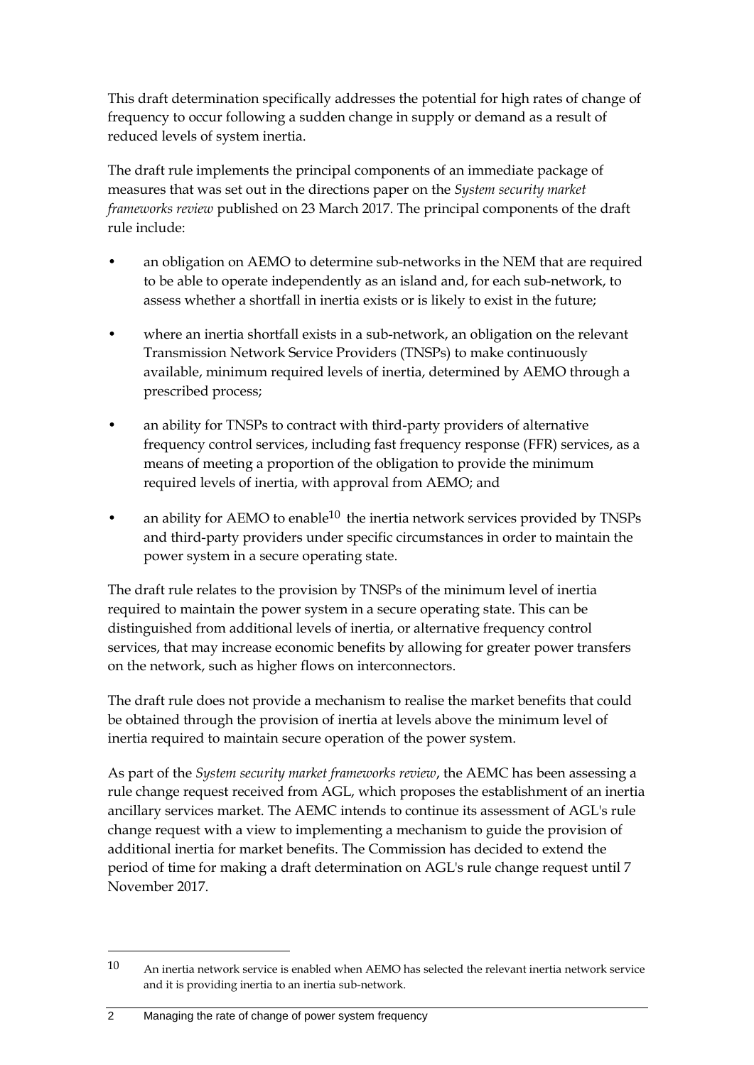This draft determination specifically addresses the potential for high rates of change of frequency to occur following a sudden change in supply or demand as a result of reduced levels of system inertia.

The draft rule implements the principal components of an immediate package of measures that was set out in the directions paper on the *System security market frameworks review* published on 23 March 2017. The principal components of the draft rule include:

- an obligation on AEMO to determine sub-networks in the NEM that are required to be able to operate independently as an island and, for each sub-network, to assess whether a shortfall in inertia exists or is likely to exist in the future;
- where an inertia shortfall exists in a sub-network, an obligation on the relevant Transmission Network Service Providers (TNSPs) to make continuously available, minimum required levels of inertia, determined by AEMO through a prescribed process;
- an ability for TNSPs to contract with third-party providers of alternative frequency control services, including fast frequency response (FFR) services, as a means of meeting a proportion of the obligation to provide the minimum required levels of inertia, with approval from AEMO; and
- an ability for AEMO to enable[10] the inertia network services provided by TNSPs and third-party providers under specific circumstances in order to maintain the power system in a secure operating state.

The draft rule relates to the provision by TNSPs of the minimum level of inertia required to maintain the power system in a secure operating state. This can be distinguished from additional levels of inertia, or alternative frequency control services, that may increase economic benefits by allowing for greater power transfers on the network, such as higher flows on interconnectors.

The draft rule does not provide a mechanism to realise the market benefits that could be obtained through the provision of inertia at levels above the minimum level of inertia required to maintain secure operation of the power system.

As part of the *System security market frameworks review*, the AEMC has been assessing a rule change request received from AGL, which proposes the establishment of an inertia ancillary services market. The AEMC intends to continue its assessment of AGL's rule change request with a view to implementing a mechanism to guide the provision of additional inertia for market benefits. The Commission has decided to extend the period of time for making a draft determination on AGL's rule change request until 7 November 2017.

---

[10] An inertia network service is enabled when AEMO has selected the relevant inertia network service and it is providing inertia to an inertia sub-network.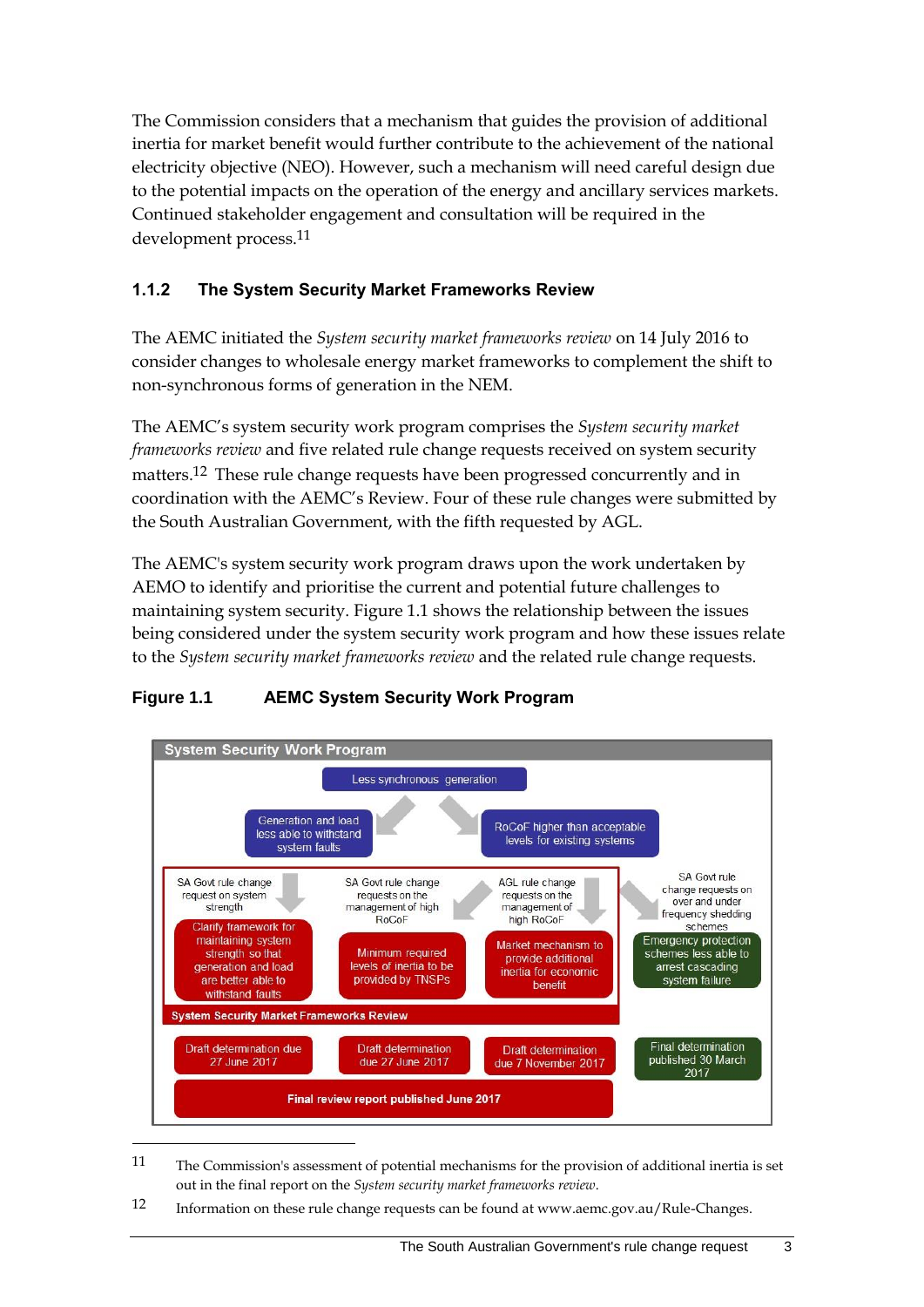The Commission considers that a mechanism that guides the provision of additional inertia for market benefit would further contribute to the achievement of the national electricity objective (NEO). However, such a mechanism will need careful design due to the potential impacts on the operation of the energy and ancillary services markets. Continued stakeholder engagement and consultation will be required in the development process.[11]

### 1.1.2 The System Security Market Frameworks Review

The AEMC initiated the *System security market frameworks review* on 14 July 2016 to consider changes to wholesale energy market frameworks to complement the shift to non-synchronous forms of generation in the NEM.

The AEMC's system security work program comprises the *System security market frameworks review* and five related rule change requests received on system security matters.[12] These rule change requests have been progressed concurrently and in coordination with the AEMC's Review. Four of these rule changes were submitted by the South Australian Government, with the fifth requested by AGL.

The AEMC's system security work program draws upon the work undertaken by AEMO to identify and prioritise the current and potential future challenges to maintaining system security. Figure 1.1 shows the relationship between the issues being considered under the system security work program and how these issues relate to the *System security market frameworks review* and the related rule change requests.

**Figure 1.1 AEMC System Security Work Program**

System Security Work Program

Less synchronous generation

Generation and load less able to withstand system faults

RoCoF higher than acceptable levels for existing systems

SA Govt rule change request on system strength

Clarify framework for maintaining system strength so that generation and load are better able to withstand faults

Draft determination due 27 June 2017

SA Govt rule change requests on the management of high RoCoF

Minimum required levels of inertia to be provided by TNSPs

Draft determination due 27 June 2017

AGL rule change requests on the management of high RoCoF

Market mechanism to provide additional inertia for economic benefit

Draft determination due 7 November 2017

SA Govt rule change requests on over and under frequency shedding schemes

Emergency protection schemes less able to arrest cascading system failure

Final determination published 30 March 2017

System Security Market Frameworks Review

Final review report published June 2017

---

11 The Commission's assessment of potential mechanisms for the provision of additional inertia is set out in the final report on the *System security market frameworks review*.

12 Information on these rule change requests can be found at www.aemc.gov.au/Rule-Changes.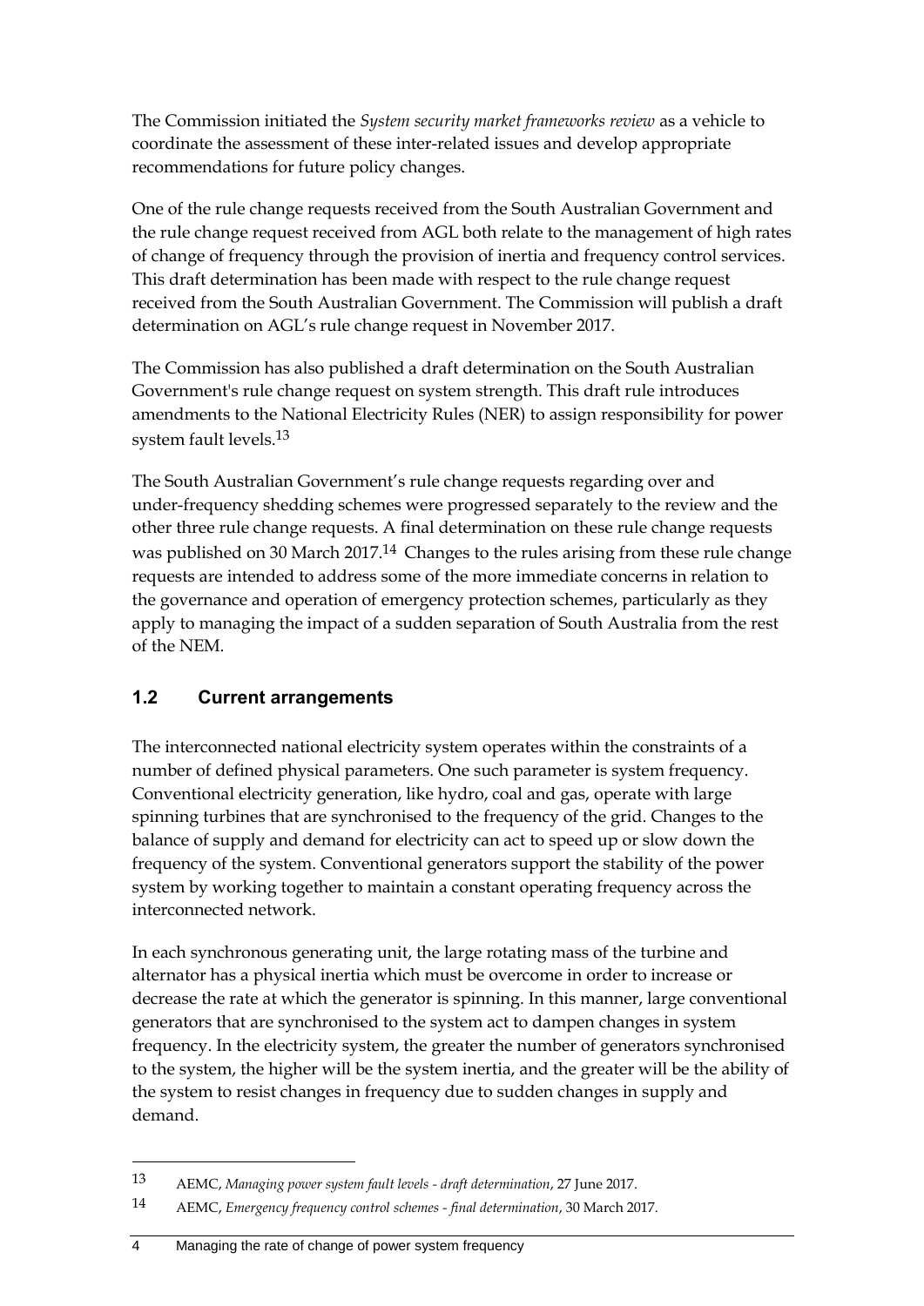The Commission initiated the *System security market frameworks review* as a vehicle to coordinate the assessment of these inter-related issues and develop appropriate recommendations for future policy changes.

One of the rule change requests received from the South Australian Government and the rule change request received from AGL both relate to the management of high rates of change of frequency through the provision of inertia and frequency control services. This draft determination has been made with respect to the rule change request received from the South Australian Government. The Commission will publish a draft determination on AGL's rule change request in November 2017.

The Commission has also published a draft determination on the South Australian Government's rule change request on system strength. This draft rule introduces amendments to the National Electricity Rules (NER) to assign responsibility for power system fault levels.[13]

The South Australian Government's rule change requests regarding over and under-frequency shedding schemes were progressed separately to the review and the other three rule change requests. A final determination on these rule change requests was published on 30 March 2017.[14] Changes to the rules arising from these rule change requests are intended to address some of the more immediate concerns in relation to the governance and operation of emergency protection schemes, particularly as they apply to managing the impact of a sudden separation of South Australia from the rest of the NEM.

## 1.2 Current arrangements

The interconnected national electricity system operates within the constraints of a number of defined physical parameters. One such parameter is system frequency. Conventional electricity generation, like hydro, coal and gas, operate with large spinning turbines that are synchronised to the frequency of the grid. Changes to the balance of supply and demand for electricity can act to speed up or slow down the frequency of the system. Conventional generators support the stability of the power system by working together to maintain a constant operating frequency across the interconnected network.

In each synchronous generating unit, the large rotating mass of the turbine and alternator has a physical inertia which must be overcome in order to increase or decrease the rate at which the generator is spinning. In this manner, large conventional generators that are synchronised to the system act to dampen changes in system frequency. In the electricity system, the greater the number of generators synchronised to the system, the higher will be the system inertia, and the greater will be the ability of the system to resist changes in frequency due to sudden changes in supply and demand.

---

13 AEMC, *Managing power system fault levels - draft determination*, 27 June 2017.

14 AEMC, *Emergency frequency control schemes - final determination*, 30 March 2017.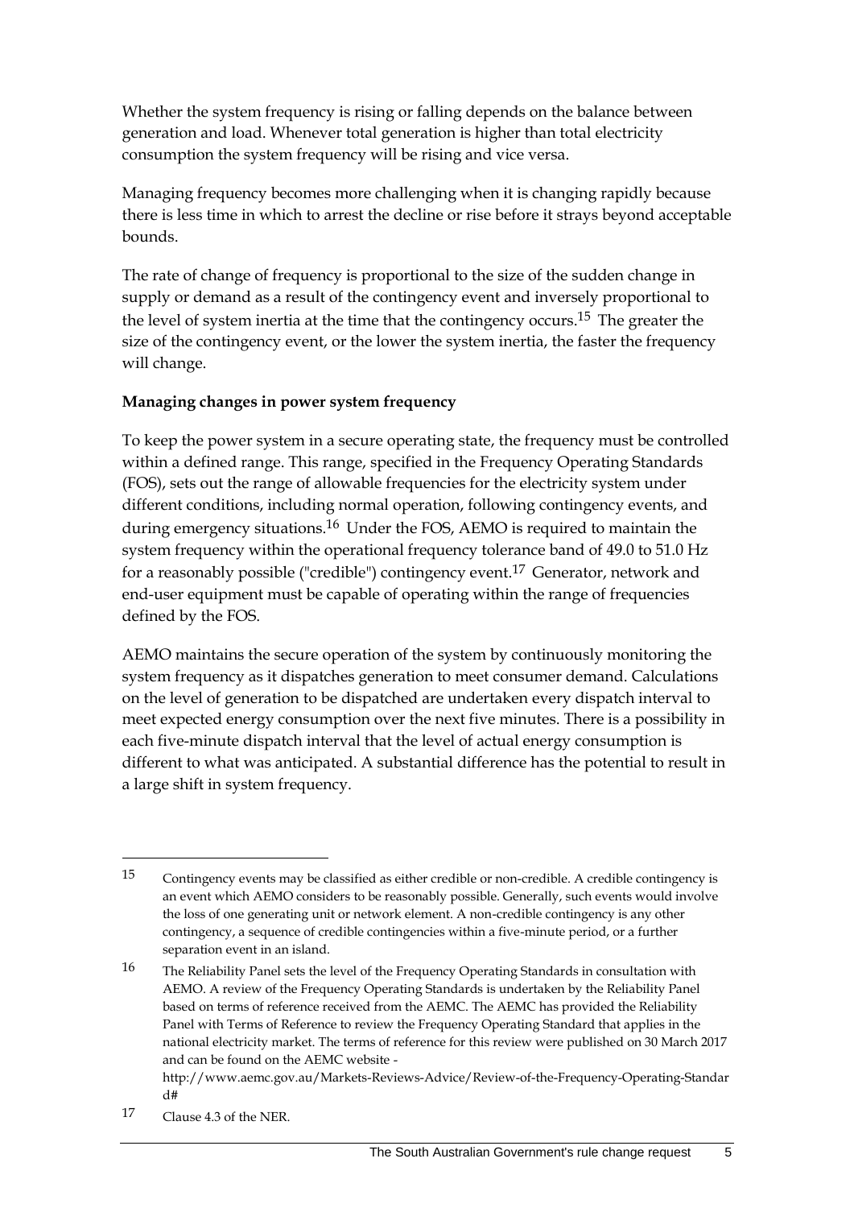Whether the system frequency is rising or falling depends on the balance between generation and load. Whenever total generation is higher than total electricity consumption the system frequency will be rising and vice versa.

Managing frequency becomes more challenging when it is changing rapidly because there is less time in which to arrest the decline or rise before it strays beyond acceptable bounds.

The rate of change of frequency is proportional to the size of the sudden change in supply or demand as a result of the contingency event and inversely proportional to the level of system inertia at the time that the contingency occurs.[15] The greater the size of the contingency event, or the lower the system inertia, the faster the frequency will change.

**Managing changes in power system frequency**

To keep the power system in a secure operating state, the frequency must be controlled within a defined range. This range, specified in the Frequency Operating Standards (FOS), sets out the range of allowable frequencies for the electricity system under different conditions, including normal operation, following contingency events, and during emergency situations.[16] Under the FOS, AEMO is required to maintain the system frequency within the operational frequency tolerance band of 49.0 to 51.0 Hz for a reasonably possible ("credible") contingency event.[17] Generator, network and end-user equipment must be capable of operating within the range of frequencies defined by the FOS.

AEMO maintains the secure operation of the system by continuously monitoring the system frequency as it dispatches generation to meet consumer demand. Calculations on the level of generation to be dispatched are undertaken every dispatch interval to meet expected energy consumption over the next five minutes. There is a possibility in each five-minute dispatch interval that the level of actual energy consumption is different to what was anticipated. A substantial difference has the potential to result in a large shift in system frequency.

---

15 Contingency events may be classified as either credible or non-credible. A credible contingency is an event which AEMO considers to be reasonably possible. Generally, such events would involve the loss of one generating unit or network element. A non-credible contingency is any other contingency, a sequence of credible contingencies within a five-minute period, or a further separation event in an island.

16 The Reliability Panel sets the level of the Frequency Operating Standards in consultation with AEMO. A review of the Frequency Operating Standards is undertaken by the Reliability Panel based on terms of reference received from the AEMC. The AEMC has provided the Reliability Panel with Terms of Reference to review the Frequency Operating Standard that applies in the national electricity market. The terms of reference for this review were published on 30 March 2017 and can be found on the AEMC website - http://www.aemc.gov.au/Markets-Reviews-Advice/Review-of-the-Frequency-Operating-Standard#

17 Clause 4.3 of the NER.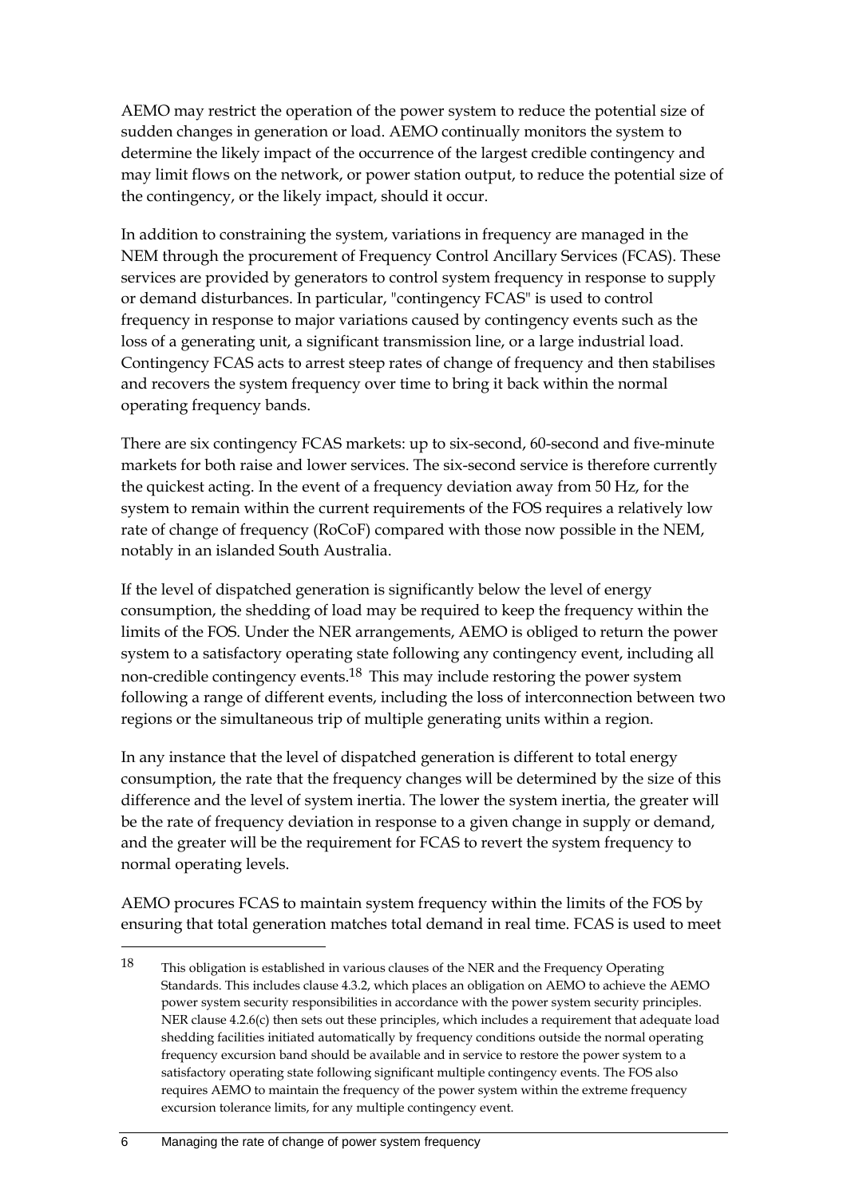AEMO may restrict the operation of the power system to reduce the potential size of sudden changes in generation or load. AEMO continually monitors the system to determine the likely impact of the occurrence of the largest credible contingency and may limit flows on the network, or power station output, to reduce the potential size of the contingency, or the likely impact, should it occur.

In addition to constraining the system, variations in frequency are managed in the NEM through the procurement of Frequency Control Ancillary Services (FCAS). These services are provided by generators to control system frequency in response to supply or demand disturbances. In particular, "contingency FCAS" is used to control frequency in response to major variations caused by contingency events such as the loss of a generating unit, a significant transmission line, or a large industrial load. Contingency FCAS acts to arrest steep rates of change of frequency and then stabilises and recovers the system frequency over time to bring it back within the normal operating frequency bands.

There are six contingency FCAS markets: up to six-second, 60-second and five-minute markets for both raise and lower services. The six-second service is therefore currently the quickest acting. In the event of a frequency deviation away from 50 Hz, for the system to remain within the current requirements of the FOS requires a relatively low rate of change of frequency (RoCoF) compared with those now possible in the NEM, notably in an islanded South Australia.

If the level of dispatched generation is significantly below the level of energy consumption, the shedding of load may be required to keep the frequency within the limits of the FOS. Under the NER arrangements, AEMO is obliged to return the power system to a satisfactory operating state following any contingency event, including all non-credible contingency events.[18] This may include restoring the power system following a range of different events, including the loss of interconnection between two regions or the simultaneous trip of multiple generating units within a region.

In any instance that the level of dispatched generation is different to total energy consumption, the rate that the frequency changes will be determined by the size of this difference and the level of system inertia. The lower the system inertia, the greater will be the rate of frequency deviation in response to a given change in supply or demand, and the greater will be the requirement for FCAS to revert the system frequency to normal operating levels.

AEMO procures FCAS to maintain system frequency within the limits of the FOS by ensuring that total generation matches total demand in real time. FCAS is used to meet

[18] This obligation is established in various clauses of the NER and the Frequency Operating Standards. This includes clause 4.3.2, which places an obligation on AEMO to achieve the AEMO power system security responsibilities in accordance with the power system security principles. NER clause 4.2.6(c) then sets out these principles, which includes a requirement that adequate load shedding facilities initiated automatically by frequency conditions outside the normal operating frequency excursion band should be available and in service to restore the power system to a satisfactory operating state following significant multiple contingency events. The FOS also requires AEMO to maintain the frequency of the power system within the extreme frequency excursion tolerance limits, for any multiple contingency event.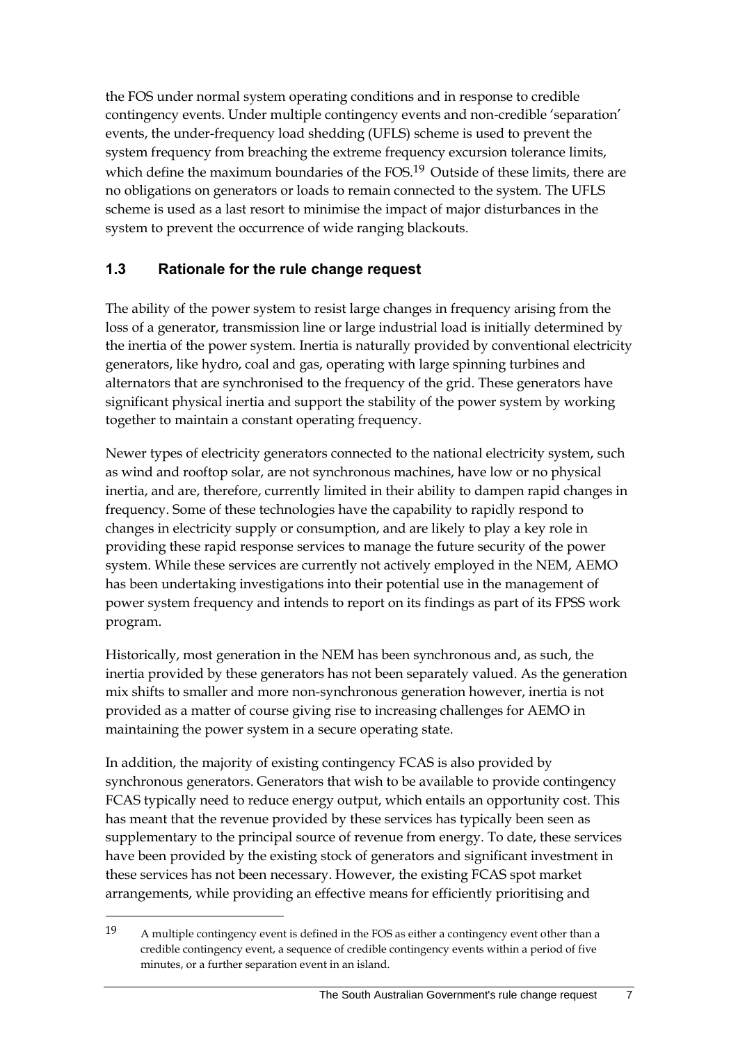the FOS under normal system operating conditions and in response to credible contingency events. Under multiple contingency events and non-credible 'separation' events, the under-frequency load shedding (UFLS) scheme is used to prevent the system frequency from breaching the extreme frequency excursion tolerance limits, which define the maximum boundaries of the FOS.[19] Outside of these limits, there are no obligations on generators or loads to remain connected to the system. The UFLS scheme is used as a last resort to minimise the impact of major disturbances in the system to prevent the occurrence of wide ranging blackouts.

## 1.3 Rationale for the rule change request

The ability of the power system to resist large changes in frequency arising from the loss of a generator, transmission line or large industrial load is initially determined by the inertia of the power system. Inertia is naturally provided by conventional electricity generators, like hydro, coal and gas, operating with large spinning turbines and alternators that are synchronised to the frequency of the grid. These generators have significant physical inertia and support the stability of the power system by working together to maintain a constant operating frequency.

Newer types of electricity generators connected to the national electricity system, such as wind and rooftop solar, are not synchronous machines, have low or no physical inertia, and are, therefore, currently limited in their ability to dampen rapid changes in frequency. Some of these technologies have the capability to rapidly respond to changes in electricity supply or consumption, and are likely to play a key role in providing these rapid response services to manage the future security of the power system. While these services are currently not actively employed in the NEM, AEMO has been undertaking investigations into their potential use in the management of power system frequency and intends to report on its findings as part of its FPSS work program.

Historically, most generation in the NEM has been synchronous and, as such, the inertia provided by these generators has not been separately valued. As the generation mix shifts to smaller and more non-synchronous generation however, inertia is not provided as a matter of course giving rise to increasing challenges for AEMO in maintaining the power system in a secure operating state.

In addition, the majority of existing contingency FCAS is also provided by synchronous generators. Generators that wish to be available to provide contingency FCAS typically need to reduce energy output, which entails an opportunity cost. This has meant that the revenue provided by these services has typically been seen as supplementary to the principal source of revenue from energy. To date, these services have been provided by the existing stock of generators and significant investment in these services has not been necessary. However, the existing FCAS spot market arrangements, while providing an effective means for efficiently prioritising and

---

[19] A multiple contingency event is defined in the FOS as either a contingency event other than a credible contingency event, a sequence of credible contingency events within a period of five minutes, or a further separation event in an island.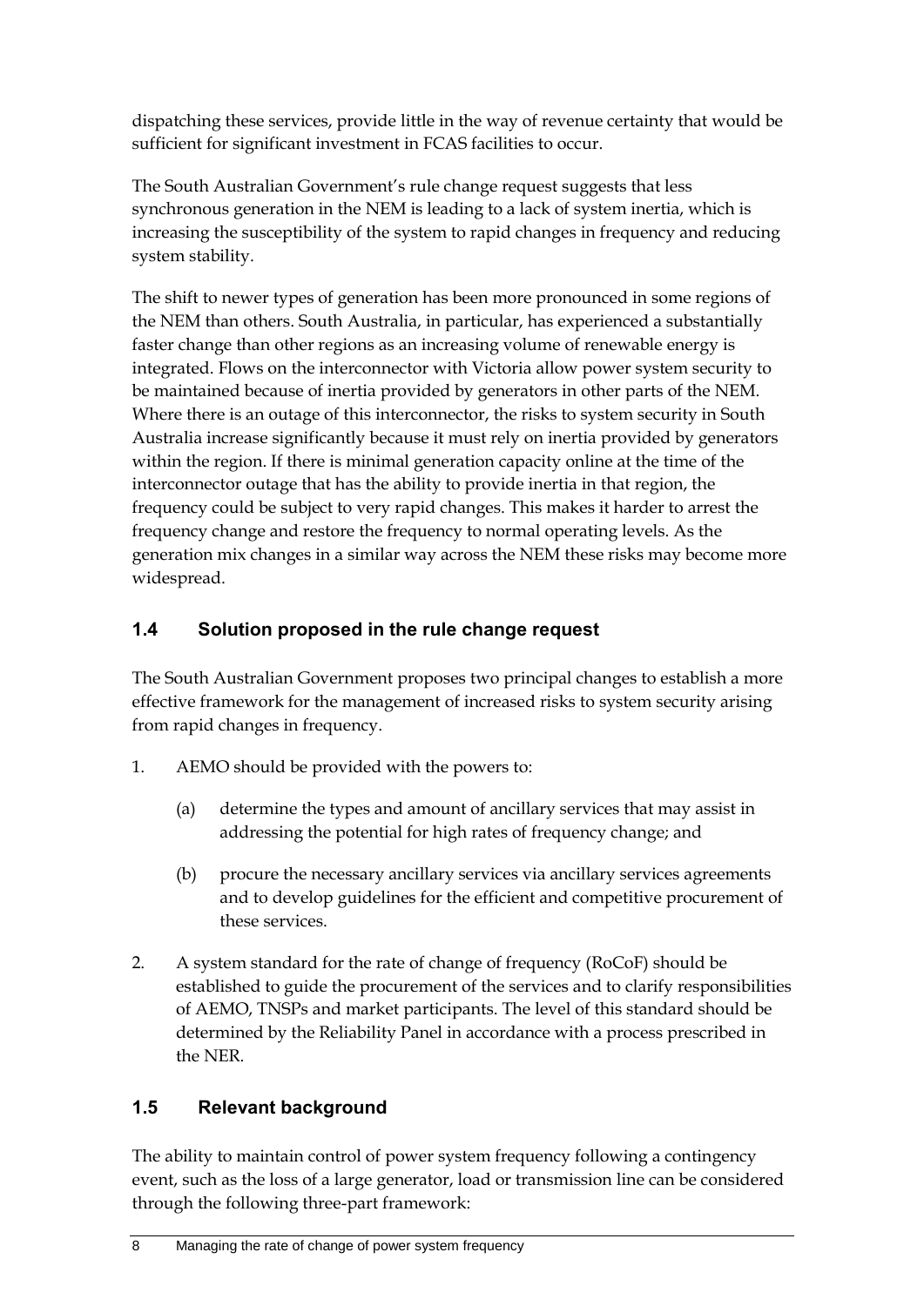dispatching these services, provide little in the way of revenue certainty that would be sufficient for significant investment in FCAS facilities to occur.

The South Australian Government's rule change request suggests that less synchronous generation in the NEM is leading to a lack of system inertia, which is increasing the susceptibility of the system to rapid changes in frequency and reducing system stability.

The shift to newer types of generation has been more pronounced in some regions of the NEM than others. South Australia, in particular, has experienced a substantially faster change than other regions as an increasing volume of renewable energy is integrated. Flows on the interconnector with Victoria allow power system security to be maintained because of inertia provided by generators in other parts of the NEM. Where there is an outage of this interconnector, the risks to system security in South Australia increase significantly because it must rely on inertia provided by generators within the region. If there is minimal generation capacity online at the time of the interconnector outage that has the ability to provide inertia in that region, the frequency could be subject to very rapid changes. This makes it harder to arrest the frequency change and restore the frequency to normal operating levels. As the generation mix changes in a similar way across the NEM these risks may become more widespread.

## 1.4 Solution proposed in the rule change request

The South Australian Government proposes two principal changes to establish a more effective framework for the management of increased risks to system security arising from rapid changes in frequency.

1. AEMO should be provided with the powers to:
   (a) determine the types and amount of ancillary services that may assist in addressing the potential for high rates of frequency change; and
   (b) procure the necessary ancillary services via ancillary services agreements and to develop guidelines for the efficient and competitive procurement of these services.
2. A system standard for the rate of change of frequency (RoCoF) should be established to guide the procurement of the services and to clarify responsibilities of AEMO, TNSPs and market participants. The level of this standard should be determined by the Reliability Panel in accordance with a process prescribed in the NER.

## 1.5 Relevant background

The ability to maintain control of power system frequency following a contingency event, such as the loss of a large generator, load or transmission line can be considered through the following three-part framework: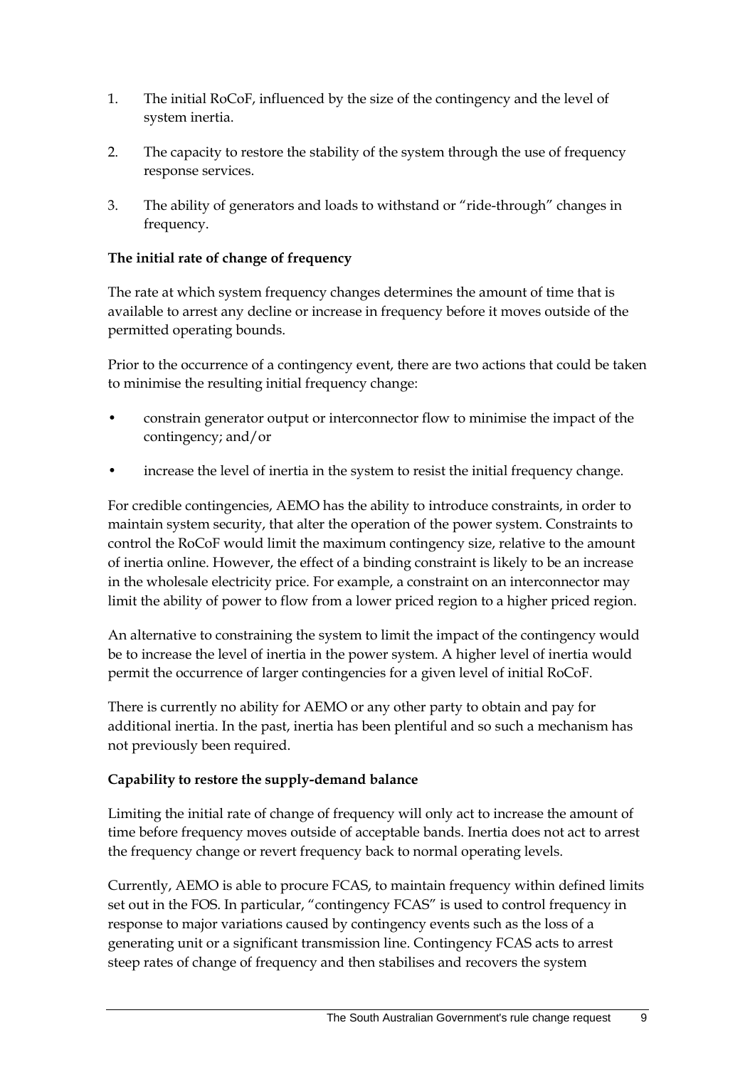1. The initial RoCoF, influenced by the size of the contingency and the level of system inertia.

2. The capacity to restore the stability of the system through the use of frequency response services.

3. The ability of generators and loads to withstand or "ride-through" changes in frequency.

**The initial rate of change of frequency**

The rate at which system frequency changes determines the amount of time that is available to arrest any decline or increase in frequency before it moves outside of the permitted operating bounds.

Prior to the occurrence of a contingency event, there are two actions that could be taken to minimise the resulting initial frequency change:

- constrain generator output or interconnector flow to minimise the impact of the contingency; and/or
- increase the level of inertia in the system to resist the initial frequency change.

For credible contingencies, AEMO has the ability to introduce constraints, in order to maintain system security, that alter the operation of the power system. Constraints to control the RoCoF would limit the maximum contingency size, relative to the amount of inertia online. However, the effect of a binding constraint is likely to be an increase in the wholesale electricity price. For example, a constraint on an interconnector may limit the ability of power to flow from a lower priced region to a higher priced region.

An alternative to constraining the system to limit the impact of the contingency would be to increase the level of inertia in the power system. A higher level of inertia would permit the occurrence of larger contingencies for a given level of initial RoCoF.

There is currently no ability for AEMO or any other party to obtain and pay for additional inertia. In the past, inertia has been plentiful and so such a mechanism has not previously been required.

**Capability to restore the supply-demand balance**

Limiting the initial rate of change of frequency will only act to increase the amount of time before frequency moves outside of acceptable bands. Inertia does not act to arrest the frequency change or revert frequency back to normal operating levels.

Currently, AEMO is able to procure FCAS, to maintain frequency within defined limits set out in the FOS. In particular, "contingency FCAS" is used to control frequency in response to major variations caused by contingency events such as the loss of a generating unit or a significant transmission line. Contingency FCAS acts to arrest steep rates of change of frequency and then stabilises and recovers the system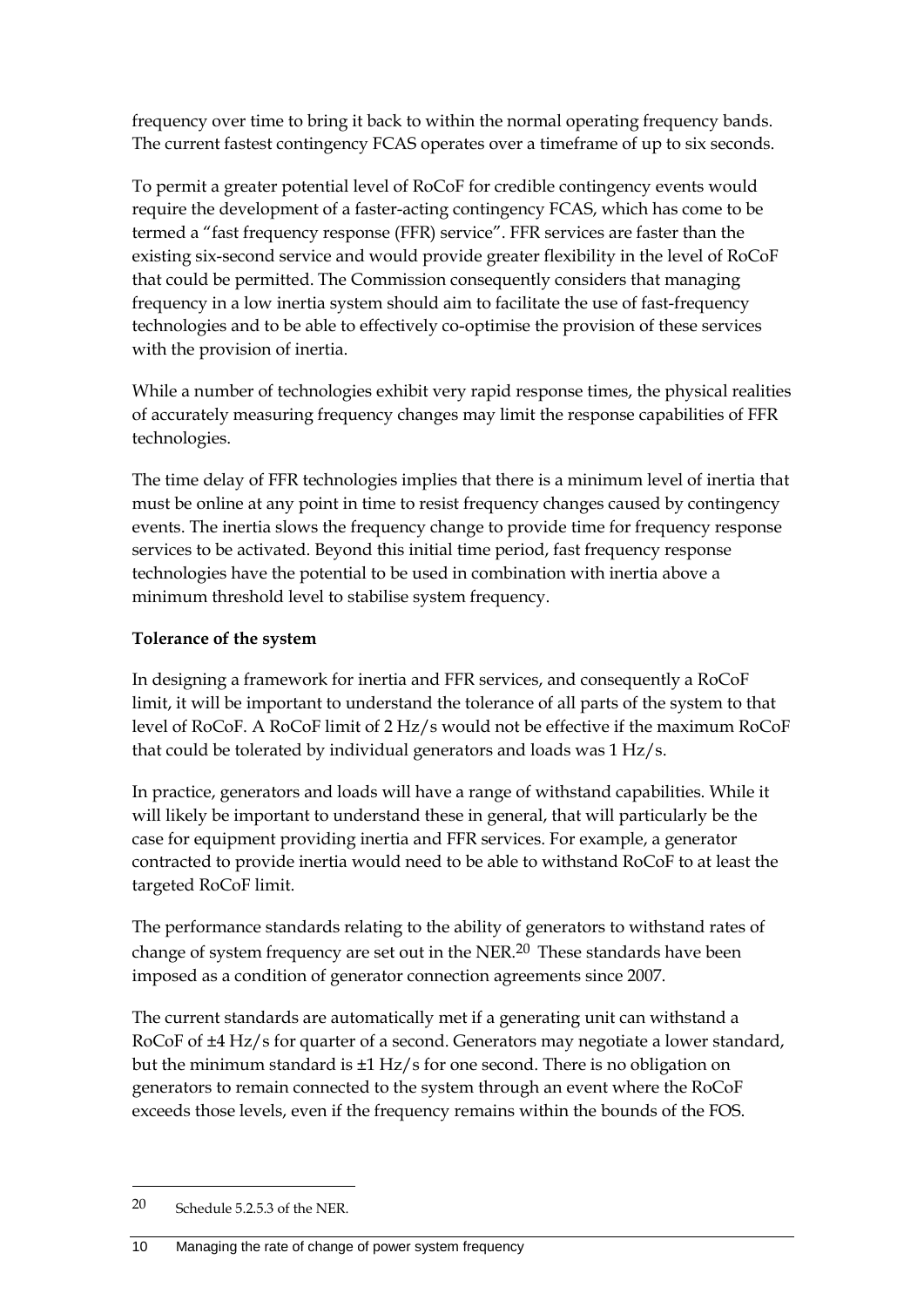frequency over time to bring it back to within the normal operating frequency bands. The current fastest contingency FCAS operates over a timeframe of up to six seconds.

To permit a greater potential level of RoCoF for credible contingency events would require the development of a faster-acting contingency FCAS, which has come to be termed a "fast frequency response (FFR) service". FFR services are faster than the existing six-second service and would provide greater flexibility in the level of RoCoF that could be permitted. The Commission consequently considers that managing frequency in a low inertia system should aim to facilitate the use of fast-frequency technologies and to be able to effectively co-optimise the provision of these services with the provision of inertia.

While a number of technologies exhibit very rapid response times, the physical realities of accurately measuring frequency changes may limit the response capabilities of FFR technologies.

The time delay of FFR technologies implies that there is a minimum level of inertia that must be online at any point in time to resist frequency changes caused by contingency events. The inertia slows the frequency change to provide time for frequency response services to be activated. Beyond this initial time period, fast frequency response technologies have the potential to be used in combination with inertia above a minimum threshold level to stabilise system frequency.

**Tolerance of the system**

In designing a framework for inertia and FFR services, and consequently a RoCoF limit, it will be important to understand the tolerance of all parts of the system to that level of RoCoF. A RoCoF limit of 2 Hz/s would not be effective if the maximum RoCoF that could be tolerated by individual generators and loads was 1 Hz/s.

In practice, generators and loads will have a range of withstand capabilities. While it will likely be important to understand these in general, that will particularly be the case for equipment providing inertia and FFR services. For example, a generator contracted to provide inertia would need to be able to withstand RoCoF to at least the targeted RoCoF limit.

The performance standards relating to the ability of generators to withstand rates of change of system frequency are set out in the NER.[20] These standards have been imposed as a condition of generator connection agreements since 2007.

The current standards are automatically met if a generating unit can withstand a RoCoF of ±4 Hz/s for quarter of a second. Generators may negotiate a lower standard, but the minimum standard is ±1 Hz/s for one second. There is no obligation on generators to remain connected to the system through an event where the RoCoF exceeds those levels, even if the frequency remains within the bounds of the FOS.

---

20 Schedule 5.2.5.3 of the NER.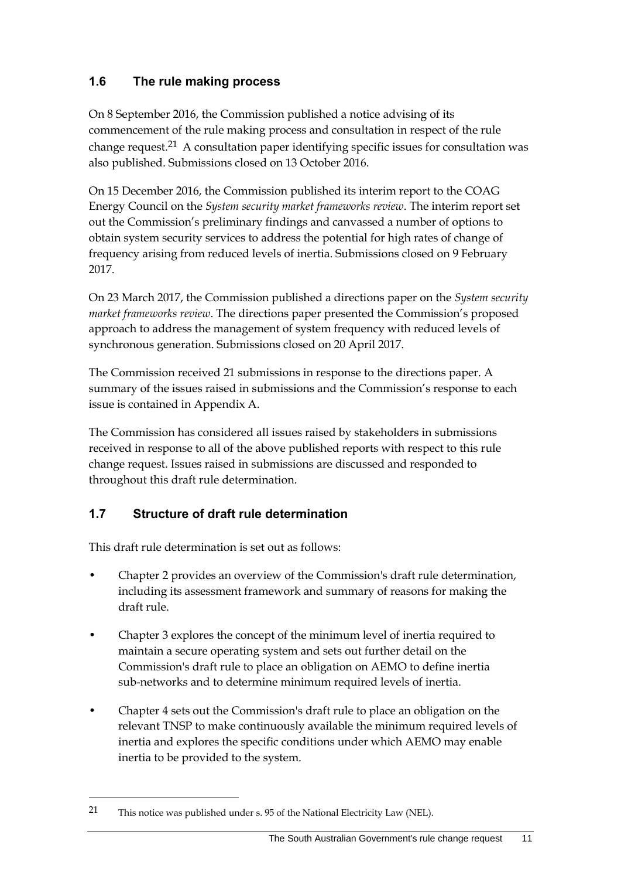## 1.6 The rule making process

On 8 September 2016, the Commission published a notice advising of its commencement of the rule making process and consultation in respect of the rule change request.[21] A consultation paper identifying specific issues for consultation was also published. Submissions closed on 13 October 2016.

On 15 December 2016, the Commission published its interim report to the COAG Energy Council on the *System security market frameworks review*. The interim report set out the Commission's preliminary findings and canvassed a number of options to obtain system security services to address the potential for high rates of change of frequency arising from reduced levels of inertia. Submissions closed on 9 February 2017.

On 23 March 2017, the Commission published a directions paper on the *System security market frameworks review*. The directions paper presented the Commission's proposed approach to address the management of system frequency with reduced levels of synchronous generation. Submissions closed on 20 April 2017.

The Commission received 21 submissions in response to the directions paper. A summary of the issues raised in submissions and the Commission's response to each issue is contained in Appendix A.

The Commission has considered all issues raised by stakeholders in submissions received in response to all of the above published reports with respect to this rule change request. Issues raised in submissions are discussed and responded to throughout this draft rule determination.

## 1.7 Structure of draft rule determination

This draft rule determination is set out as follows:

- Chapter 2 provides an overview of the Commission's draft rule determination, including its assessment framework and summary of reasons for making the draft rule.
- Chapter 3 explores the concept of the minimum level of inertia required to maintain a secure operating system and sets out further detail on the Commission's draft rule to place an obligation on AEMO to define inertia sub-networks and to determine minimum required levels of inertia.
- Chapter 4 sets out the Commission's draft rule to place an obligation on the relevant TNSP to make continuously available the minimum required levels of inertia and explores the specific conditions under which AEMO may enable inertia to be provided to the system.

---

[21] This notice was published under s. 95 of the National Electricity Law (NEL).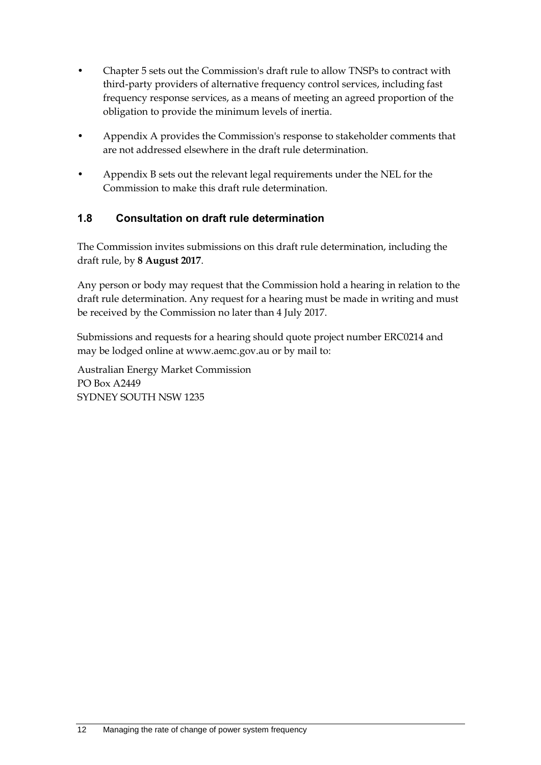- Chapter 5 sets out the Commission's draft rule to allow TNSPs to contract with third-party providers of alternative frequency control services, including fast frequency response services, as a means of meeting an agreed proportion of the obligation to provide the minimum levels of inertia.
- Appendix A provides the Commission's response to stakeholder comments that are not addressed elsewhere in the draft rule determination.
- Appendix B sets out the relevant legal requirements under the NEL for the Commission to make this draft rule determination.

## 1.8 Consultation on draft rule determination

The Commission invites submissions on this draft rule determination, including the draft rule, by **8 August 2017**.

Any person or body may request that the Commission hold a hearing in relation to the draft rule determination. Any request for a hearing must be made in writing and must be received by the Commission no later than 4 July 2017.

Submissions and requests for a hearing should quote project number ERC0214 and may be lodged online at www.aemc.gov.au or by mail to:

Australian Energy Market Commission
PO Box A2449
SYDNEY SOUTH NSW 1235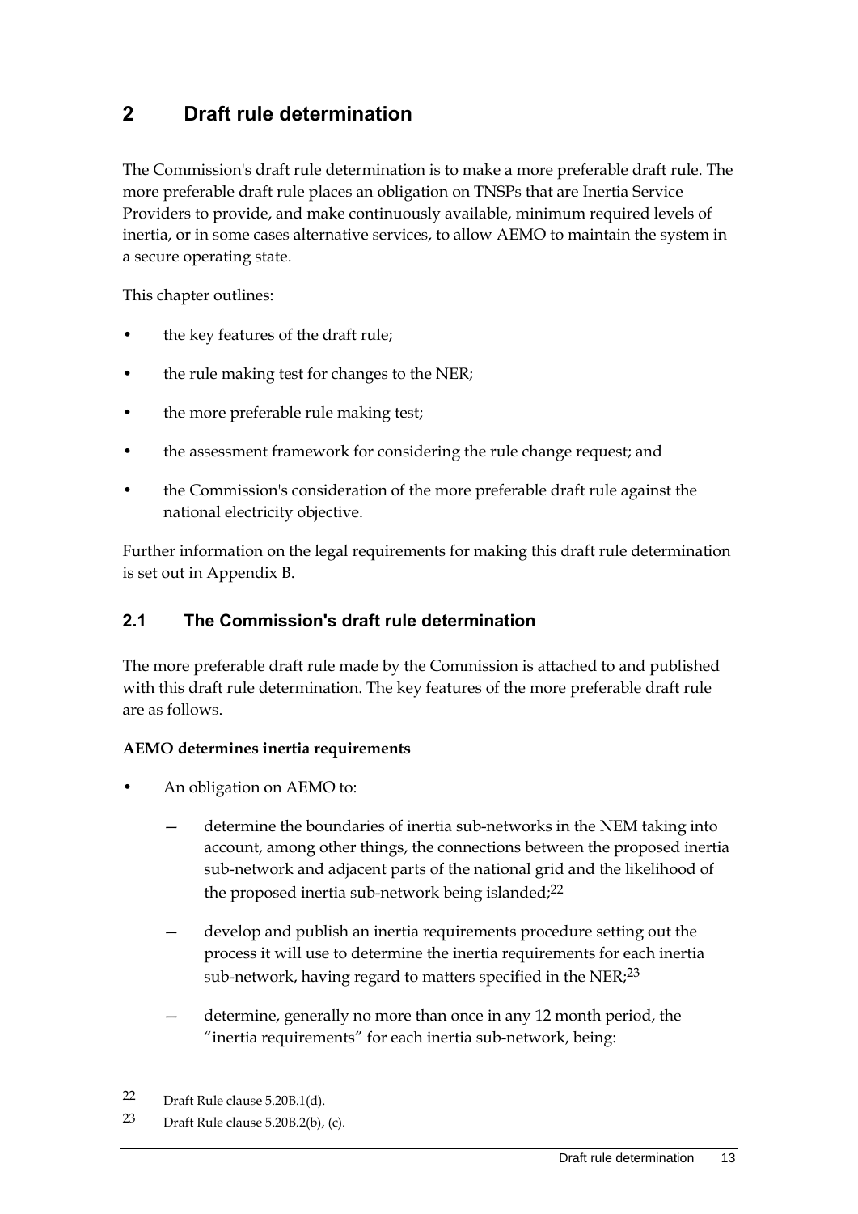# 2 Draft rule determination

The Commission's draft rule determination is to make a more preferable draft rule. The more preferable draft rule places an obligation on TNSPs that are Inertia Service Providers to provide, and make continuously available, minimum required levels of inertia, or in some cases alternative services, to allow AEMO to maintain the system in a secure operating state.

This chapter outlines:

- the key features of the draft rule;
- the rule making test for changes to the NER;
- the more preferable rule making test;
- the assessment framework for considering the rule change request; and
- the Commission's consideration of the more preferable draft rule against the national electricity objective.

Further information on the legal requirements for making this draft rule determination is set out in Appendix B.

## 2.1 The Commission's draft rule determination

The more preferable draft rule made by the Commission is attached to and published with this draft rule determination. The key features of the more preferable draft rule are as follows.

**AEMO determines inertia requirements**

- An obligation on AEMO to:
  - determine the boundaries of inertia sub-networks in the NEM taking into account, among other things, the connections between the proposed inertia sub-network and adjacent parts of the national grid and the likelihood of the proposed inertia sub-network being islanded;[22]
  - develop and publish an inertia requirements procedure setting out the process it will use to determine the inertia requirements for each inertia sub-network, having regard to matters specified in the NER;[23]
  - determine, generally no more than once in any 12 month period, the "inertia requirements" for each inertia sub-network, being:

[22] Draft Rule clause 5.20B.1(d).

[23] Draft Rule clause 5.20B.2(b), (c).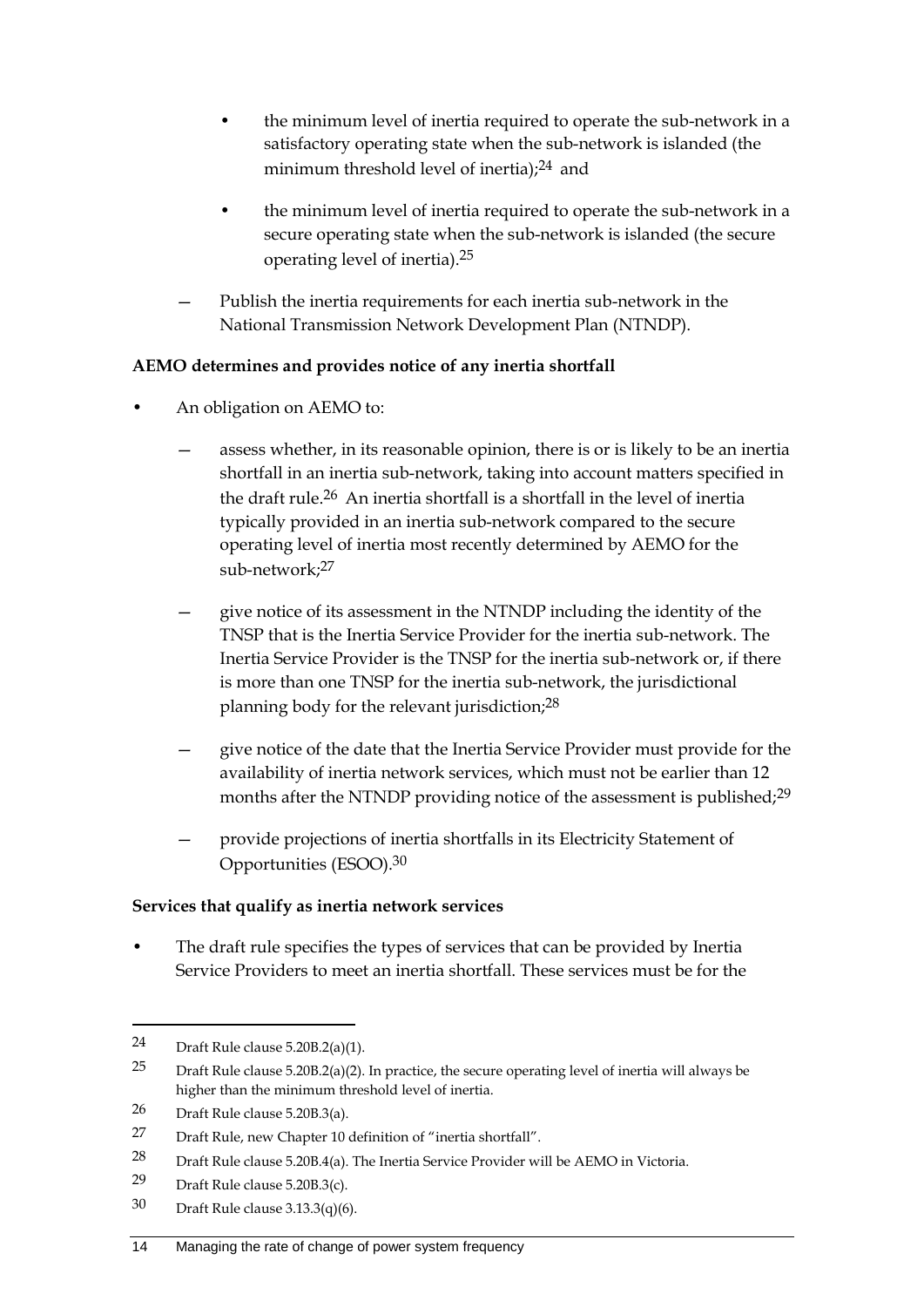- the minimum level of inertia required to operate the sub-network in a satisfactory operating state when the sub-network is islanded (the minimum threshold level of inertia);[24] and
- the minimum level of inertia required to operate the sub-network in a secure operating state when the sub-network is islanded (the secure operating level of inertia).[25]

— Publish the inertia requirements for each inertia sub-network in the National Transmission Network Development Plan (NTNDP).

**AEMO determines and provides notice of any inertia shortfall**

- An obligation on AEMO to:
  - assess whether, in its reasonable opinion, there is or is likely to be an inertia shortfall in an inertia sub-network, taking into account matters specified in the draft rule.[26] An inertia shortfall is a shortfall in the level of inertia typically provided in an inertia sub-network compared to the secure operating level of inertia most recently determined by AEMO for the sub-network;[27]
  - give notice of its assessment in the NTNDP including the identity of the TNSP that is the Inertia Service Provider for the inertia sub-network. The Inertia Service Provider is the TNSP for the inertia sub-network or, if there is more than one TNSP for the inertia sub-network, the jurisdictional planning body for the relevant jurisdiction;[28]
  - give notice of the date that the Inertia Service Provider must provide for the availability of inertia network services, which must not be earlier than 12 months after the NTNDP providing notice of the assessment is published;[29]
  - provide projections of inertia shortfalls in its Electricity Statement of Opportunities (ESOO).[30]

**Services that qualify as inertia network services**

- The draft rule specifies the types of services that can be provided by Inertia Service Providers to meet an inertia shortfall. These services must be for the

---

24 Draft Rule clause 5.20B.2(a)(1).

25 Draft Rule clause 5.20B.2(a)(2). In practice, the secure operating level of inertia will always be higher than the minimum threshold level of inertia.

26 Draft Rule clause 5.20B.3(a).

27 Draft Rule, new Chapter 10 definition of "inertia shortfall".

28 Draft Rule clause 5.20B.4(a). The Inertia Service Provider will be AEMO in Victoria.

29 Draft Rule clause 5.20B.3(c).

30 Draft Rule clause 3.13.3(q)(6).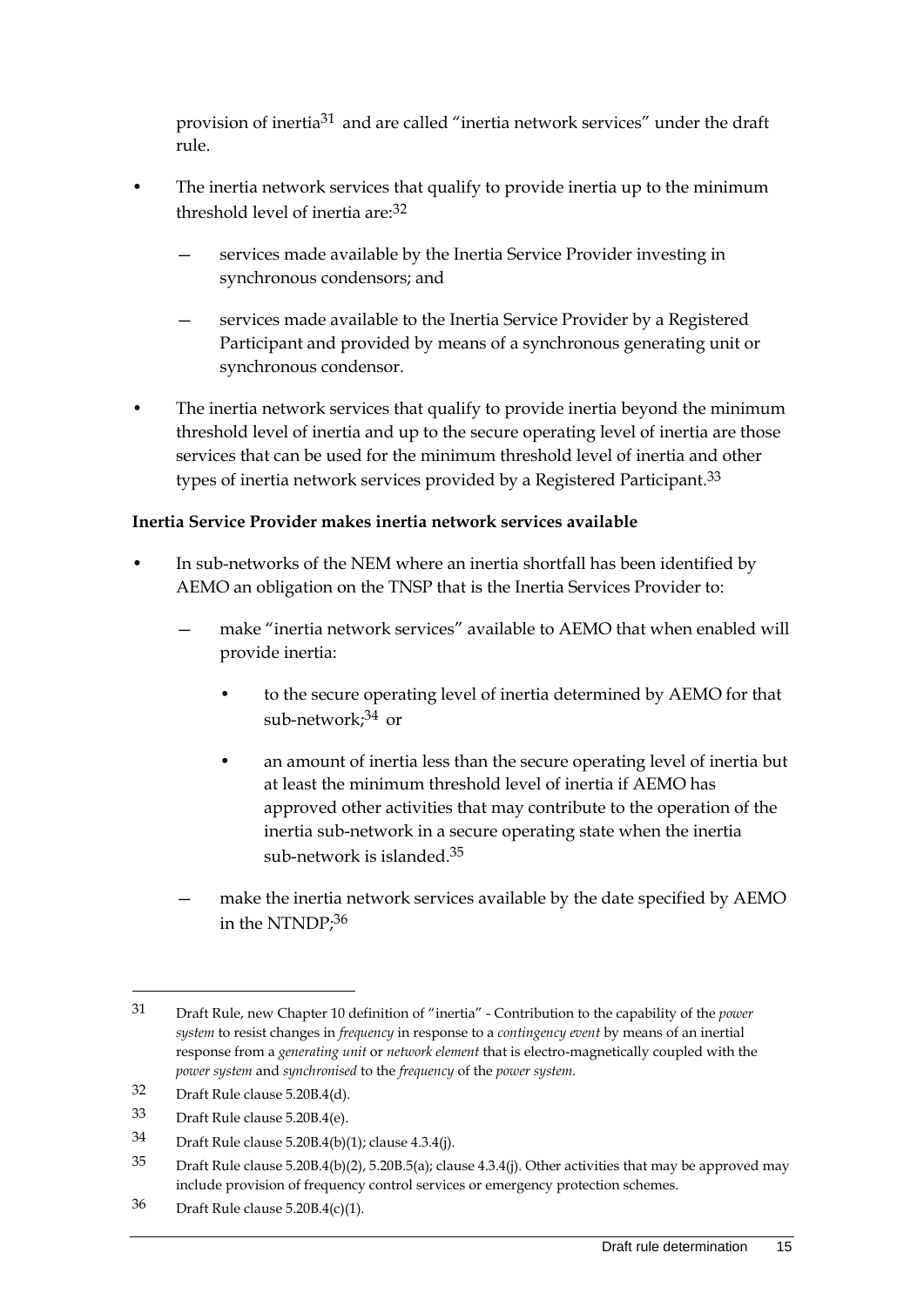provision of inertia[31] and are called "inertia network services" under the draft rule.

- The inertia network services that qualify to provide inertia up to the minimum threshold level of inertia are:[32]
  - services made available by the Inertia Service Provider investing in synchronous condensors; and
  - services made available to the Inertia Service Provider by a Registered Participant and provided by means of a synchronous generating unit or synchronous condensor.
- The inertia network services that qualify to provide inertia beyond the minimum threshold level of inertia and up to the secure operating level of inertia are those services that can be used for the minimum threshold level of inertia and other types of inertia network services provided by a Registered Participant.[33]

**Inertia Service Provider makes inertia network services available**

- In sub-networks of the NEM where an inertia shortfall has been identified by AEMO an obligation on the TNSP that is the Inertia Services Provider to:
  - make "inertia network services" available to AEMO that when enabled will provide inertia:
    - to the secure operating level of inertia determined by AEMO for that sub-network;[34] or
    - an amount of inertia less than the secure operating level of inertia but at least the minimum threshold level of inertia if AEMO has approved other activities that may contribute to the operation of the inertia sub-network in a secure operating state when the inertia sub-network is islanded.[35]
  - make the inertia network services available by the date specified by AEMO in the NTNDP;[36]

---

31 Draft Rule, new Chapter 10 definition of "inertia" - Contribution to the capability of the *power system* to resist changes in *frequency* in response to a *contingency event* by means of an inertial response from a *generating unit* or *network element* that is electro-magnetically coupled with the *power system* and *synchronised* to the *frequency* of the *power system*.

32 Draft Rule clause 5.20B.4(d).

33 Draft Rule clause 5.20B.4(e).

34 Draft Rule clause 5.20B.4(b)(1); clause 4.3.4(j).

35 Draft Rule clause 5.20B.4(b)(2), 5.20B.5(a); clause 4.3.4(j). Other activities that may be approved may include provision of frequency control services or emergency protection schemes.

36 Draft Rule clause 5.20B.4(c)(1).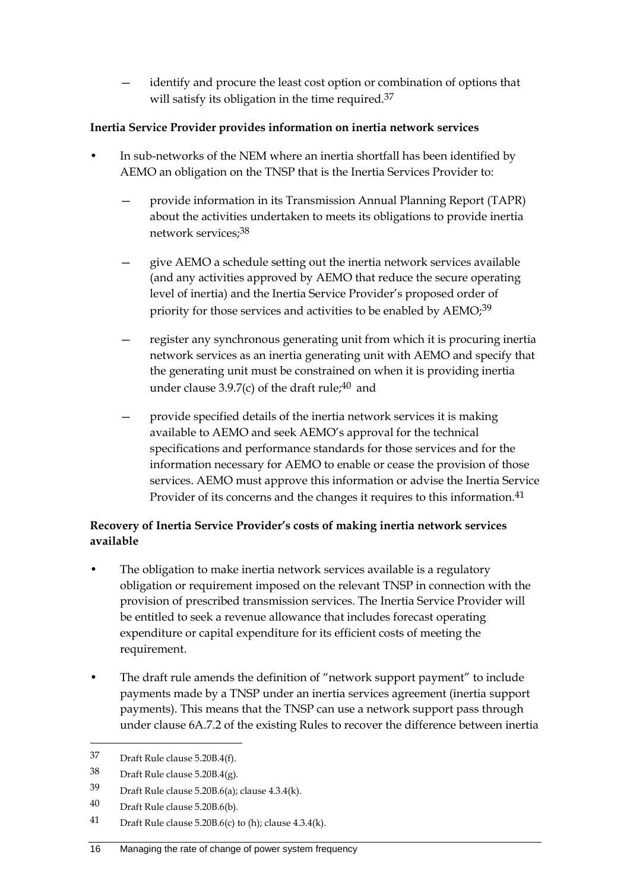— identify and procure the least cost option or combination of options that will satisfy its obligation in the time required.[37]

**Inertia Service Provider provides information on inertia network services**

- In sub-networks of the NEM where an inertia shortfall has been identified by AEMO an obligation on the TNSP that is the Inertia Services Provider to:

  — provide information in its Transmission Annual Planning Report (TAPR) about the activities undertaken to meets its obligations to provide inertia network services;[38]

  — give AEMO a schedule setting out the inertia network services available (and any activities approved by AEMO that reduce the secure operating level of inertia) and the Inertia Service Provider's proposed order of priority for those services and activities to be enabled by AEMO;[39]

  — register any synchronous generating unit from which it is procuring inertia network services as an inertia generating unit with AEMO and specify that the generating unit must be constrained on when it is providing inertia under clause 3.9.7(c) of the draft rule;[40] and

  — provide specified details of the inertia network services it is making available to AEMO and seek AEMO's approval for the technical specifications and performance standards for those services and for the information necessary for AEMO to enable or cease the provision of those services. AEMO must approve this information or advise the Inertia Service Provider of its concerns and the changes it requires to this information.[41]

**Recovery of Inertia Service Provider's costs of making inertia network services available**

- The obligation to make inertia network services available is a regulatory obligation or requirement imposed on the relevant TNSP in connection with the provision of prescribed transmission services. The Inertia Service Provider will be entitled to seek a revenue allowance that includes forecast operating expenditure or capital expenditure for its efficient costs of meeting the requirement.

- The draft rule amends the definition of "network support payment" to include payments made by a TNSP under an inertia services agreement (inertia support payments). This means that the TNSP can use a network support pass through under clause 6A.7.2 of the existing Rules to recover the difference between inertia

---

37 Draft Rule clause 5.20B.4(f).

38 Draft Rule clause 5.20B.4(g).

39 Draft Rule clause 5.20B.6(a); clause 4.3.4(k).

40 Draft Rule clause 5.20B.6(b).

41 Draft Rule clause 5.20B.6(c) to (h); clause 4.3.4(k).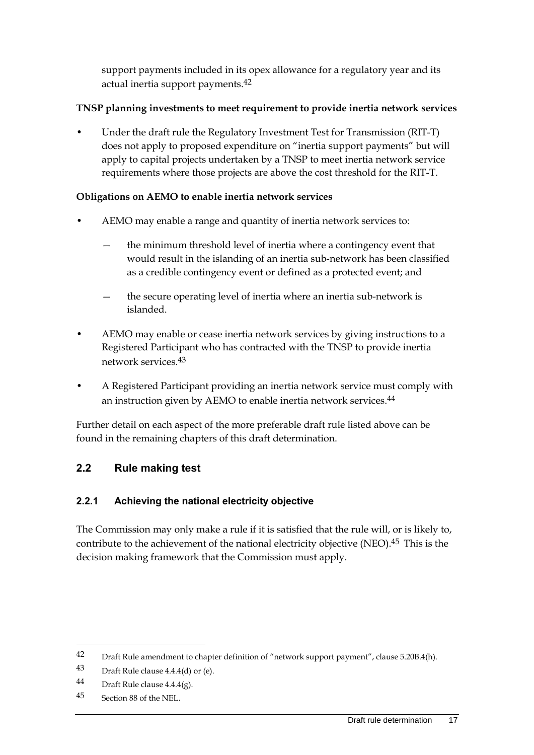support payments included in its opex allowance for a regulatory year and its actual inertia support payments.[42]

**TNSP planning investments to meet requirement to provide inertia network services**

- Under the draft rule the Regulatory Investment Test for Transmission (RIT-T) does not apply to proposed expenditure on "inertia support payments" but will apply to capital projects undertaken by a TNSP to meet inertia network service requirements where those projects are above the cost threshold for the RIT-T.

**Obligations on AEMO to enable inertia network services**

- AEMO may enable a range and quantity of inertia network services to:
  - the minimum threshold level of inertia where a contingency event that would result in the islanding of an inertia sub-network has been classified as a credible contingency event or defined as a protected event; and
  - the secure operating level of inertia where an inertia sub-network is islanded.
- AEMO may enable or cease inertia network services by giving instructions to a Registered Participant who has contracted with the TNSP to provide inertia network services.[43]
- A Registered Participant providing an inertia network service must comply with an instruction given by AEMO to enable inertia network services.[44]

Further detail on each aspect of the more preferable draft rule listed above can be found in the remaining chapters of this draft determination.

## 2.2 Rule making test

### 2.2.1 Achieving the national electricity objective

The Commission may only make a rule if it is satisfied that the rule will, or is likely to, contribute to the achievement of the national electricity objective (NEO).[45] This is the decision making framework that the Commission must apply.

---

42 Draft Rule amendment to chapter definition of "network support payment", clause 5.20B.4(h).

43 Draft Rule clause 4.4.4(d) or (e).

44 Draft Rule clause 4.4.4(g).

45 Section 88 of the NEL.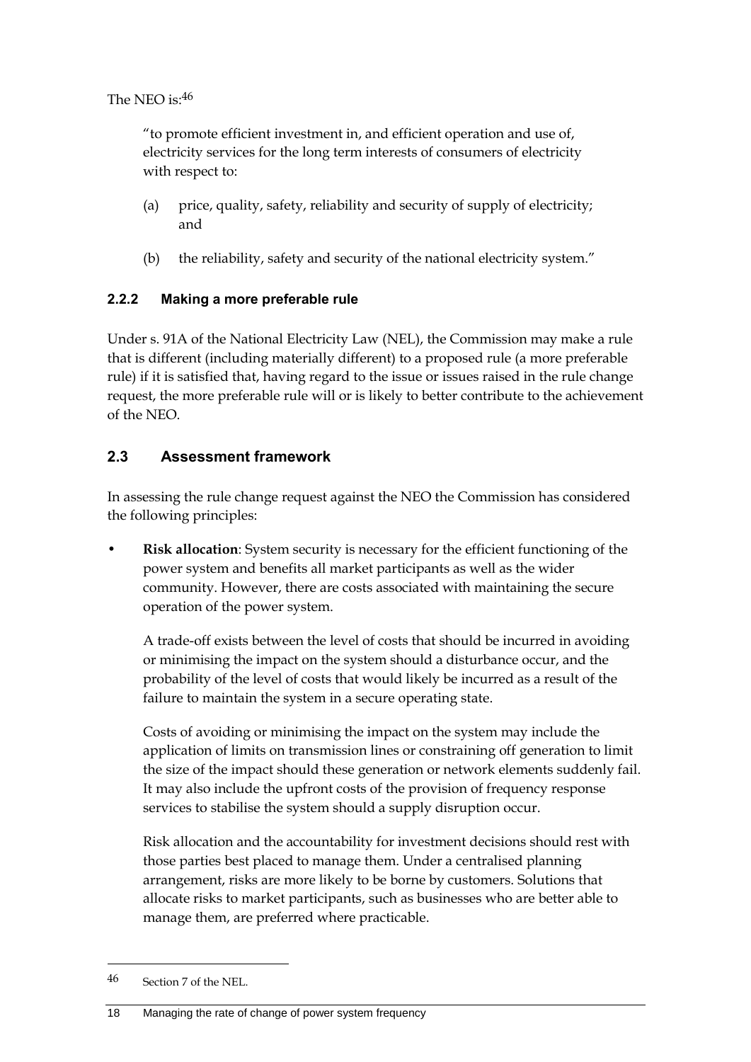The NEO is:[46]

> "to promote efficient investment in, and efficient operation and use of, electricity services for the long term interests of consumers of electricity with respect to:
>
> (a) price, quality, safety, reliability and security of supply of electricity; and
>
> (b) the reliability, safety and security of the national electricity system."

### 2.2.2 Making a more preferable rule

Under s. 91A of the National Electricity Law (NEL), the Commission may make a rule that is different (including materially different) to a proposed rule (a more preferable rule) if it is satisfied that, having regard to the issue or issues raised in the rule change request, the more preferable rule will or is likely to better contribute to the achievement of the NEO.

## 2.3 Assessment framework

In assessing the rule change request against the NEO the Commission has considered the following principles:

- **Risk allocation**: System security is necessary for the efficient functioning of the power system and benefits all market participants as well as the wider community. However, there are costs associated with maintaining the secure operation of the power system.

  A trade-off exists between the level of costs that should be incurred in avoiding or minimising the impact on the system should a disturbance occur, and the probability of the level of costs that would likely be incurred as a result of the failure to maintain the system in a secure operating state.

  Costs of avoiding or minimising the impact on the system may include the application of limits on transmission lines or constraining off generation to limit the size of the impact should these generation or network elements suddenly fail. It may also include the upfront costs of the provision of frequency response services to stabilise the system should a supply disruption occur.

  Risk allocation and the accountability for investment decisions should rest with those parties best placed to manage them. Under a centralised planning arrangement, risks are more likely to be borne by customers. Solutions that allocate risks to market participants, such as businesses who are better able to manage them, are preferred where practicable.

---

[46] Section 7 of the NEL.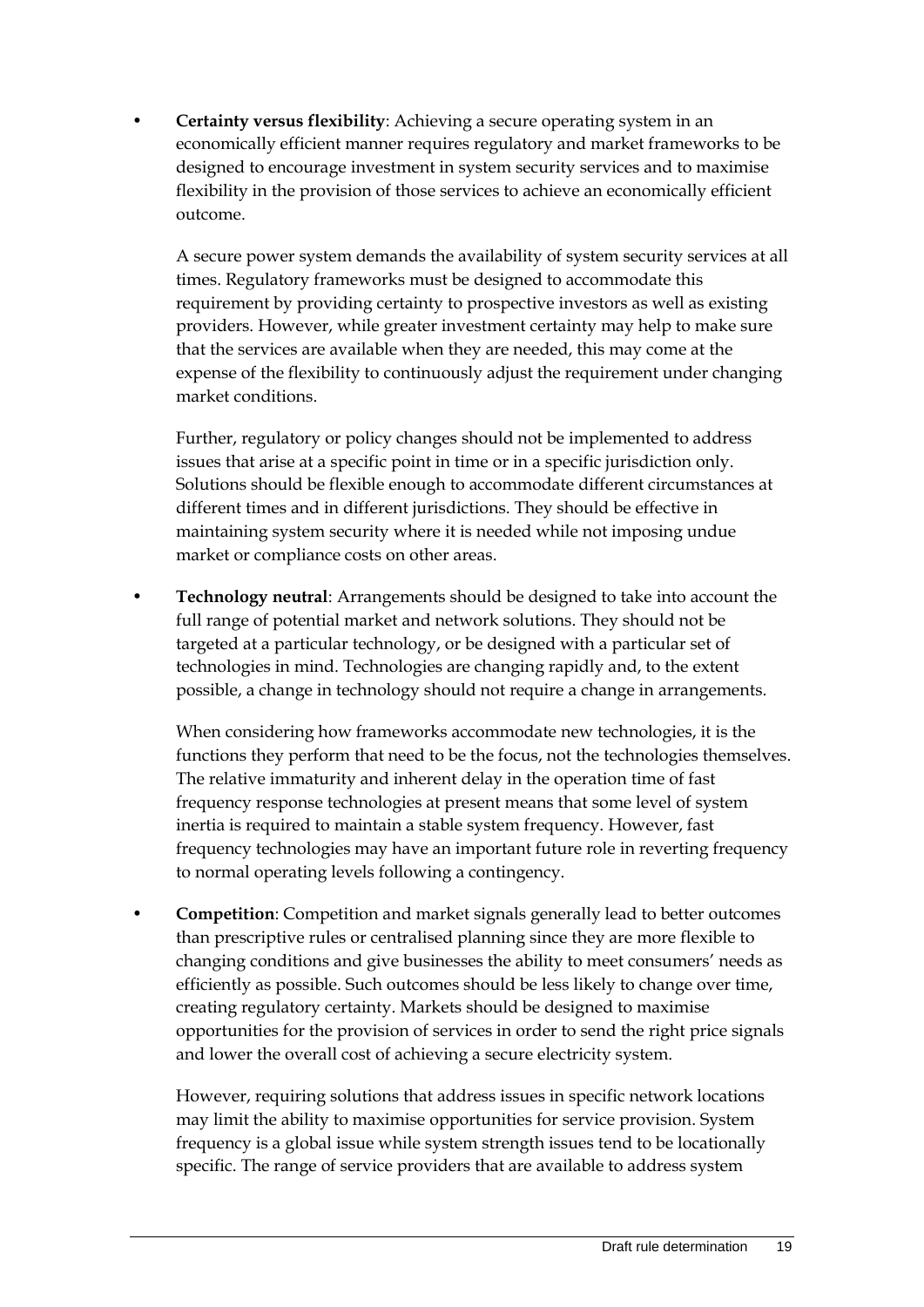- **Certainty versus flexibility**: Achieving a secure operating system in an economically efficient manner requires regulatory and market frameworks to be designed to encourage investment in system security services and to maximise flexibility in the provision of those services to achieve an economically efficient outcome.

  A secure power system demands the availability of system security services at all times. Regulatory frameworks must be designed to accommodate this requirement by providing certainty to prospective investors as well as existing providers. However, while greater investment certainty may help to make sure that the services are available when they are needed, this may come at the expense of the flexibility to continuously adjust the requirement under changing market conditions.

  Further, regulatory or policy changes should not be implemented to address issues that arise at a specific point in time or in a specific jurisdiction only. Solutions should be flexible enough to accommodate different circumstances at different times and in different jurisdictions. They should be effective in maintaining system security where it is needed while not imposing undue market or compliance costs on other areas.

- **Technology neutral**: Arrangements should be designed to take into account the full range of potential market and network solutions. They should not be targeted at a particular technology, or be designed with a particular set of technologies in mind. Technologies are changing rapidly and, to the extent possible, a change in technology should not require a change in arrangements.

  When considering how frameworks accommodate new technologies, it is the functions they perform that need to be the focus, not the technologies themselves. The relative immaturity and inherent delay in the operation time of fast frequency response technologies at present means that some level of system inertia is required to maintain a stable system frequency. However, fast frequency technologies may have an important future role in reverting frequency to normal operating levels following a contingency.

- **Competition**: Competition and market signals generally lead to better outcomes than prescriptive rules or centralised planning since they are more flexible to changing conditions and give businesses the ability to meet consumers' needs as efficiently as possible. Such outcomes should be less likely to change over time, creating regulatory certainty. Markets should be designed to maximise opportunities for the provision of services in order to send the right price signals and lower the overall cost of achieving a secure electricity system.

  However, requiring solutions that address issues in specific network locations may limit the ability to maximise opportunities for service provision. System frequency is a global issue while system strength issues tend to be locationally specific. The range of service providers that are available to address system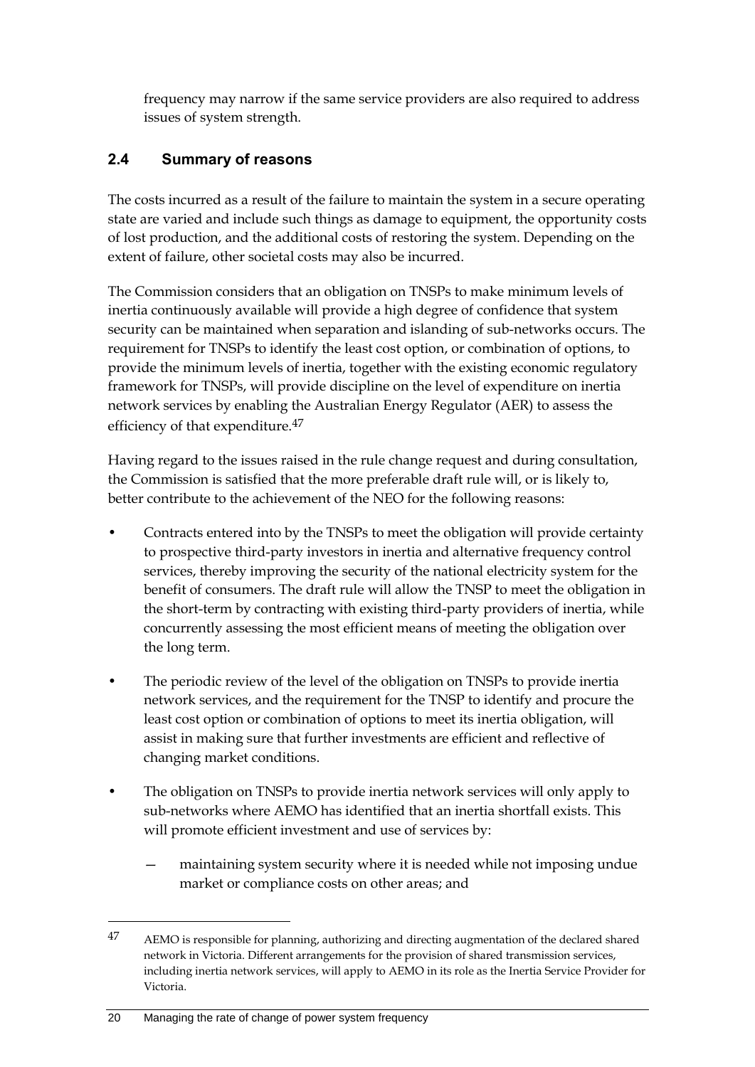frequency may narrow if the same service providers are also required to address issues of system strength.

## 2.4 Summary of reasons

The costs incurred as a result of the failure to maintain the system in a secure operating state are varied and include such things as damage to equipment, the opportunity costs of lost production, and the additional costs of restoring the system. Depending on the extent of failure, other societal costs may also be incurred.

The Commission considers that an obligation on TNSPs to make minimum levels of inertia continuously available will provide a high degree of confidence that system security can be maintained when separation and islanding of sub-networks occurs. The requirement for TNSPs to identify the least cost option, or combination of options, to provide the minimum levels of inertia, together with the existing economic regulatory framework for TNSPs, will provide discipline on the level of expenditure on inertia network services by enabling the Australian Energy Regulator (AER) to assess the efficiency of that expenditure.[47]

Having regard to the issues raised in the rule change request and during consultation, the Commission is satisfied that the more preferable draft rule will, or is likely to, better contribute to the achievement of the NEO for the following reasons:

- Contracts entered into by the TNSPs to meet the obligation will provide certainty to prospective third-party investors in inertia and alternative frequency control services, thereby improving the security of the national electricity system for the benefit of consumers. The draft rule will allow the TNSP to meet the obligation in the short-term by contracting with existing third-party providers of inertia, while concurrently assessing the most efficient means of meeting the obligation over the long term.
- The periodic review of the level of the obligation on TNSPs to provide inertia network services, and the requirement for the TNSP to identify and procure the least cost option or combination of options to meet its inertia obligation, will assist in making sure that further investments are efficient and reflective of changing market conditions.
- The obligation on TNSPs to provide inertia network services will only apply to sub-networks where AEMO has identified that an inertia shortfall exists. This will promote efficient investment and use of services by:
  - maintaining system security where it is needed while not imposing undue market or compliance costs on other areas; and

[47] AEMO is responsible for planning, authorizing and directing augmentation of the declared shared network in Victoria. Different arrangements for the provision of shared transmission services, including inertia network services, will apply to AEMO in its role as the Inertia Service Provider for Victoria.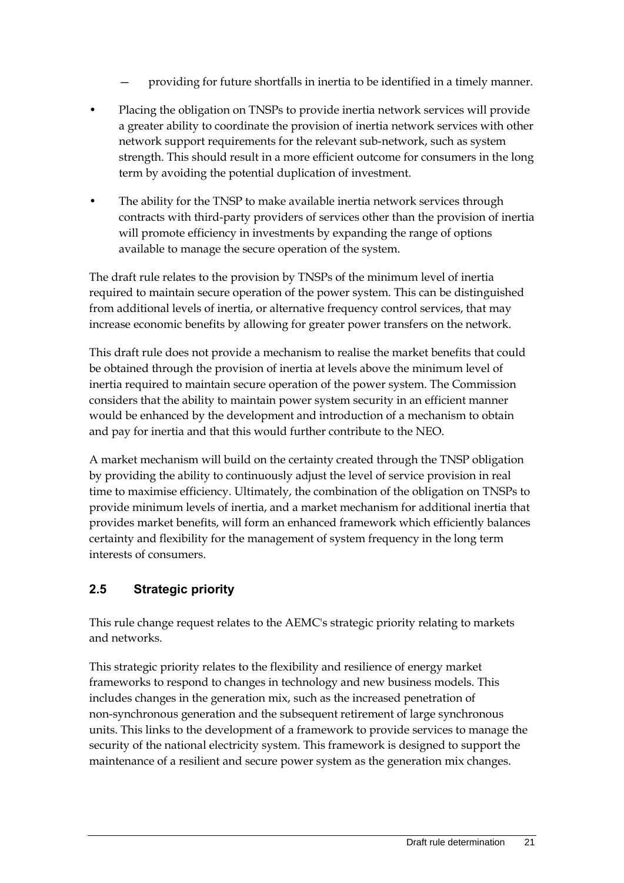- providing for future shortfalls in inertia to be identified in a timely manner.

- Placing the obligation on TNSPs to provide inertia network services will provide a greater ability to coordinate the provision of inertia network services with other network support requirements for the relevant sub-network, such as system strength. This should result in a more efficient outcome for consumers in the long term by avoiding the potential duplication of investment.
- The ability for the TNSP to make available inertia network services through contracts with third-party providers of services other than the provision of inertia will promote efficiency in investments by expanding the range of options available to manage the secure operation of the system.

The draft rule relates to the provision by TNSPs of the minimum level of inertia required to maintain secure operation of the power system. This can be distinguished from additional levels of inertia, or alternative frequency control services, that may increase economic benefits by allowing for greater power transfers on the network.

This draft rule does not provide a mechanism to realise the market benefits that could be obtained through the provision of inertia at levels above the minimum level of inertia required to maintain secure operation of the power system. The Commission considers that the ability to maintain power system security in an efficient manner would be enhanced by the development and introduction of a mechanism to obtain and pay for inertia and that this would further contribute to the NEO.

A market mechanism will build on the certainty created through the TNSP obligation by providing the ability to continuously adjust the level of service provision in real time to maximise efficiency. Ultimately, the combination of the obligation on TNSPs to provide minimum levels of inertia, and a market mechanism for additional inertia that provides market benefits, will form an enhanced framework which efficiently balances certainty and flexibility for the management of system frequency in the long term interests of consumers.

## 2.5 Strategic priority

This rule change request relates to the AEMC's strategic priority relating to markets and networks.

This strategic priority relates to the flexibility and resilience of energy market frameworks to respond to changes in technology and new business models. This includes changes in the generation mix, such as the increased penetration of non-synchronous generation and the subsequent retirement of large synchronous units. This links to the development of a framework to provide services to manage the security of the national electricity system. This framework is designed to support the maintenance of a resilient and secure power system as the generation mix changes.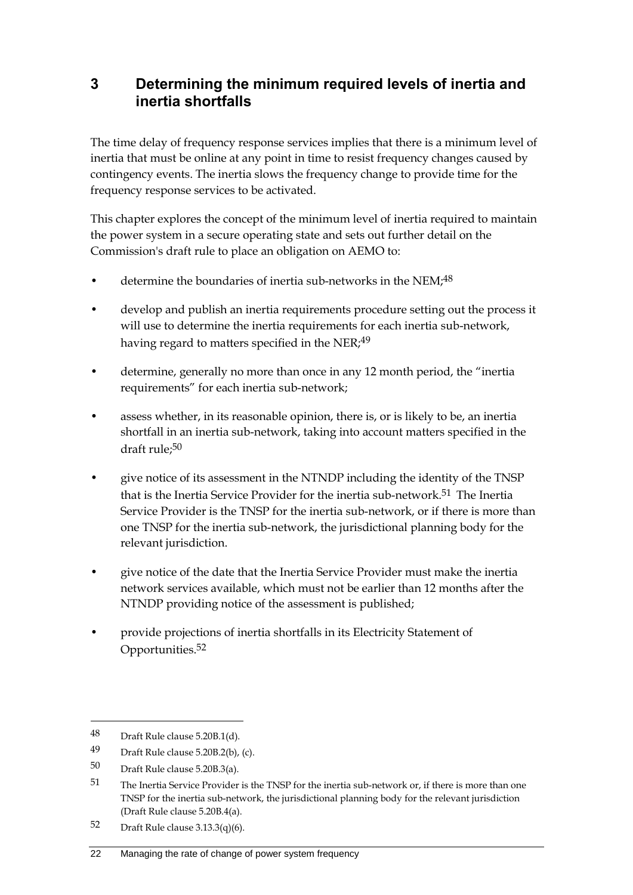# 3 Determining the minimum required levels of inertia and inertia shortfalls

The time delay of frequency response services implies that there is a minimum level of inertia that must be online at any point in time to resist frequency changes caused by contingency events. The inertia slows the frequency change to provide time for the frequency response services to be activated.

This chapter explores the concept of the minimum level of inertia required to maintain the power system in a secure operating state and sets out further detail on the Commission's draft rule to place an obligation on AEMO to:

- determine the boundaries of inertia sub-networks in the NEM;[48]
- develop and publish an inertia requirements procedure setting out the process it will use to determine the inertia requirements for each inertia sub-network, having regard to matters specified in the NER;[49]
- determine, generally no more than once in any 12 month period, the "inertia requirements" for each inertia sub-network;
- assess whether, in its reasonable opinion, there is, or is likely to be, an inertia shortfall in an inertia sub-network, taking into account matters specified in the draft rule;[50]
- give notice of its assessment in the NTNDP including the identity of the TNSP that is the Inertia Service Provider for the inertia sub-network.[51] The Inertia Service Provider is the TNSP for the inertia sub-network, or if there is more than one TNSP for the inertia sub-network, the jurisdictional planning body for the relevant jurisdiction.
- give notice of the date that the Inertia Service Provider must make the inertia network services available, which must not be earlier than 12 months after the NTNDP providing notice of the assessment is published;
- provide projections of inertia shortfalls in its Electricity Statement of Opportunities.[52]

---

48 Draft Rule clause 5.20B.1(d).

49 Draft Rule clause 5.20B.2(b), (c).

50 Draft Rule clause 5.20B.3(a).

51 The Inertia Service Provider is the TNSP for the inertia sub-network or, if there is more than one TNSP for the inertia sub-network, the jurisdictional planning body for the relevant jurisdiction (Draft Rule clause 5.20B.4(a).

52 Draft Rule clause 3.13.3(q)(6).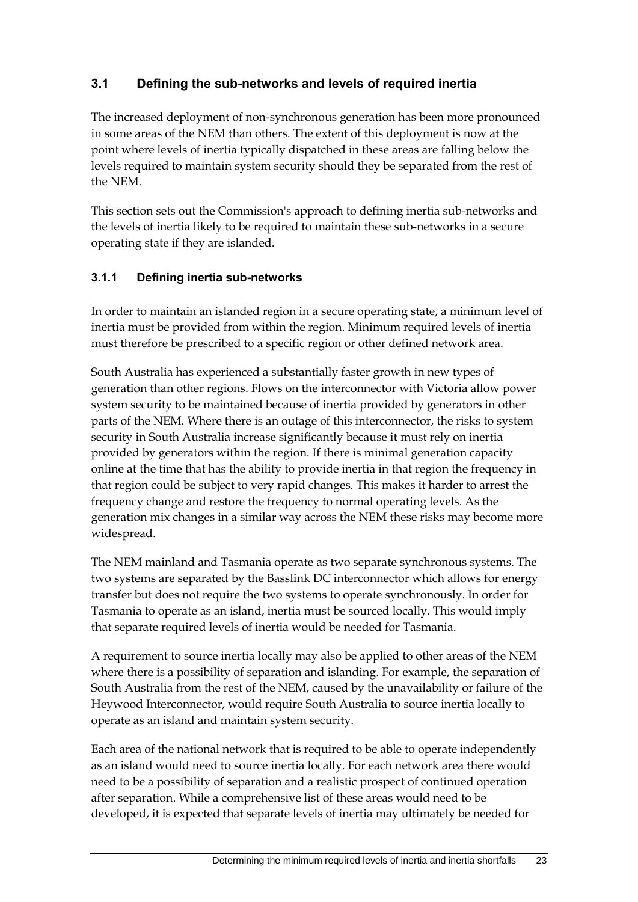## 3.1 Defining the sub-networks and levels of required inertia

The increased deployment of non-synchronous generation has been more pronounced in some areas of the NEM than others. The extent of this deployment is now at the point where levels of inertia typically dispatched in these areas are falling below the levels required to maintain system security should they be separated from the rest of the NEM.

This section sets out the Commission's approach to defining inertia sub-networks and the levels of inertia likely to be required to maintain these sub-networks in a secure operating state if they are islanded.

### 3.1.1 Defining inertia sub-networks

In order to maintain an islanded region in a secure operating state, a minimum level of inertia must be provided from within the region. Minimum required levels of inertia must therefore be prescribed to a specific region or other defined network area.

South Australia has experienced a substantially faster growth in new types of generation than other regions. Flows on the interconnector with Victoria allow power system security to be maintained because of inertia provided by generators in other parts of the NEM. Where there is an outage of this interconnector, the risks to system security in South Australia increase significantly because it must rely on inertia provided by generators within the region. If there is minimal generation capacity online at the time that has the ability to provide inertia in that region the frequency in that region could be subject to very rapid changes. This makes it harder to arrest the frequency change and restore the frequency to normal operating levels. As the generation mix changes in a similar way across the NEM these risks may become more widespread.

The NEM mainland and Tasmania operate as two separate synchronous systems. The two systems are separated by the Basslink DC interconnector which allows for energy transfer but does not require the two systems to operate synchronously. In order for Tasmania to operate as an island, inertia must be sourced locally. This would imply that separate required levels of inertia would be needed for Tasmania.

A requirement to source inertia locally may also be applied to other areas of the NEM where there is a possibility of separation and islanding. For example, the separation of South Australia from the rest of the NEM, caused by the unavailability or failure of the Heywood Interconnector, would require South Australia to source inertia locally to operate as an island and maintain system security.

Each area of the national network that is required to be able to operate independently as an island would need to source inertia locally. For each network area there would need to be a possibility of separation and a realistic prospect of continued operation after separation. While a comprehensive list of these areas would need to be developed, it is expected that separate levels of inertia may ultimately be needed for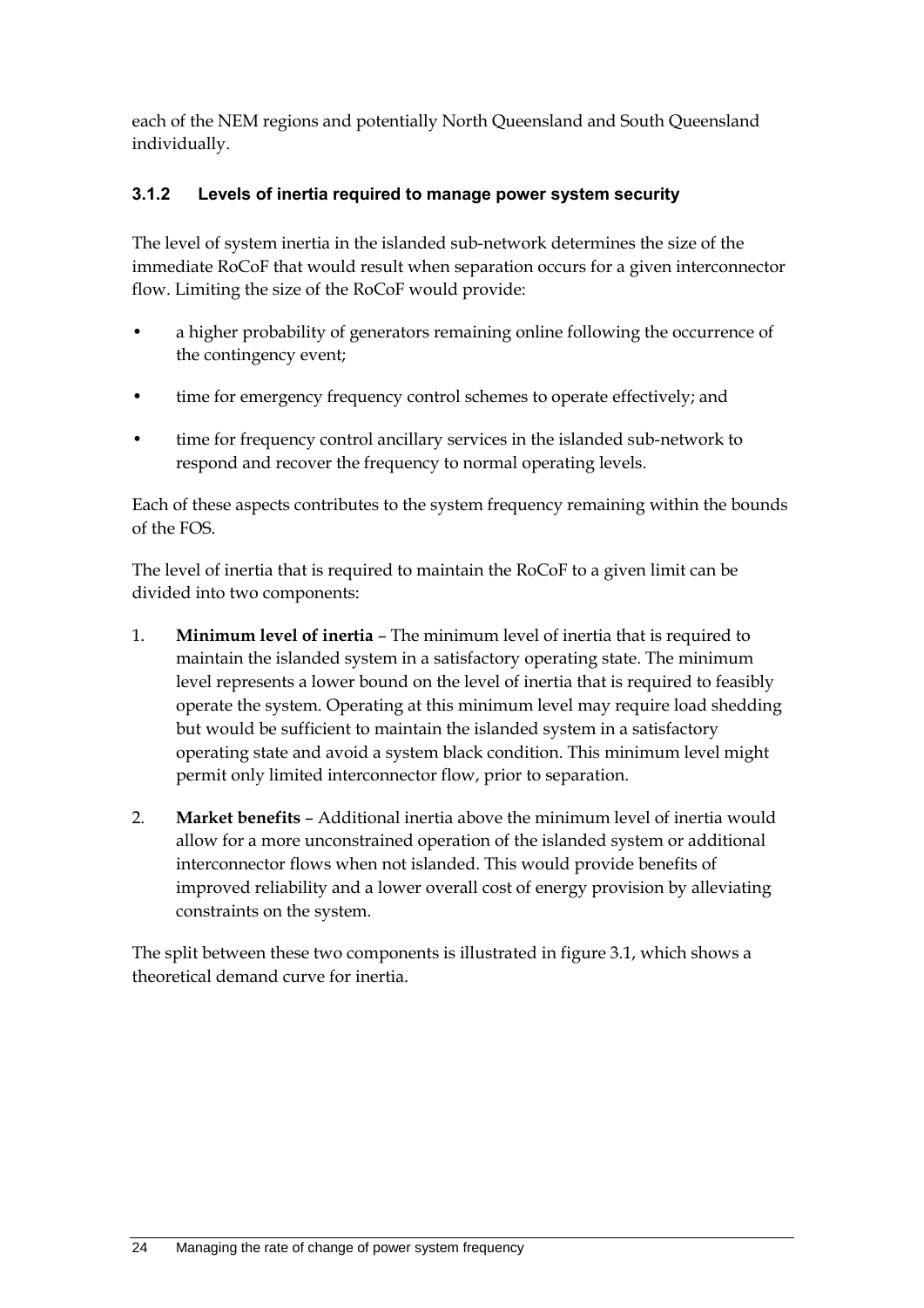each of the NEM regions and potentially North Queensland and South Queensland individually.

### 3.1.2 Levels of inertia required to manage power system security

The level of system inertia in the islanded sub-network determines the size of the immediate RoCoF that would result when separation occurs for a given interconnector flow. Limiting the size of the RoCoF would provide:

- a higher probability of generators remaining online following the occurrence of the contingency event;
- time for emergency frequency control schemes to operate effectively; and
- time for frequency control ancillary services in the islanded sub-network to respond and recover the frequency to normal operating levels.

Each of these aspects contributes to the system frequency remaining within the bounds of the FOS.

The level of inertia that is required to maintain the RoCoF to a given limit can be divided into two components:

1. **Minimum level of inertia** – The minimum level of inertia that is required to maintain the islanded system in a satisfactory operating state. The minimum level represents a lower bound on the level of inertia that is required to feasibly operate the system. Operating at this minimum level may require load shedding but would be sufficient to maintain the islanded system in a satisfactory operating state and avoid a system black condition. This minimum level might permit only limited interconnector flow, prior to separation.
2. **Market benefits** – Additional inertia above the minimum level of inertia would allow for a more unconstrained operation of the islanded system or additional interconnector flows when not islanded. This would provide benefits of improved reliability and a lower overall cost of energy provision by alleviating constraints on the system.

The split between these two components is illustrated in figure 3.1, which shows a theoretical demand curve for inertia.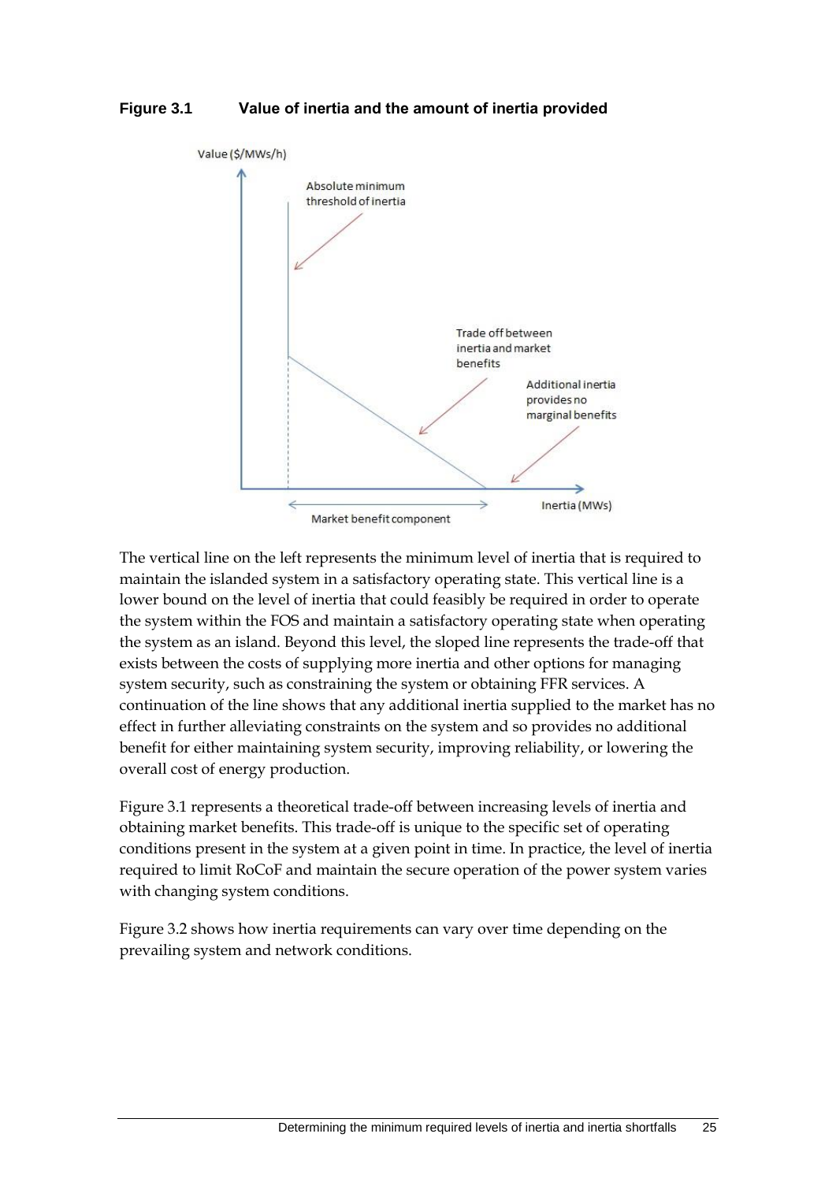**Figure 3.1 Value of inertia and the amount of inertia provided**

The vertical line on the left represents the minimum level of inertia that is required to maintain the islanded system in a satisfactory operating state. This vertical line is a lower bound on the level of inertia that could feasibly be required in order to operate the system within the FOS and maintain a satisfactory operating state when operating the system as an island. Beyond this level, the sloped line represents the trade-off that exists between the costs of supplying more inertia and other options for managing system security, such as constraining the system or obtaining FFR services. A continuation of the line shows that any additional inertia supplied to the market has no effect in further alleviating constraints on the system and so provides no additional benefit for either maintaining system security, improving reliability, or lowering the overall cost of energy production.

Figure 3.1 represents a theoretical trade-off between increasing levels of inertia and obtaining market benefits. This trade-off is unique to the specific set of operating conditions present in the system at a given point in time. In practice, the level of inertia required to limit RoCoF and maintain the secure operation of the power system varies with changing system conditions.

Figure 3.2 shows how inertia requirements can vary over time depending on the prevailing system and network conditions.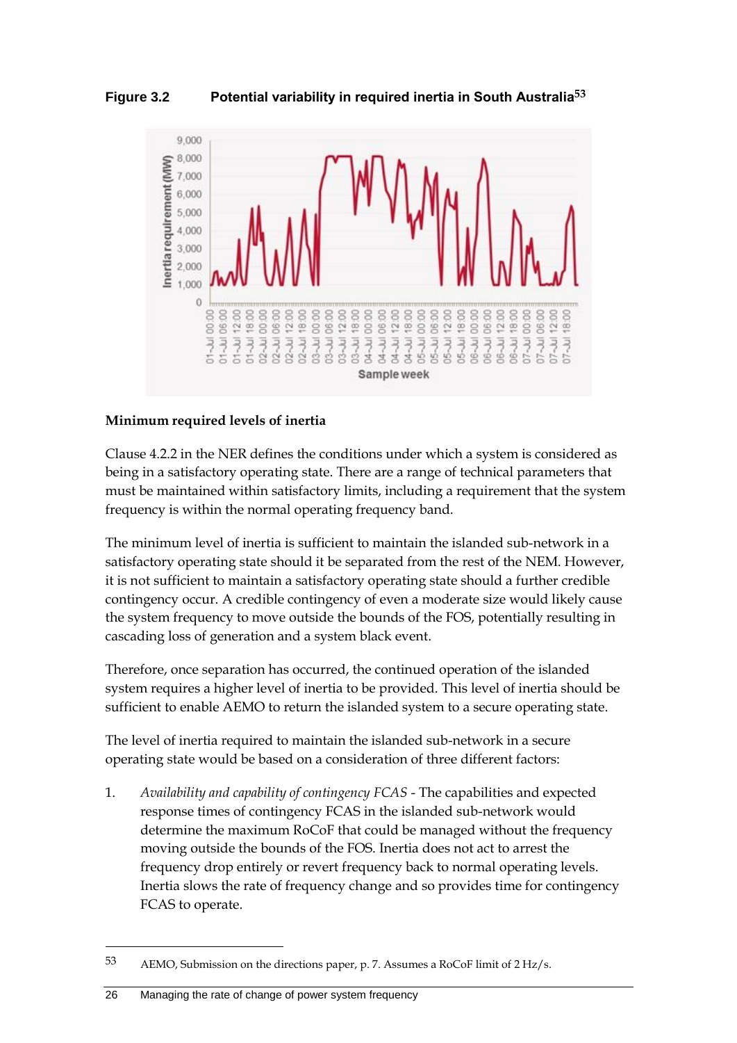**Figure 3.2 Potential variability in required inertia in South Australia**[53]

#### Minimum required levels of inertia

Clause 4.2.2 in the NER defines the conditions under which a system is considered as being in a satisfactory operating state. There are a range of technical parameters that must be maintained within satisfactory limits, including a requirement that the system frequency is within the normal operating frequency band.

The minimum level of inertia is sufficient to maintain the islanded sub-network in a satisfactory operating state should it be separated from the rest of the NEM. However, it is not sufficient to maintain a satisfactory operating state should a further credible contingency occur. A credible contingency of even a moderate size would likely cause the system frequency to move outside the bounds of the FOS, potentially resulting in cascading loss of generation and a system black event.

Therefore, once separation has occurred, the continued operation of the islanded system requires a higher level of inertia to be provided. This level of inertia should be sufficient to enable AEMO to return the islanded system to a secure operating state.

The level of inertia required to maintain the islanded sub-network in a secure operating state would be based on a consideration of three different factors:

1. *Availability and capability of contingency FCAS* - The capabilities and expected response times of contingency FCAS in the islanded sub-network would determine the maximum RoCoF that could be managed without the frequency moving outside the bounds of the FOS. Inertia does not act to arrest the frequency drop entirely or revert frequency back to normal operating levels. Inertia slows the rate of frequency change and so provides time for contingency FCAS to operate.

---

53 AEMO, Submission on the directions paper, p. 7. Assumes a RoCoF limit of 2 Hz/s.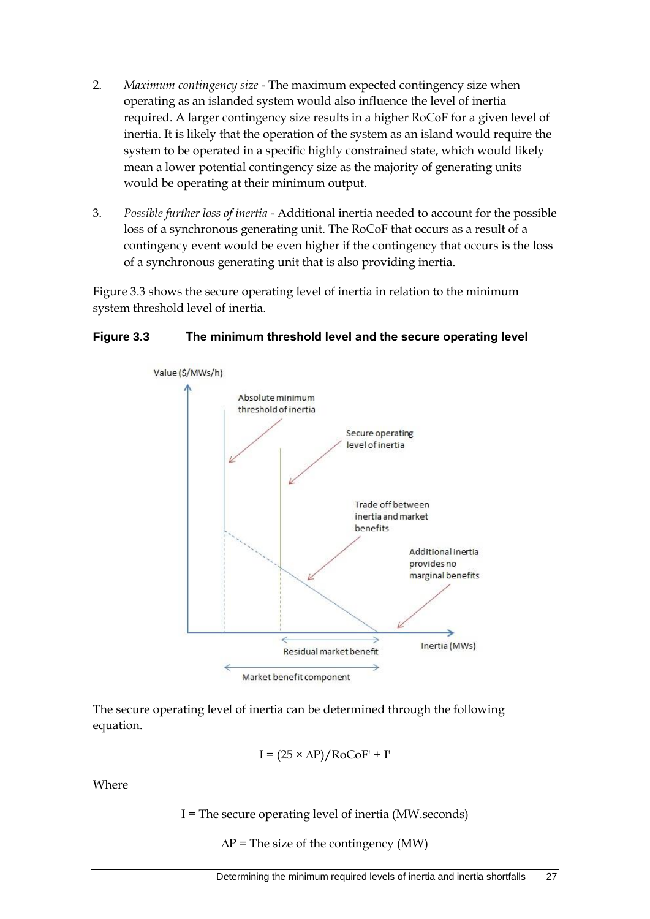2. *Maximum contingency size* - The maximum expected contingency size when operating as an islanded system would also influence the level of inertia required. A larger contingency size results in a higher RoCoF for a given level of inertia. It is likely that the operation of the system as an island would require the system to be operated in a specific highly constrained state, which would likely mean a lower potential contingency size as the majority of generating units would be operating at their minimum output.

3. *Possible further loss of inertia* - Additional inertia needed to account for the possible loss of a synchronous generating unit. The RoCoF that occurs as a result of a contingency event would be even higher if the contingency that occurs is the loss of a synchronous generating unit that is also providing inertia.

Figure 3.3 shows the secure operating level of inertia in relation to the minimum system threshold level of inertia.

**Figure 3.3 The minimum threshold level and the secure operating level**

Value ($/MWs/h)

Absolute minimum threshold of inertia

Secure operating level of inertia

Trade off between inertia and market benefits

Additional inertia provides no marginal benefits

Inertia (MWs)

Residual market benefit

Market benefit component

The secure operating level of inertia can be determined through the following equation.

$$I = (25 \times \Delta P)/RoCoF' + I'$$

Where

I = The secure operating level of inertia (MW.seconds)

$\Delta P$ = The size of the contingency (MW)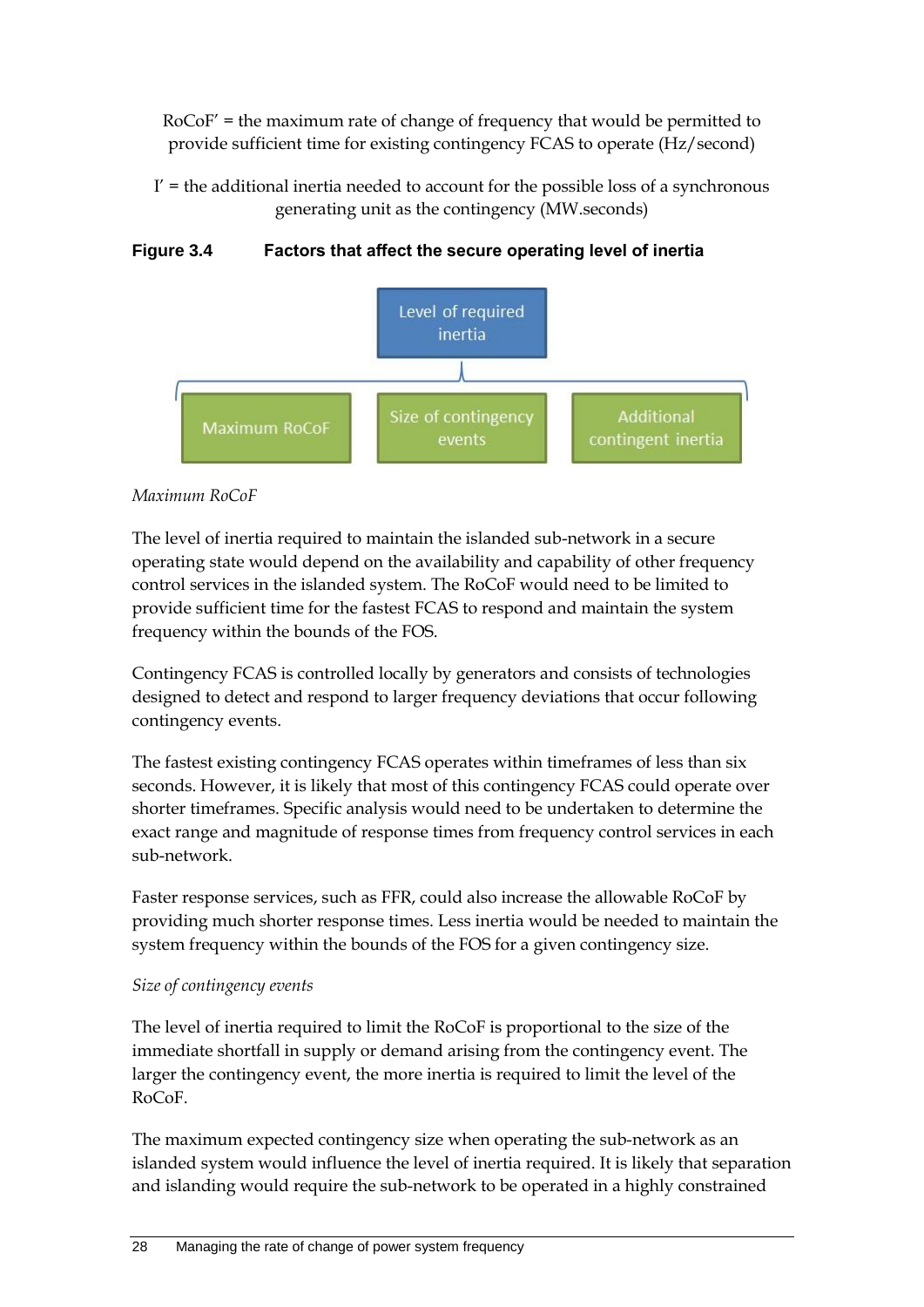$RoCoF'$ = the maximum rate of change of frequency that would be permitted to provide sufficient time for existing contingency FCAS to operate (Hz/second)

$I'$ = the additional inertia needed to account for the possible loss of a synchronous generating unit as the contingency (MW.seconds)

**Figure 3.4 Factors that affect the secure operating level of inertia**

Level of required inertia

Maximum RoCoF | Size of contingency events | Additional contingent inertia

*Maximum RoCoF*

The level of inertia required to maintain the islanded sub-network in a secure operating state would depend on the availability and capability of other frequency control services in the islanded system. The RoCoF would need to be limited to provide sufficient time for the fastest FCAS to respond and maintain the system frequency within the bounds of the FOS.

Contingency FCAS is controlled locally by generators and consists of technologies designed to detect and respond to larger frequency deviations that occur following contingency events.

The fastest existing contingency FCAS operates within timeframes of less than six seconds. However, it is likely that most of this contingency FCAS could operate over shorter timeframes. Specific analysis would need to be undertaken to determine the exact range and magnitude of response times from frequency control services in each sub-network.

Faster response services, such as FFR, could also increase the allowable RoCoF by providing much shorter response times. Less inertia would be needed to maintain the system frequency within the bounds of the FOS for a given contingency size.

*Size of contingency events*

The level of inertia required to limit the RoCoF is proportional to the size of the immediate shortfall in supply or demand arising from the contingency event. The larger the contingency event, the more inertia is required to limit the level of the RoCoF.

The maximum expected contingency size when operating the sub-network as an islanded system would influence the level of inertia required. It is likely that separation and islanding would require the sub-network to be operated in a highly constrained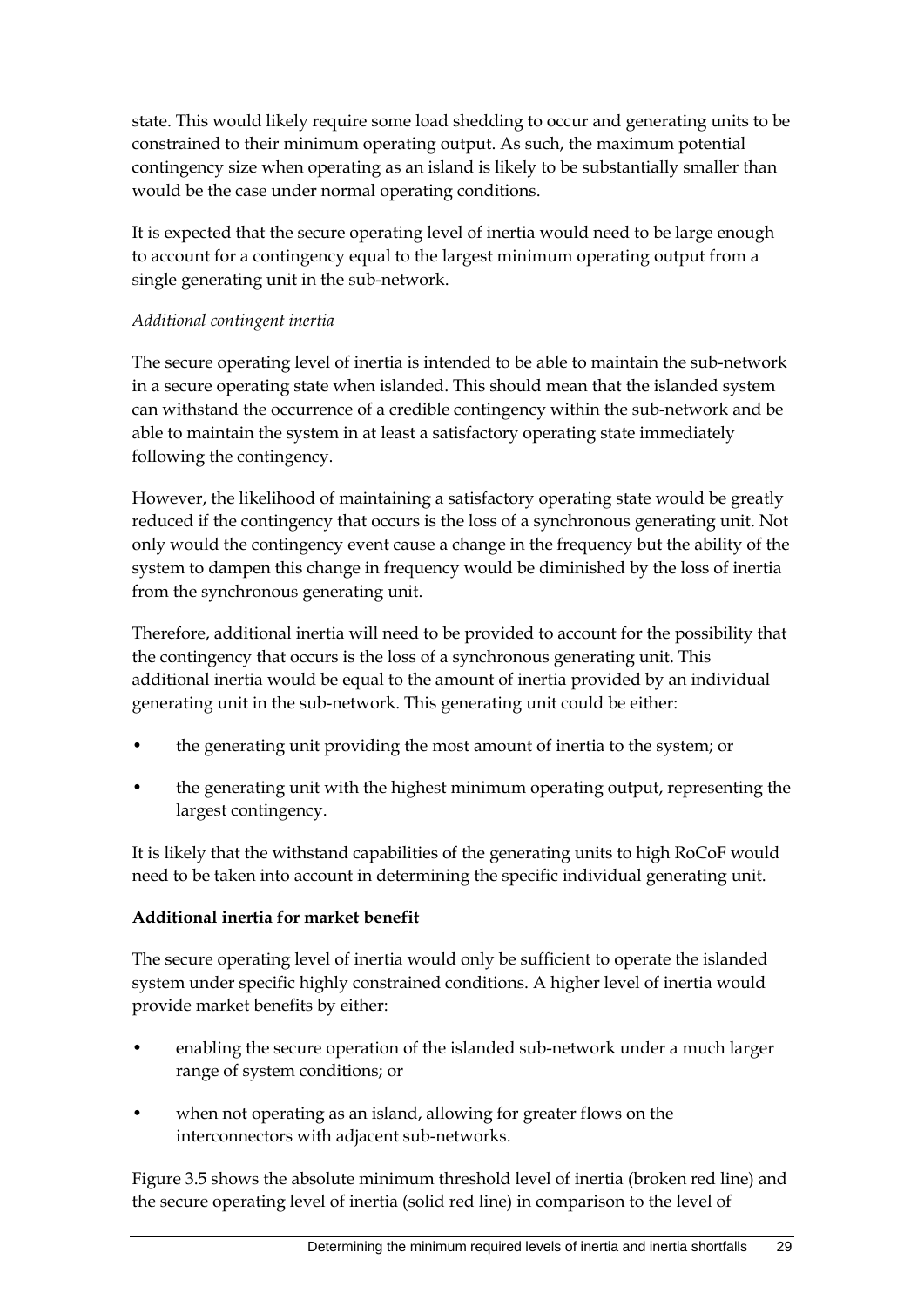state. This would likely require some load shedding to occur and generating units to be constrained to their minimum operating output. As such, the maximum potential contingency size when operating as an island is likely to be substantially smaller than would be the case under normal operating conditions.

It is expected that the secure operating level of inertia would need to be large enough to account for a contingency equal to the largest minimum operating output from a single generating unit in the sub-network.

*Additional contingent inertia*

The secure operating level of inertia is intended to be able to maintain the sub-network in a secure operating state when islanded. This should mean that the islanded system can withstand the occurrence of a credible contingency within the sub-network and be able to maintain the system in at least a satisfactory operating state immediately following the contingency.

However, the likelihood of maintaining a satisfactory operating state would be greatly reduced if the contingency that occurs is the loss of a synchronous generating unit. Not only would the contingency event cause a change in the frequency but the ability of the system to dampen this change in frequency would be diminished by the loss of inertia from the synchronous generating unit.

Therefore, additional inertia will need to be provided to account for the possibility that the contingency that occurs is the loss of a synchronous generating unit. This additional inertia would be equal to the amount of inertia provided by an individual generating unit in the sub-network. This generating unit could be either:

- the generating unit providing the most amount of inertia to the system; or
- the generating unit with the highest minimum operating output, representing the largest contingency.

It is likely that the withstand capabilities of the generating units to high RoCoF would need to be taken into account in determining the specific individual generating unit.

**Additional inertia for market benefit**

The secure operating level of inertia would only be sufficient to operate the islanded system under specific highly constrained conditions. A higher level of inertia would provide market benefits by either:

- enabling the secure operation of the islanded sub-network under a much larger range of system conditions; or
- when not operating as an island, allowing for greater flows on the interconnectors with adjacent sub-networks.

Figure 3.5 shows the absolute minimum threshold level of inertia (broken red line) and the secure operating level of inertia (solid red line) in comparison to the level of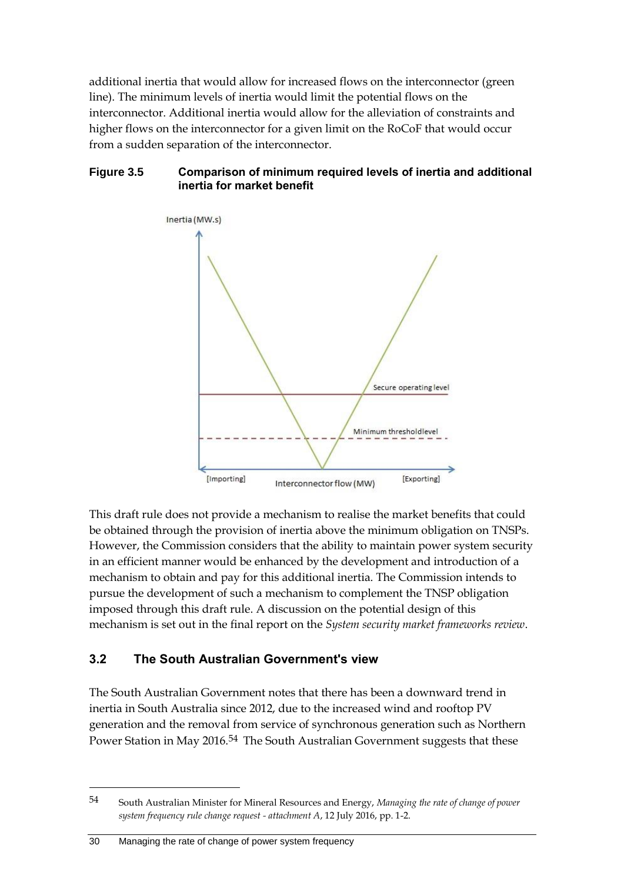additional inertia that would allow for increased flows on the interconnector (green line). The minimum levels of inertia would limit the potential flows on the interconnector. Additional inertia would allow for the alleviation of constraints and higher flows on the interconnector for a given limit on the RoCoF that would occur from a sudden separation of the interconnector.

**Figure 3.5 Comparison of minimum required levels of inertia and additional inertia for market benefit**

This draft rule does not provide a mechanism to realise the market benefits that could be obtained through the provision of inertia above the minimum obligation on TNSPs. However, the Commission considers that the ability to maintain power system security in an efficient manner would be enhanced by the development and introduction of a mechanism to obtain and pay for this additional inertia. The Commission intends to pursue the development of such a mechanism to complement the TNSP obligation imposed through this draft rule. A discussion on the potential design of this mechanism is set out in the final report on the *System security market frameworks review*.

## 3.2 The South Australian Government's view

The South Australian Government notes that there has been a downward trend in inertia in South Australia since 2012, due to the increased wind and rooftop PV generation and the removal from service of synchronous generation such as Northern Power Station in May 2016.[54] The South Australian Government suggests that these

---

[54] South Australian Minister for Mineral Resources and Energy, *Managing the rate of change of power system frequency rule change request - attachment A*, 12 July 2016, pp. 1-2.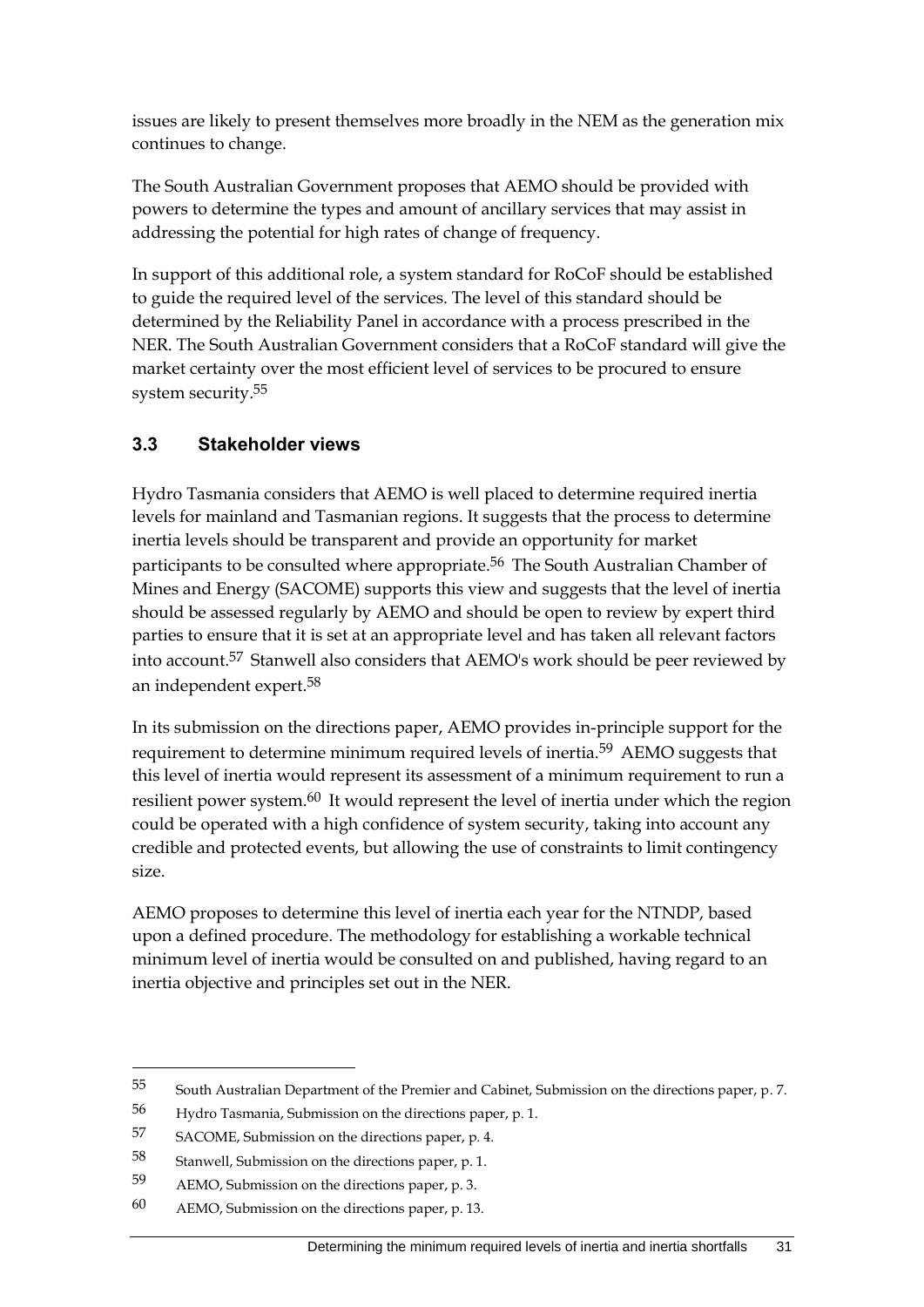issues are likely to present themselves more broadly in the NEM as the generation mix continues to change.

The South Australian Government proposes that AEMO should be provided with powers to determine the types and amount of ancillary services that may assist in addressing the potential for high rates of change of frequency.

In support of this additional role, a system standard for RoCoF should be established to guide the required level of the services. The level of this standard should be determined by the Reliability Panel in accordance with a process prescribed in the NER. The South Australian Government considers that a RoCoF standard will give the market certainty over the most efficient level of services to be procured to ensure system security.[55]

## 3.3 Stakeholder views

Hydro Tasmania considers that AEMO is well placed to determine required inertia levels for mainland and Tasmanian regions. It suggests that the process to determine inertia levels should be transparent and provide an opportunity for market participants to be consulted where appropriate.[56] The South Australian Chamber of Mines and Energy (SACOME) supports this view and suggests that the level of inertia should be assessed regularly by AEMO and should be open to review by expert third parties to ensure that it is set at an appropriate level and has taken all relevant factors into account.[57] Stanwell also considers that AEMO's work should be peer reviewed by an independent expert.[58]

In its submission on the directions paper, AEMO provides in-principle support for the requirement to determine minimum required levels of inertia.[59] AEMO suggests that this level of inertia would represent its assessment of a minimum requirement to run a resilient power system.[60] It would represent the level of inertia under which the region could be operated with a high confidence of system security, taking into account any credible and protected events, but allowing the use of constraints to limit contingency size.

AEMO proposes to determine this level of inertia each year for the NTNDP, based upon a defined procedure. The methodology for establishing a workable technical minimum level of inertia would be consulted on and published, having regard to an inertia objective and principles set out in the NER.

---

55 South Australian Department of the Premier and Cabinet, Submission on the directions paper, p. 7.

56 Hydro Tasmania, Submission on the directions paper, p. 1.

57 SACOME, Submission on the directions paper, p. 4.

58 Stanwell, Submission on the directions paper, p. 1.

59 AEMO, Submission on the directions paper, p. 3.

60 AEMO, Submission on the directions paper, p. 13.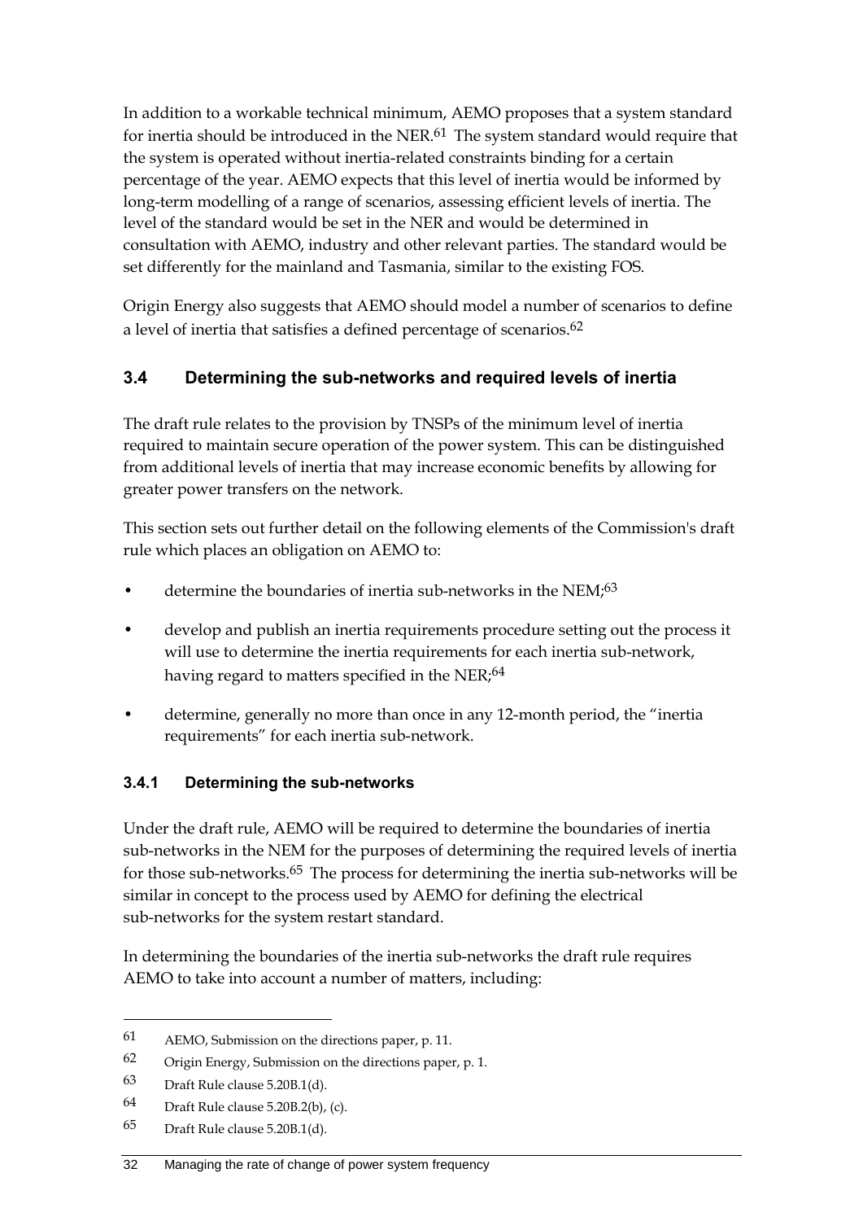In addition to a workable technical minimum, AEMO proposes that a system standard for inertia should be introduced in the NER.[61] The system standard would require that the system is operated without inertia-related constraints binding for a certain percentage of the year. AEMO expects that this level of inertia would be informed by long-term modelling of a range of scenarios, assessing efficient levels of inertia. The level of the standard would be set in the NER and would be determined in consultation with AEMO, industry and other relevant parties. The standard would be set differently for the mainland and Tasmania, similar to the existing FOS.

Origin Energy also suggests that AEMO should model a number of scenarios to define a level of inertia that satisfies a defined percentage of scenarios.[62]

## 3.4 Determining the sub-networks and required levels of inertia

The draft rule relates to the provision by TNSPs of the minimum level of inertia required to maintain secure operation of the power system. This can be distinguished from additional levels of inertia that may increase economic benefits by allowing for greater power transfers on the network.

This section sets out further detail on the following elements of the Commission's draft rule which places an obligation on AEMO to:

- determine the boundaries of inertia sub-networks in the NEM;[63]
- develop and publish an inertia requirements procedure setting out the process it will use to determine the inertia requirements for each inertia sub-network, having regard to matters specified in the NER;[64]
- determine, generally no more than once in any 12-month period, the "inertia requirements" for each inertia sub-network.

### 3.4.1 Determining the sub-networks

Under the draft rule, AEMO will be required to determine the boundaries of inertia sub-networks in the NEM for the purposes of determining the required levels of inertia for those sub-networks.[65] The process for determining the inertia sub-networks will be similar in concept to the process used by AEMO for defining the electrical sub-networks for the system restart standard.

In determining the boundaries of the inertia sub-networks the draft rule requires AEMO to take into account a number of matters, including:

---

61 AEMO, Submission on the directions paper, p. 11.

62 Origin Energy, Submission on the directions paper, p. 1.

63 Draft Rule clause 5.20B.1(d).

64 Draft Rule clause 5.20B.2(b), (c).

65 Draft Rule clause 5.20B.1(d).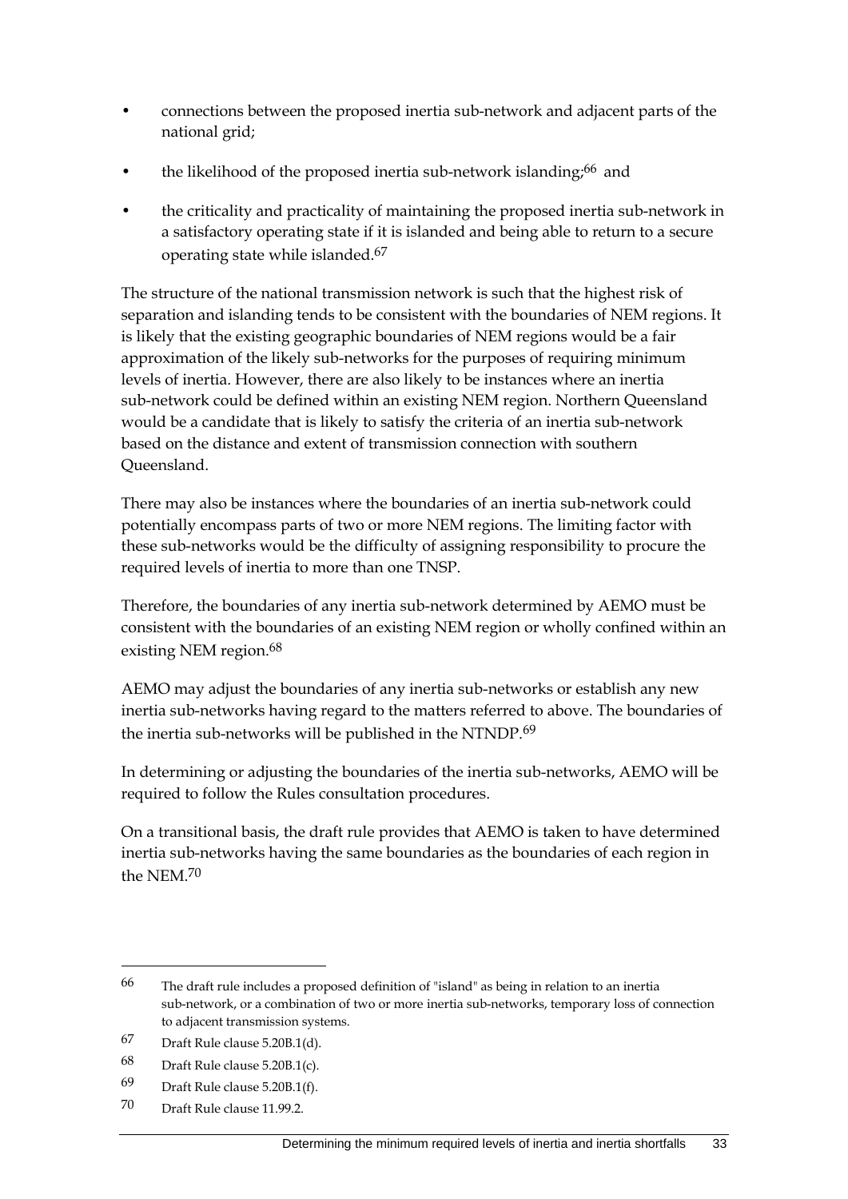- connections between the proposed inertia sub-network and adjacent parts of the national grid;
- the likelihood of the proposed inertia sub-network islanding;[66] and
- the criticality and practicality of maintaining the proposed inertia sub-network in a satisfactory operating state if it is islanded and being able to return to a secure operating state while islanded.[67]

The structure of the national transmission network is such that the highest risk of separation and islanding tends to be consistent with the boundaries of NEM regions. It is likely that the existing geographic boundaries of NEM regions would be a fair approximation of the likely sub-networks for the purposes of requiring minimum levels of inertia. However, there are also likely to be instances where an inertia sub-network could be defined within an existing NEM region. Northern Queensland would be a candidate that is likely to satisfy the criteria of an inertia sub-network based on the distance and extent of transmission connection with southern Queensland.

There may also be instances where the boundaries of an inertia sub-network could potentially encompass parts of two or more NEM regions. The limiting factor with these sub-networks would be the difficulty of assigning responsibility to procure the required levels of inertia to more than one TNSP.

Therefore, the boundaries of any inertia sub-network determined by AEMO must be consistent with the boundaries of an existing NEM region or wholly confined within an existing NEM region.[68]

AEMO may adjust the boundaries of any inertia sub-networks or establish any new inertia sub-networks having regard to the matters referred to above. The boundaries of the inertia sub-networks will be published in the NTNDP.[69]

In determining or adjusting the boundaries of the inertia sub-networks, AEMO will be required to follow the Rules consultation procedures.

On a transitional basis, the draft rule provides that AEMO is taken to have determined inertia sub-networks having the same boundaries as the boundaries of each region in the NEM.[70]

---

66 The draft rule includes a proposed definition of "island" as being in relation to an inertia sub-network, or a combination of two or more inertia sub-networks, temporary loss of connection to adjacent transmission systems.

67 Draft Rule clause 5.20B.1(d).

68 Draft Rule clause 5.20B.1(c).

69 Draft Rule clause 5.20B.1(f).

70 Draft Rule clause 11.99.2.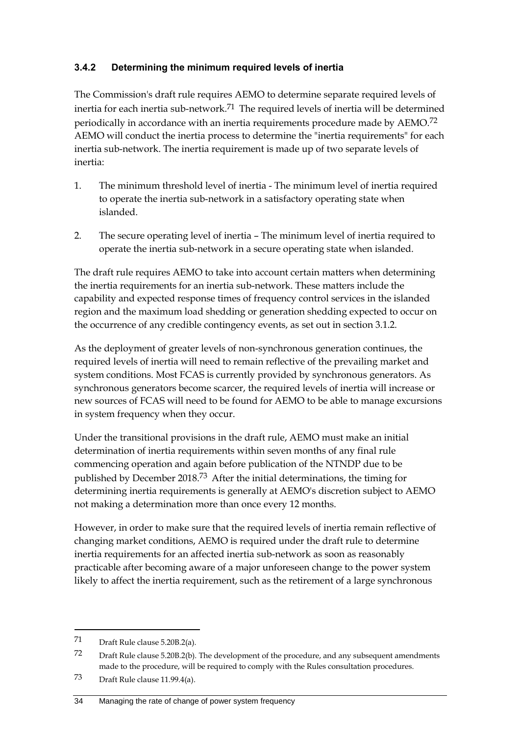### 3.4.2 Determining the minimum required levels of inertia

The Commission's draft rule requires AEMO to determine separate required levels of inertia for each inertia sub-network.[71] The required levels of inertia will be determined periodically in accordance with an inertia requirements procedure made by AEMO.[72] AEMO will conduct the inertia process to determine the "inertia requirements" for each inertia sub-network. The inertia requirement is made up of two separate levels of inertia:

1. The minimum threshold level of inertia - The minimum level of inertia required to operate the inertia sub-network in a satisfactory operating state when islanded.
2. The secure operating level of inertia – The minimum level of inertia required to operate the inertia sub-network in a secure operating state when islanded.

The draft rule requires AEMO to take into account certain matters when determining the inertia requirements for an inertia sub-network. These matters include the capability and expected response times of frequency control services in the islanded region and the maximum load shedding or generation shedding expected to occur on the occurrence of any credible contingency events, as set out in section 3.1.2.

As the deployment of greater levels of non-synchronous generation continues, the required levels of inertia will need to remain reflective of the prevailing market and system conditions. Most FCAS is currently provided by synchronous generators. As synchronous generators become scarcer, the required levels of inertia will increase or new sources of FCAS will need to be found for AEMO to be able to manage excursions in system frequency when they occur.

Under the transitional provisions in the draft rule, AEMO must make an initial determination of inertia requirements within seven months of any final rule commencing operation and again before publication of the NTNDP due to be published by December 2018.[73] After the initial determinations, the timing for determining inertia requirements is generally at AEMO's discretion subject to AEMO not making a determination more than once every 12 months.

However, in order to make sure that the required levels of inertia remain reflective of changing market conditions, AEMO is required under the draft rule to determine inertia requirements for an affected inertia sub-network as soon as reasonably practicable after becoming aware of a major unforeseen change to the power system likely to affect the inertia requirement, such as the retirement of a large synchronous

---

[71] Draft Rule clause 5.20B.2(a).

[72] Draft Rule clause 5.20B.2(b). The development of the procedure, and any subsequent amendments made to the procedure, will be required to comply with the Rules consultation procedures.

[73] Draft Rule clause 11.99.4(a).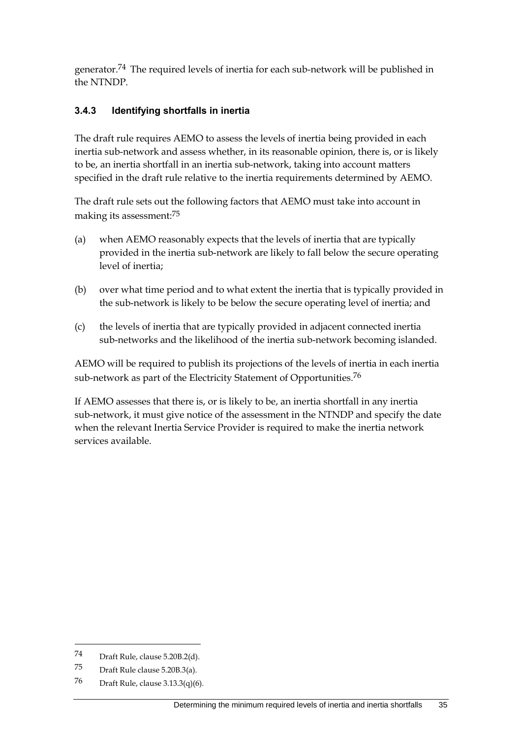generator.[74] The required levels of inertia for each sub-network will be published in the NTNDP.

### 3.4.3 Identifying shortfalls in inertia

The draft rule requires AEMO to assess the levels of inertia being provided in each inertia sub-network and assess whether, in its reasonable opinion, there is, or is likely to be, an inertia shortfall in an inertia sub-network, taking into account matters specified in the draft rule relative to the inertia requirements determined by AEMO.

The draft rule sets out the following factors that AEMO must take into account in making its assessment:[75]

(a) when AEMO reasonably expects that the levels of inertia that are typically provided in the inertia sub-network are likely to fall below the secure operating level of inertia;

(b) over what time period and to what extent the inertia that is typically provided in the sub-network is likely to be below the secure operating level of inertia; and

(c) the levels of inertia that are typically provided in adjacent connected inertia sub-networks and the likelihood of the inertia sub-network becoming islanded.

AEMO will be required to publish its projections of the levels of inertia in each inertia sub-network as part of the Electricity Statement of Opportunities.[76]

If AEMO assesses that there is, or is likely to be, an inertia shortfall in any inertia sub-network, it must give notice of the assessment in the NTNDP and specify the date when the relevant Inertia Service Provider is required to make the inertia network services available.

---

[74] Draft Rule, clause 5.20B.2(d).

[75] Draft Rule clause 5.20B.3(a).

[76] Draft Rule, clause 3.13.3(q)(6).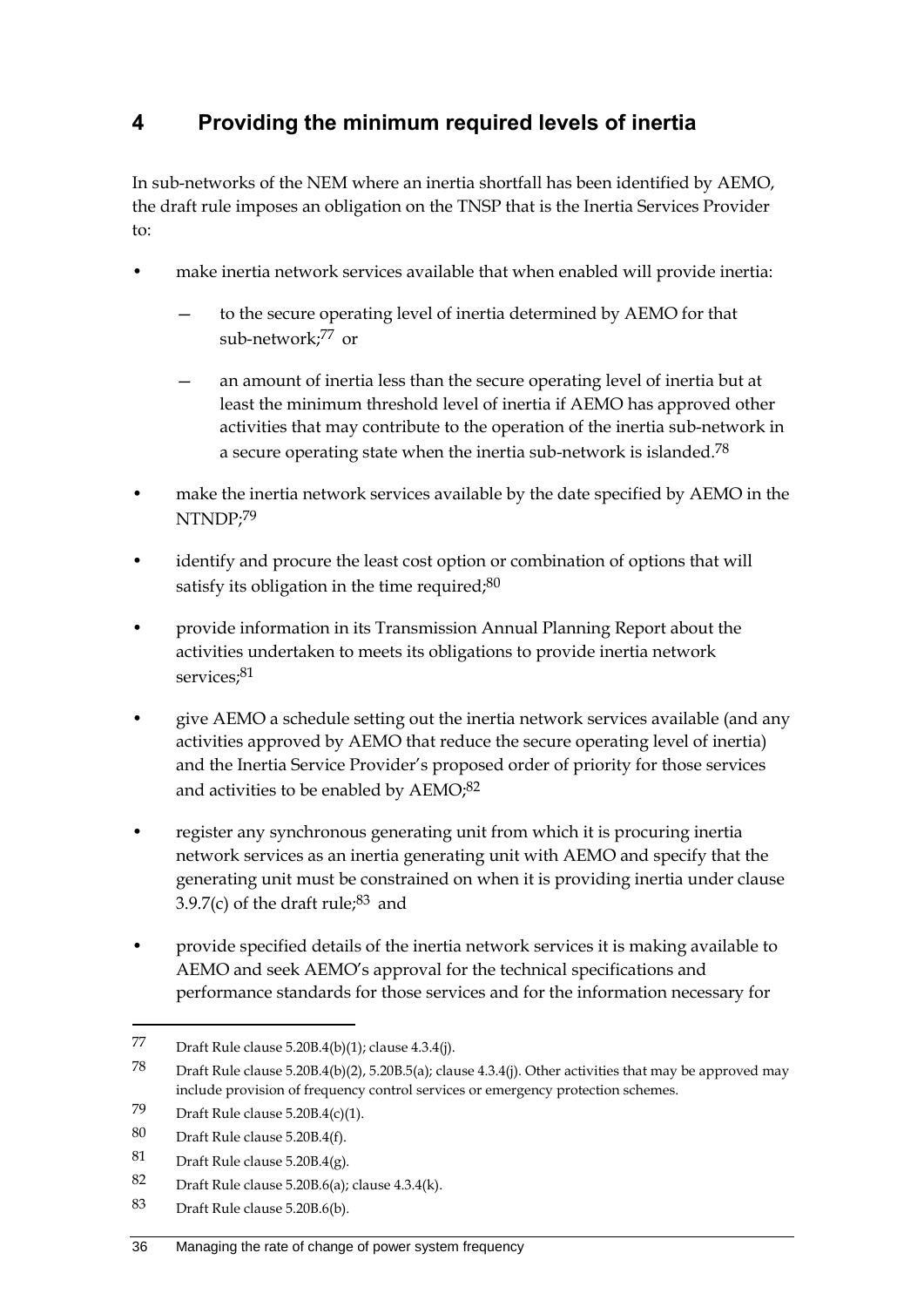# 4 Providing the minimum required levels of inertia

In sub-networks of the NEM where an inertia shortfall has been identified by AEMO, the draft rule imposes an obligation on the TNSP that is the Inertia Services Provider to:

- make inertia network services available that when enabled will provide inertia:
  - to the secure operating level of inertia determined by AEMO for that sub-network;[77] or
  - an amount of inertia less than the secure operating level of inertia but at least the minimum threshold level of inertia if AEMO has approved other activities that may contribute to the operation of the inertia sub-network in a secure operating state when the inertia sub-network is islanded.[78]
- make the inertia network services available by the date specified by AEMO in the NTNDP;[79]
- identify and procure the least cost option or combination of options that will satisfy its obligation in the time required;[80]
- provide information in its Transmission Annual Planning Report about the activities undertaken to meets its obligations to provide inertia network services;[81]
- give AEMO a schedule setting out the inertia network services available (and any activities approved by AEMO that reduce the secure operating level of inertia) and the Inertia Service Provider's proposed order of priority for those services and activities to be enabled by AEMO;[82]
- register any synchronous generating unit from which it is procuring inertia network services as an inertia generating unit with AEMO and specify that the generating unit must be constrained on when it is providing inertia under clause 3.9.7(c) of the draft rule;[83] and
- provide specified details of the inertia network services it is making available to AEMO and seek AEMO's approval for the technical specifications and performance standards for those services and for the information necessary for

---

77 Draft Rule clause 5.20B.4(b)(1); clause 4.3.4(j).

78 Draft Rule clause 5.20B.4(b)(2), 5.20B.5(a); clause 4.3.4(j). Other activities that may be approved may include provision of frequency control services or emergency protection schemes.

79 Draft Rule clause 5.20B.4(c)(1).

80 Draft Rule clause 5.20B.4(f).

81 Draft Rule clause 5.20B.4(g).

82 Draft Rule clause 5.20B.6(a); clause 4.3.4(k).

83 Draft Rule clause 5.20B.6(b).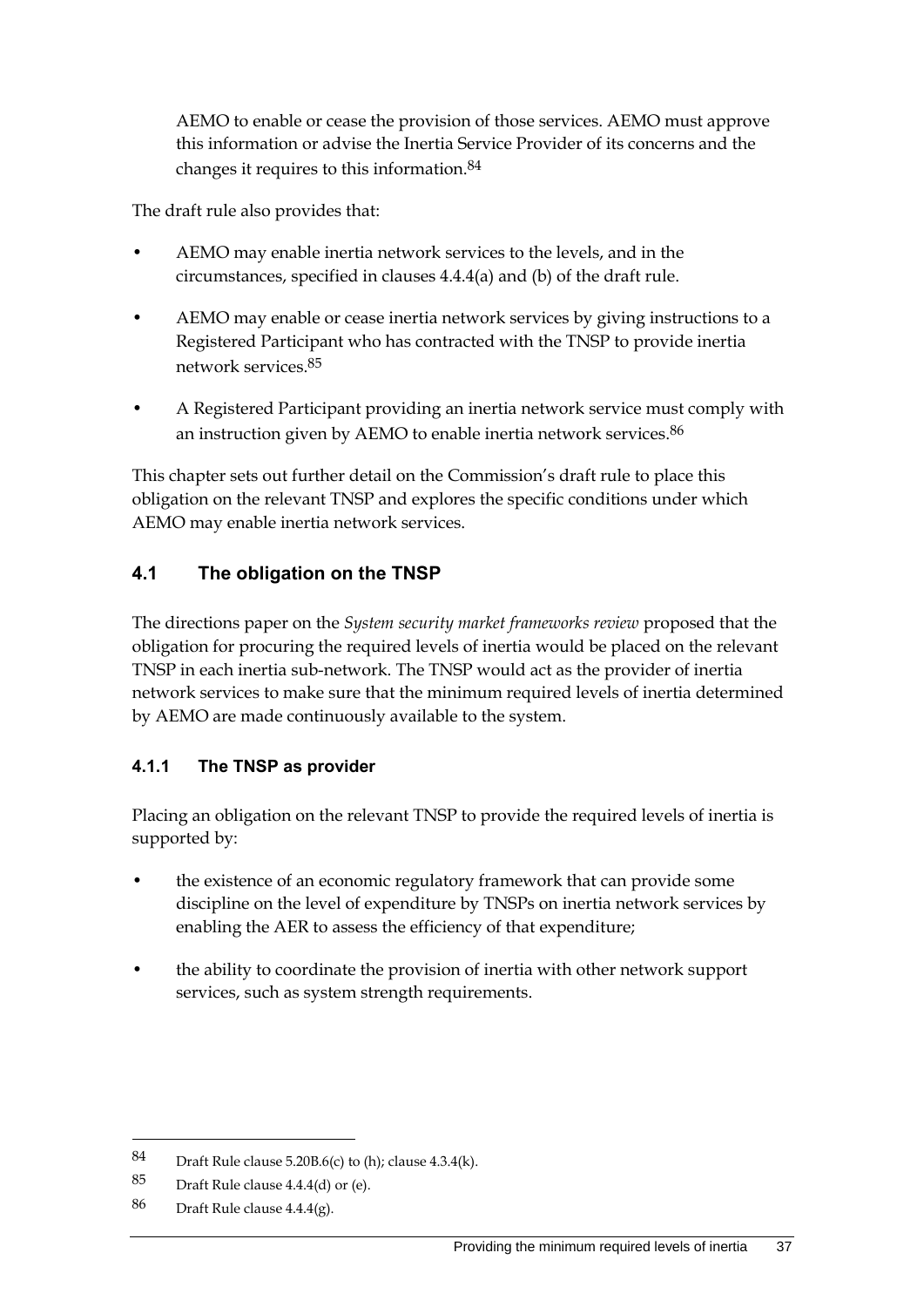AEMO to enable or cease the provision of those services. AEMO must approve this information or advise the Inertia Service Provider of its concerns and the changes it requires to this information.[84]

The draft rule also provides that:

- AEMO may enable inertia network services to the levels, and in the circumstances, specified in clauses 4.4.4(a) and (b) of the draft rule.
- AEMO may enable or cease inertia network services by giving instructions to a Registered Participant who has contracted with the TNSP to provide inertia network services.[85]
- A Registered Participant providing an inertia network service must comply with an instruction given by AEMO to enable inertia network services.[86]

This chapter sets out further detail on the Commission's draft rule to place this obligation on the relevant TNSP and explores the specific conditions under which AEMO may enable inertia network services.

## 4.1 The obligation on the TNSP

The directions paper on the *System security market frameworks review* proposed that the obligation for procuring the required levels of inertia would be placed on the relevant TNSP in each inertia sub-network. The TNSP would act as the provider of inertia network services to make sure that the minimum required levels of inertia determined by AEMO are made continuously available to the system.

### 4.1.1 The TNSP as provider

Placing an obligation on the relevant TNSP to provide the required levels of inertia is supported by:

- the existence of an economic regulatory framework that can provide some discipline on the level of expenditure by TNSPs on inertia network services by enabling the AER to assess the efficiency of that expenditure;
- the ability to coordinate the provision of inertia with other network support services, such as system strength requirements.

---

84 Draft Rule clause 5.20B.6(c) to (h); clause 4.3.4(k).

85 Draft Rule clause 4.4.4(d) or (e).

86 Draft Rule clause 4.4.4(g).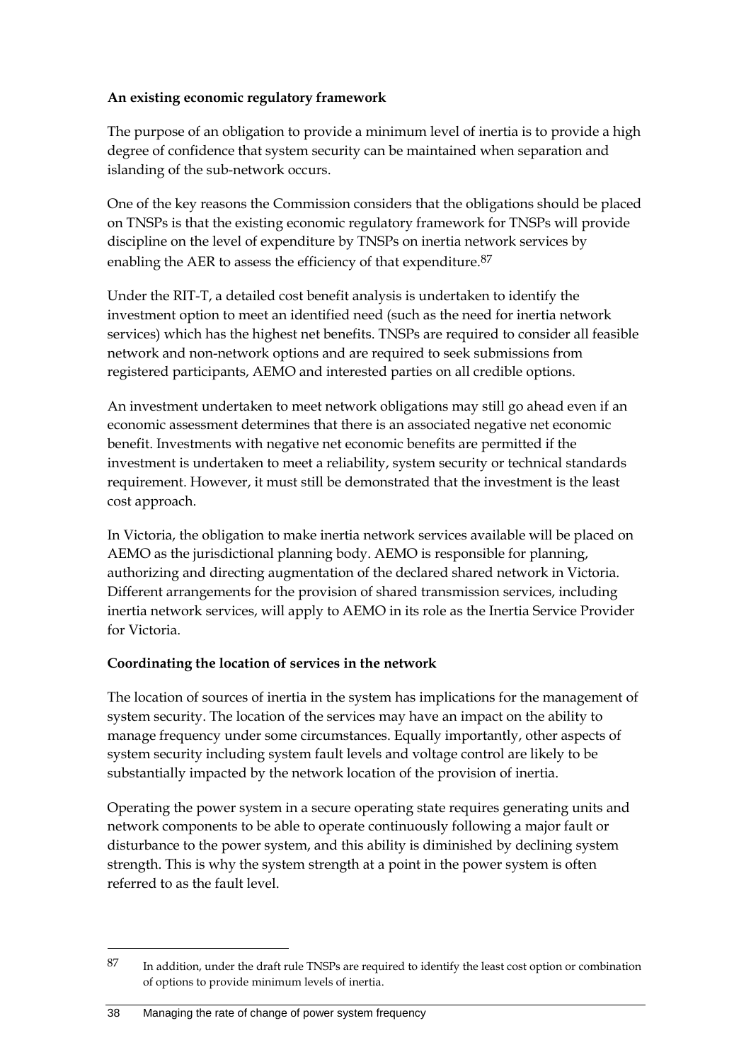**An existing economic regulatory framework**

The purpose of an obligation to provide a minimum level of inertia is to provide a high degree of confidence that system security can be maintained when separation and islanding of the sub-network occurs.

One of the key reasons the Commission considers that the obligations should be placed on TNSPs is that the existing economic regulatory framework for TNSPs will provide discipline on the level of expenditure by TNSPs on inertia network services by enabling the AER to assess the efficiency of that expenditure.[87]

Under the RIT-T, a detailed cost benefit analysis is undertaken to identify the investment option to meet an identified need (such as the need for inertia network services) which has the highest net benefits. TNSPs are required to consider all feasible network and non-network options and are required to seek submissions from registered participants, AEMO and interested parties on all credible options.

An investment undertaken to meet network obligations may still go ahead even if an economic assessment determines that there is an associated negative net economic benefit. Investments with negative net economic benefits are permitted if the investment is undertaken to meet a reliability, system security or technical standards requirement. However, it must still be demonstrated that the investment is the least cost approach.

In Victoria, the obligation to make inertia network services available will be placed on AEMO as the jurisdictional planning body. AEMO is responsible for planning, authorizing and directing augmentation of the declared shared network in Victoria. Different arrangements for the provision of shared transmission services, including inertia network services, will apply to AEMO in its role as the Inertia Service Provider for Victoria.

**Coordinating the location of services in the network**

The location of sources of inertia in the system has implications for the management of system security. The location of the services may have an impact on the ability to manage frequency under some circumstances. Equally importantly, other aspects of system security including system fault levels and voltage control are likely to be substantially impacted by the network location of the provision of inertia.

Operating the power system in a secure operating state requires generating units and network components to be able to operate continuously following a major fault or disturbance to the power system, and this ability is diminished by declining system strength. This is why the system strength at a point in the power system is often referred to as the fault level.

[87] In addition, under the draft rule TNSPs are required to identify the least cost option or combination of options to provide minimum levels of inertia.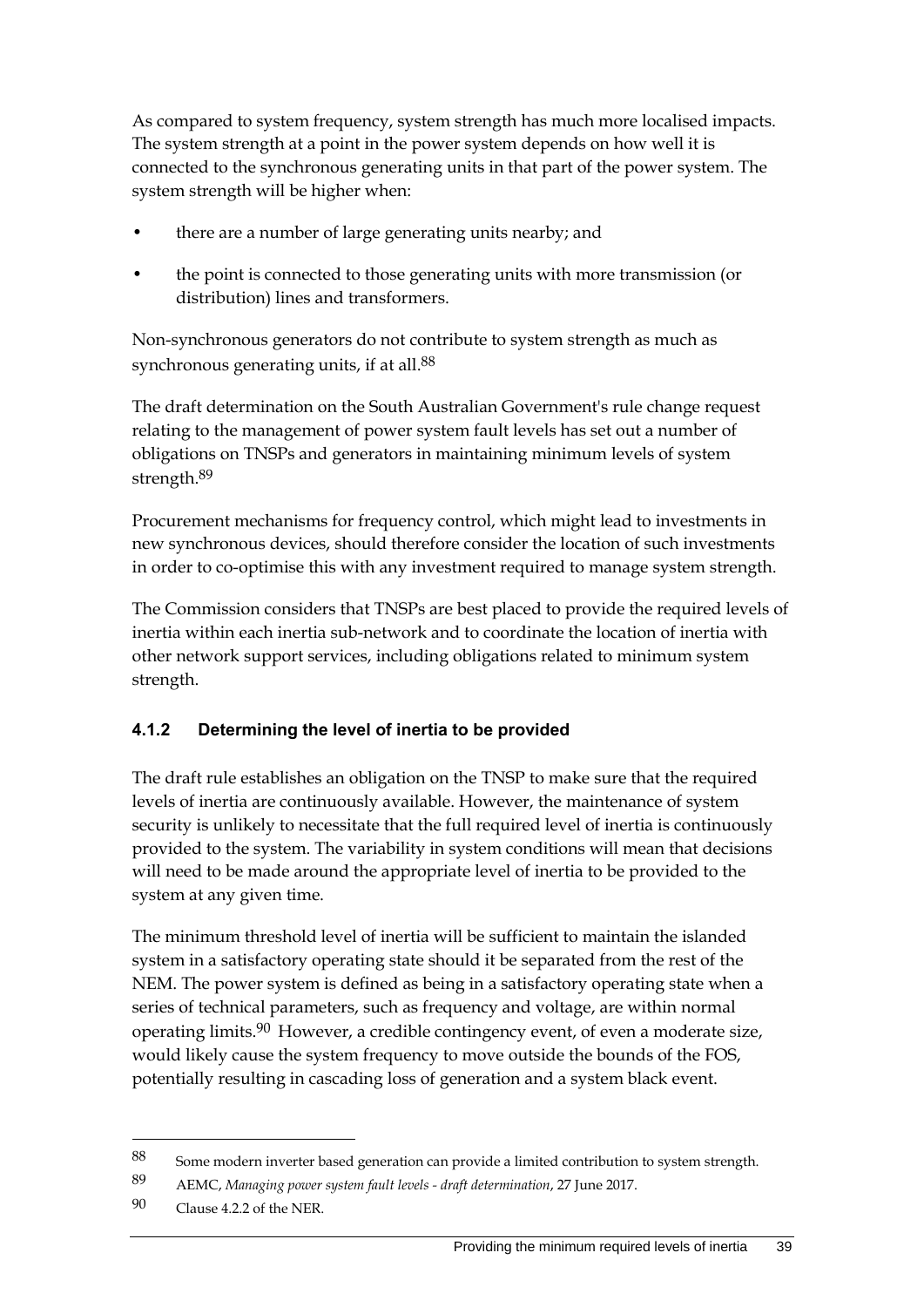As compared to system frequency, system strength has much more localised impacts. The system strength at a point in the power system depends on how well it is connected to the synchronous generating units in that part of the power system. The system strength will be higher when:

- there are a number of large generating units nearby; and
- the point is connected to those generating units with more transmission (or distribution) lines and transformers.

Non-synchronous generators do not contribute to system strength as much as synchronous generating units, if at all.[88]

The draft determination on the South Australian Government's rule change request relating to the management of power system fault levels has set out a number of obligations on TNSPs and generators in maintaining minimum levels of system strength.[89]

Procurement mechanisms for frequency control, which might lead to investments in new synchronous devices, should therefore consider the location of such investments in order to co-optimise this with any investment required to manage system strength.

The Commission considers that TNSPs are best placed to provide the required levels of inertia within each inertia sub-network and to coordinate the location of inertia with other network support services, including obligations related to minimum system strength.

### 4.1.2 Determining the level of inertia to be provided

The draft rule establishes an obligation on the TNSP to make sure that the required levels of inertia are continuously available. However, the maintenance of system security is unlikely to necessitate that the full required level of inertia is continuously provided to the system. The variability in system conditions will mean that decisions will need to be made around the appropriate level of inertia to be provided to the system at any given time.

The minimum threshold level of inertia will be sufficient to maintain the islanded system in a satisfactory operating state should it be separated from the rest of the NEM. The power system is defined as being in a satisfactory operating state when a series of technical parameters, such as frequency and voltage, are within normal operating limits.[90] However, a credible contingency event, of even a moderate size, would likely cause the system frequency to move outside the bounds of the FOS, potentially resulting in cascading loss of generation and a system black event.

---

88 Some modern inverter based generation can provide a limited contribution to system strength.

89 AEMC, *Managing power system fault levels - draft determination*, 27 June 2017.

90 Clause 4.2.2 of the NER.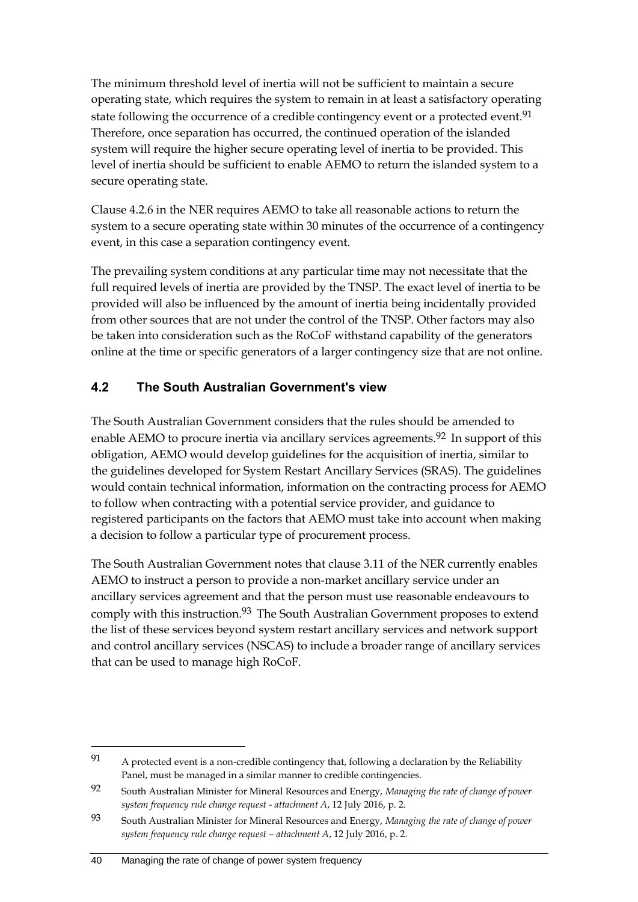The minimum threshold level of inertia will not be sufficient to maintain a secure operating state, which requires the system to remain in at least a satisfactory operating state following the occurrence of a credible contingency event or a protected event.[91] Therefore, once separation has occurred, the continued operation of the islanded system will require the higher secure operating level of inertia to be provided. This level of inertia should be sufficient to enable AEMO to return the islanded system to a secure operating state.

Clause 4.2.6 in the NER requires AEMO to take all reasonable actions to return the system to a secure operating state within 30 minutes of the occurrence of a contingency event, in this case a separation contingency event.

The prevailing system conditions at any particular time may not necessitate that the full required levels of inertia are provided by the TNSP. The exact level of inertia to be provided will also be influenced by the amount of inertia being incidentally provided from other sources that are not under the control of the TNSP. Other factors may also be taken into consideration such as the RoCoF withstand capability of the generators online at the time or specific generators of a larger contingency size that are not online.

## 4.2 The South Australian Government's view

The South Australian Government considers that the rules should be amended to enable AEMO to procure inertia via ancillary services agreements.[92] In support of this obligation, AEMO would develop guidelines for the acquisition of inertia, similar to the guidelines developed for System Restart Ancillary Services (SRAS). The guidelines would contain technical information, information on the contracting process for AEMO to follow when contracting with a potential service provider, and guidance to registered participants on the factors that AEMO must take into account when making a decision to follow a particular type of procurement process.

The South Australian Government notes that clause 3.11 of the NER currently enables AEMO to instruct a person to provide a non-market ancillary service under an ancillary services agreement and that the person must use reasonable endeavours to comply with this instruction.[93] The South Australian Government proposes to extend the list of these services beyond system restart ancillary services and network support and control ancillary services (NSCAS) to include a broader range of ancillary services that can be used to manage high RoCoF.

---

91 A protected event is a non-credible contingency that, following a declaration by the Reliability Panel, must be managed in a similar manner to credible contingencies.

92 South Australian Minister for Mineral Resources and Energy, *Managing the rate of change of power system frequency rule change request - attachment A*, 12 July 2016, p. 2.

93 South Australian Minister for Mineral Resources and Energy, *Managing the rate of change of power system frequency rule change request – attachment A*, 12 July 2016, p. 2.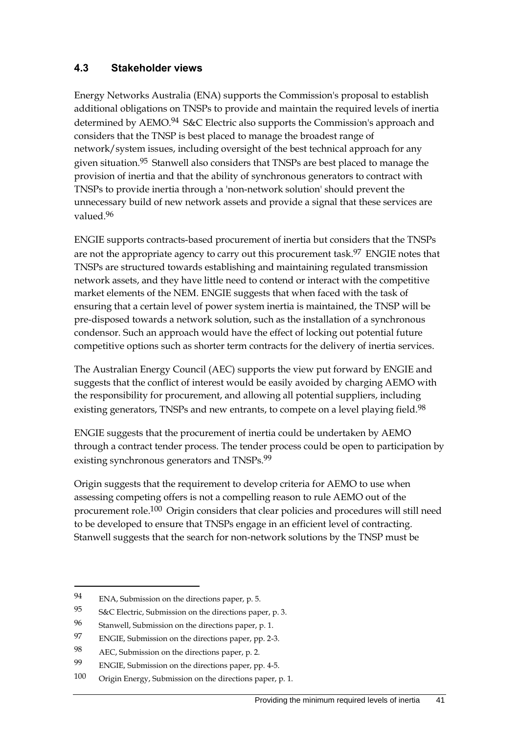## 4.3 Stakeholder views

Energy Networks Australia (ENA) supports the Commission's proposal to establish additional obligations on TNSPs to provide and maintain the required levels of inertia determined by AEMO.[94] S&C Electric also supports the Commission's approach and considers that the TNSP is best placed to manage the broadest range of network/system issues, including oversight of the best technical approach for any given situation.[95] Stanwell also considers that TNSPs are best placed to manage the provision of inertia and that the ability of synchronous generators to contract with TNSPs to provide inertia through a 'non-network solution' should prevent the unnecessary build of new network assets and provide a signal that these services are valued.[96]

ENGIE supports contracts-based procurement of inertia but considers that the TNSPs are not the appropriate agency to carry out this procurement task.[97] ENGIE notes that TNSPs are structured towards establishing and maintaining regulated transmission network assets, and they have little need to contend or interact with the competitive market elements of the NEM. ENGIE suggests that when faced with the task of ensuring that a certain level of power system inertia is maintained, the TNSP will be pre-disposed towards a network solution, such as the installation of a synchronous condensor. Such an approach would have the effect of locking out potential future competitive options such as shorter term contracts for the delivery of inertia services.

The Australian Energy Council (AEC) supports the view put forward by ENGIE and suggests that the conflict of interest would be easily avoided by charging AEMO with the responsibility for procurement, and allowing all potential suppliers, including existing generators, TNSPs and new entrants, to compete on a level playing field.[98]

ENGIE suggests that the procurement of inertia could be undertaken by AEMO through a contract tender process. The tender process could be open to participation by existing synchronous generators and TNSPs.[99]

Origin suggests that the requirement to develop criteria for AEMO to use when assessing competing offers is not a compelling reason to rule AEMO out of the procurement role.[100] Origin considers that clear policies and procedures will still need to be developed to ensure that TNSPs engage in an efficient level of contracting. Stanwell suggests that the search for non-network solutions by the TNSP must be

---

94 ENA, Submission on the directions paper, p. 5.

95 S&C Electric, Submission on the directions paper, p. 3.

96 Stanwell, Submission on the directions paper, p. 1.

97 ENGIE, Submission on the directions paper, pp. 2-3.

98 AEC, Submission on the directions paper, p. 2.

99 ENGIE, Submission on the directions paper, pp. 4-5.

100 Origin Energy, Submission on the directions paper, p. 1.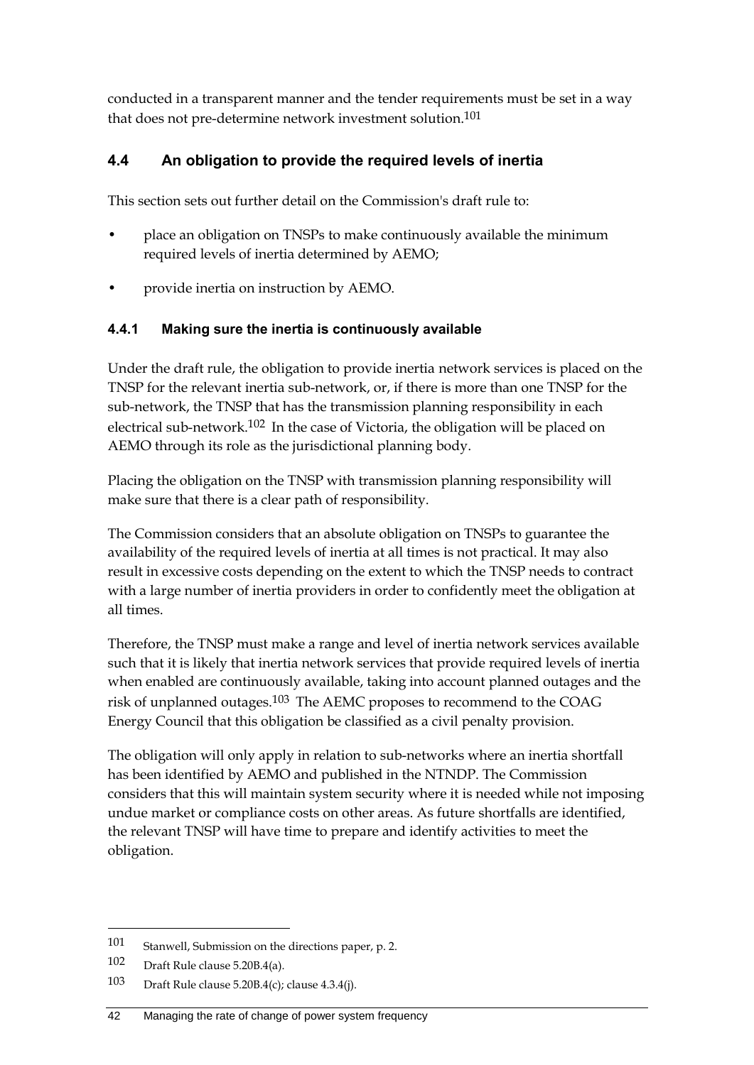conducted in a transparent manner and the tender requirements must be set in a way that does not pre-determine network investment solution.[101]

## 4.4 An obligation to provide the required levels of inertia

This section sets out further detail on the Commission's draft rule to:

- place an obligation on TNSPs to make continuously available the minimum required levels of inertia determined by AEMO;
- provide inertia on instruction by AEMO.

### 4.4.1 Making sure the inertia is continuously available

Under the draft rule, the obligation to provide inertia network services is placed on the TNSP for the relevant inertia sub-network, or, if there is more than one TNSP for the sub-network, the TNSP that has the transmission planning responsibility in each electrical sub-network.[102] In the case of Victoria, the obligation will be placed on AEMO through its role as the jurisdictional planning body.

Placing the obligation on the TNSP with transmission planning responsibility will make sure that there is a clear path of responsibility.

The Commission considers that an absolute obligation on TNSPs to guarantee the availability of the required levels of inertia at all times is not practical. It may also result in excessive costs depending on the extent to which the TNSP needs to contract with a large number of inertia providers in order to confidently meet the obligation at all times.

Therefore, the TNSP must make a range and level of inertia network services available such that it is likely that inertia network services that provide required levels of inertia when enabled are continuously available, taking into account planned outages and the risk of unplanned outages.[103] The AEMC proposes to recommend to the COAG Energy Council that this obligation be classified as a civil penalty provision.

The obligation will only apply in relation to sub-networks where an inertia shortfall has been identified by AEMO and published in the NTNDP. The Commission considers that this will maintain system security where it is needed while not imposing undue market or compliance costs on other areas. As future shortfalls are identified, the relevant TNSP will have time to prepare and identify activities to meet the obligation.

---

101 Stanwell, Submission on the directions paper, p. 2.

102 Draft Rule clause 5.20B.4(a).

103 Draft Rule clause 5.20B.4(c); clause 4.3.4(j).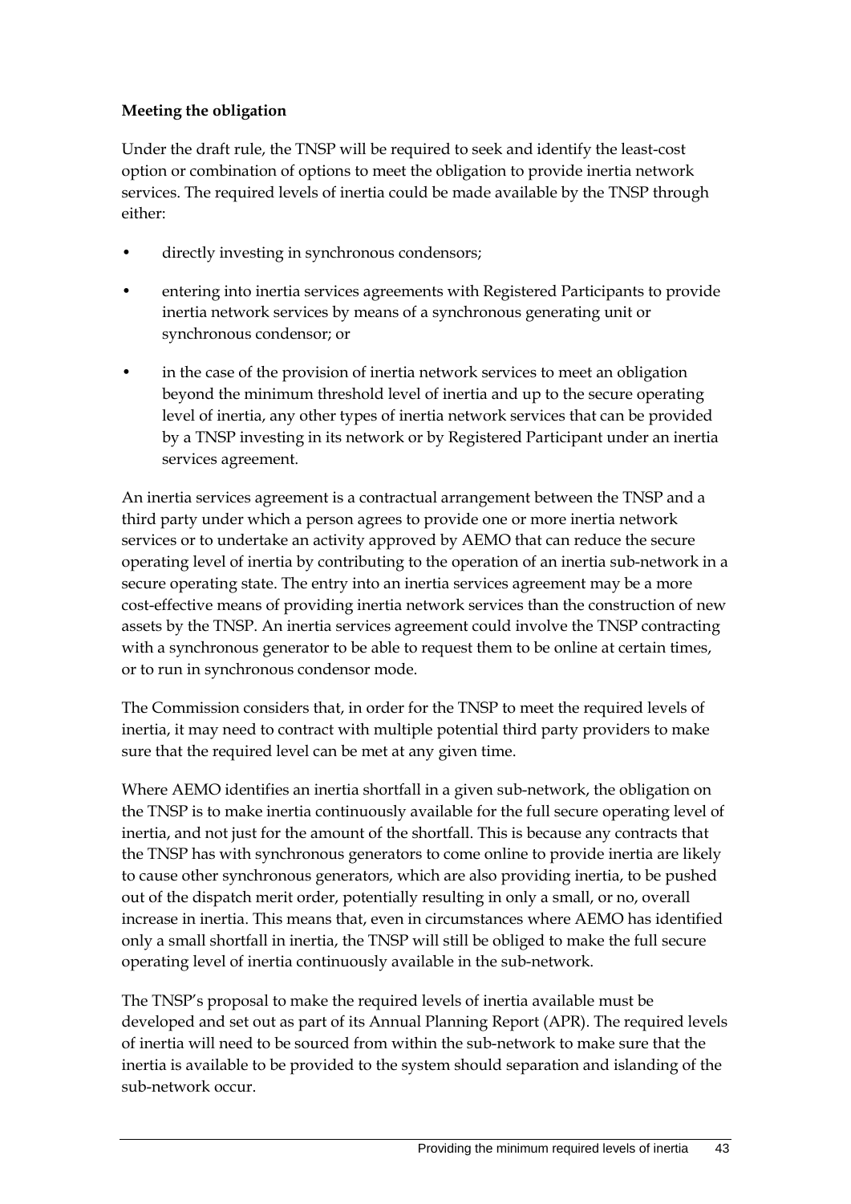**Meeting the obligation**

Under the draft rule, the TNSP will be required to seek and identify the least-cost option or combination of options to meet the obligation to provide inertia network services. The required levels of inertia could be made available by the TNSP through either:

- directly investing in synchronous condensors;
- entering into inertia services agreements with Registered Participants to provide inertia network services by means of a synchronous generating unit or synchronous condensor; or
- in the case of the provision of inertia network services to meet an obligation beyond the minimum threshold level of inertia and up to the secure operating level of inertia, any other types of inertia network services that can be provided by a TNSP investing in its network or by Registered Participant under an inertia services agreement.

An inertia services agreement is a contractual arrangement between the TNSP and a third party under which a person agrees to provide one or more inertia network services or to undertake an activity approved by AEMO that can reduce the secure operating level of inertia by contributing to the operation of an inertia sub-network in a secure operating state. The entry into an inertia services agreement may be a more cost-effective means of providing inertia network services than the construction of new assets by the TNSP. An inertia services agreement could involve the TNSP contracting with a synchronous generator to be able to request them to be online at certain times, or to run in synchronous condensor mode.

The Commission considers that, in order for the TNSP to meet the required levels of inertia, it may need to contract with multiple potential third party providers to make sure that the required level can be met at any given time.

Where AEMO identifies an inertia shortfall in a given sub-network, the obligation on the TNSP is to make inertia continuously available for the full secure operating level of inertia, and not just for the amount of the shortfall. This is because any contracts that the TNSP has with synchronous generators to come online to provide inertia are likely to cause other synchronous generators, which are also providing inertia, to be pushed out of the dispatch merit order, potentially resulting in only a small, or no, overall increase in inertia. This means that, even in circumstances where AEMO has identified only a small shortfall in inertia, the TNSP will still be obliged to make the full secure operating level of inertia continuously available in the sub-network.

The TNSP's proposal to make the required levels of inertia available must be developed and set out as part of its Annual Planning Report (APR). The required levels of inertia will need to be sourced from within the sub-network to make sure that the inertia is available to be provided to the system should separation and islanding of the sub-network occur.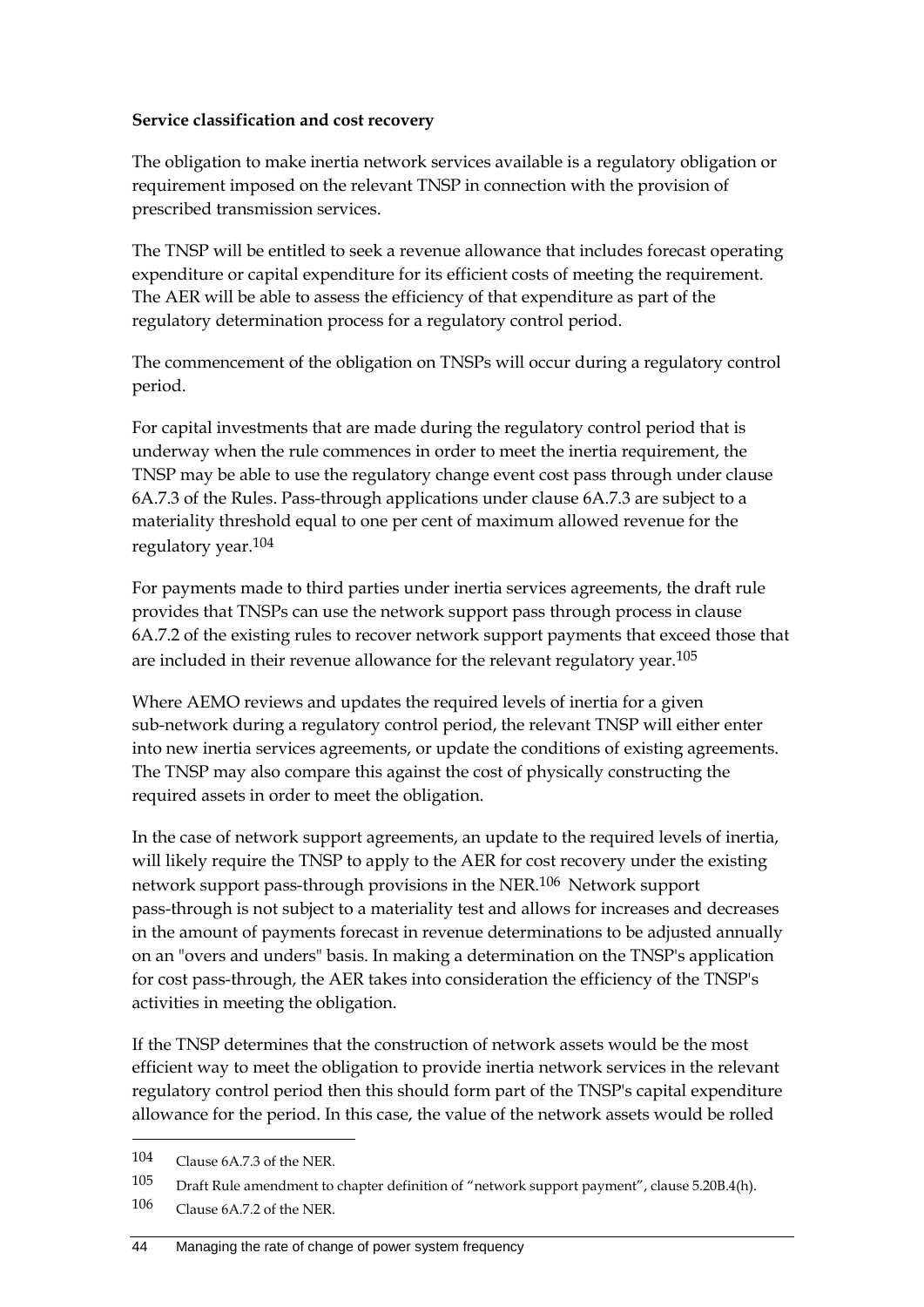**Service classification and cost recovery**

The obligation to make inertia network services available is a regulatory obligation or requirement imposed on the relevant TNSP in connection with the provision of prescribed transmission services.

The TNSP will be entitled to seek a revenue allowance that includes forecast operating expenditure or capital expenditure for its efficient costs of meeting the requirement. The AER will be able to assess the efficiency of that expenditure as part of the regulatory determination process for a regulatory control period.

The commencement of the obligation on TNSPs will occur during a regulatory control period.

For capital investments that are made during the regulatory control period that is underway when the rule commences in order to meet the inertia requirement, the TNSP may be able to use the regulatory change event cost pass through under clause 6A.7.3 of the Rules. Pass-through applications under clause 6A.7.3 are subject to a materiality threshold equal to one per cent of maximum allowed revenue for the regulatory year.[104]

For payments made to third parties under inertia services agreements, the draft rule provides that TNSPs can use the network support pass through process in clause 6A.7.2 of the existing rules to recover network support payments that exceed those that are included in their revenue allowance for the relevant regulatory year.[105]

Where AEMO reviews and updates the required levels of inertia for a given sub-network during a regulatory control period, the relevant TNSP will either enter into new inertia services agreements, or update the conditions of existing agreements. The TNSP may also compare this against the cost of physically constructing the required assets in order to meet the obligation.

In the case of network support agreements, an update to the required levels of inertia, will likely require the TNSP to apply to the AER for cost recovery under the existing network support pass-through provisions in the NER.[106] Network support pass-through is not subject to a materiality test and allows for increases and decreases in the amount of payments forecast in revenue determinations to be adjusted annually on an "overs and unders" basis. In making a determination on the TNSP's application for cost pass-through, the AER takes into consideration the efficiency of the TNSP's activities in meeting the obligation.

If the TNSP determines that the construction of network assets would be the most efficient way to meet the obligation to provide inertia network services in the relevant regulatory control period then this should form part of the TNSP's capital expenditure allowance for the period. In this case, the value of the network assets would be rolled

---

104 Clause 6A.7.3 of the NER.

105 Draft Rule amendment to chapter definition of "network support payment", clause 5.20B.4(h).

106 Clause 6A.7.2 of the NER.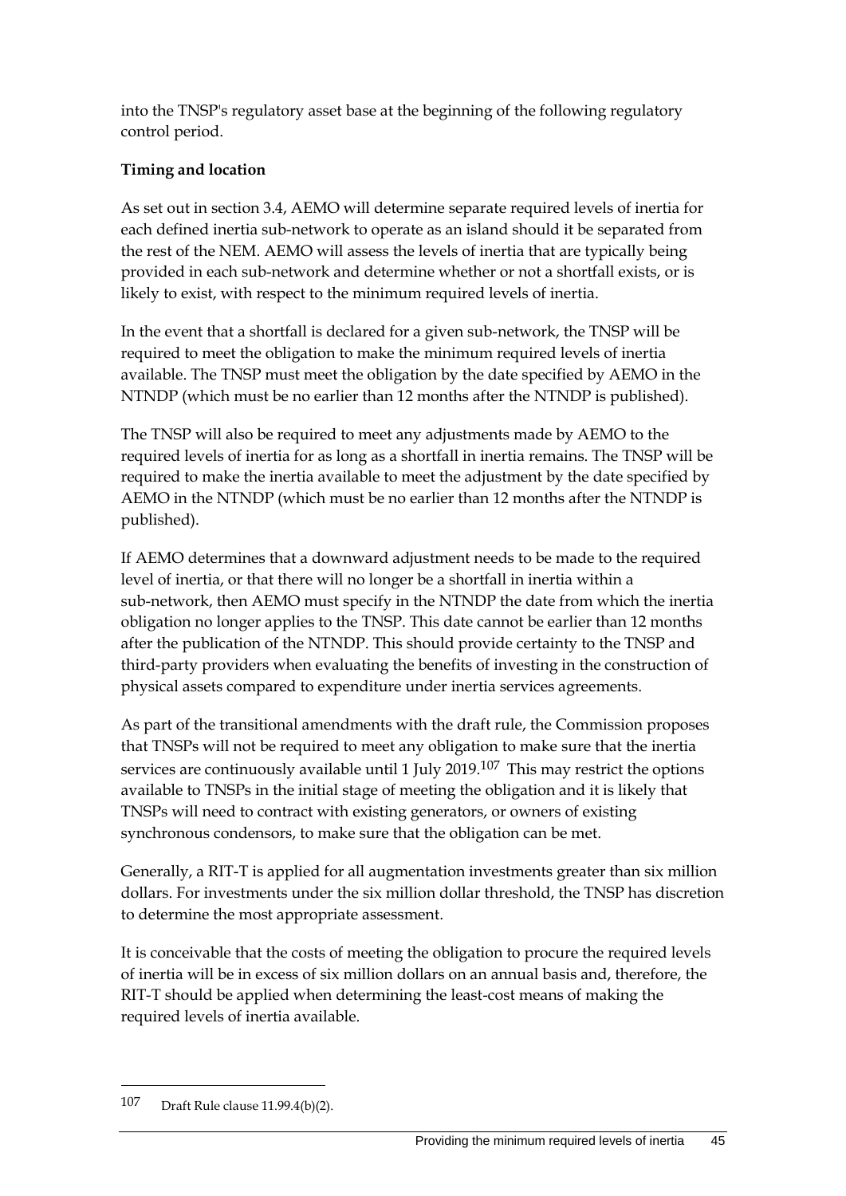into the TNSP's regulatory asset base at the beginning of the following regulatory control period.

**Timing and location**

As set out in section 3.4, AEMO will determine separate required levels of inertia for each defined inertia sub-network to operate as an island should it be separated from the rest of the NEM. AEMO will assess the levels of inertia that are typically being provided in each sub-network and determine whether or not a shortfall exists, or is likely to exist, with respect to the minimum required levels of inertia.

In the event that a shortfall is declared for a given sub-network, the TNSP will be required to meet the obligation to make the minimum required levels of inertia available. The TNSP must meet the obligation by the date specified by AEMO in the NTNDP (which must be no earlier than 12 months after the NTNDP is published).

The TNSP will also be required to meet any adjustments made by AEMO to the required levels of inertia for as long as a shortfall in inertia remains. The TNSP will be required to make the inertia available to meet the adjustment by the date specified by AEMO in the NTNDP (which must be no earlier than 12 months after the NTNDP is published).

If AEMO determines that a downward adjustment needs to be made to the required level of inertia, or that there will no longer be a shortfall in inertia within a sub-network, then AEMO must specify in the NTNDP the date from which the inertia obligation no longer applies to the TNSP. This date cannot be earlier than 12 months after the publication of the NTNDP. This should provide certainty to the TNSP and third-party providers when evaluating the benefits of investing in the construction of physical assets compared to expenditure under inertia services agreements.

As part of the transitional amendments with the draft rule, the Commission proposes that TNSPs will not be required to meet any obligation to make sure that the inertia services are continuously available until 1 July 2019.[107] This may restrict the options available to TNSPs in the initial stage of meeting the obligation and it is likely that TNSPs will need to contract with existing generators, or owners of existing synchronous condensors, to make sure that the obligation can be met.

Generally, a RIT-T is applied for all augmentation investments greater than six million dollars. For investments under the six million dollar threshold, the TNSP has discretion to determine the most appropriate assessment.

It is conceivable that the costs of meeting the obligation to procure the required levels of inertia will be in excess of six million dollars on an annual basis and, therefore, the RIT-T should be applied when determining the least-cost means of making the required levels of inertia available.

---

107 Draft Rule clause 11.99.4(b)(2).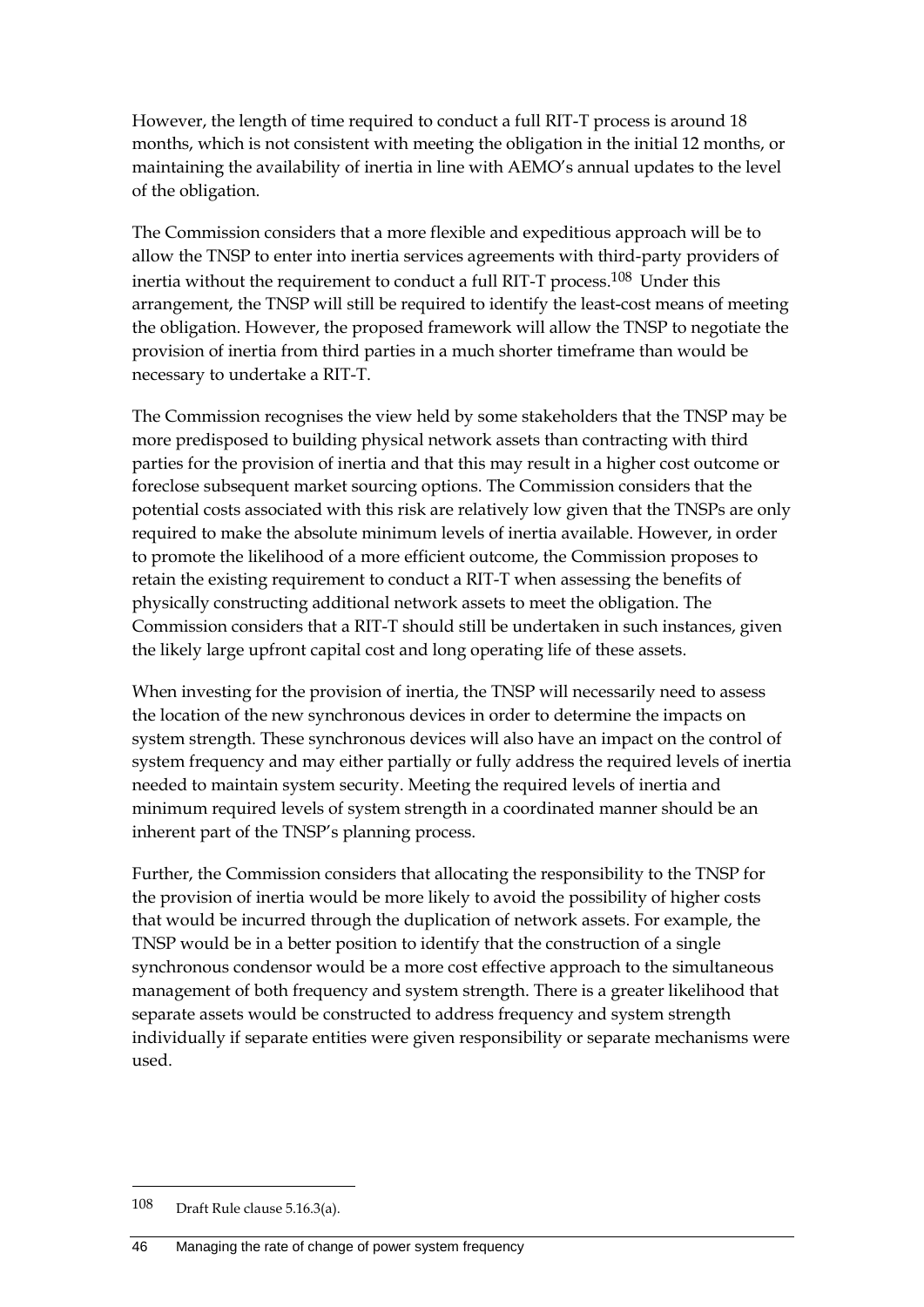However, the length of time required to conduct a full RIT-T process is around 18 months, which is not consistent with meeting the obligation in the initial 12 months, or maintaining the availability of inertia in line with AEMO's annual updates to the level of the obligation.

The Commission considers that a more flexible and expeditious approach will be to allow the TNSP to enter into inertia services agreements with third-party providers of inertia without the requirement to conduct a full RIT-T process.[108] Under this arrangement, the TNSP will still be required to identify the least-cost means of meeting the obligation. However, the proposed framework will allow the TNSP to negotiate the provision of inertia from third parties in a much shorter timeframe than would be necessary to undertake a RIT-T.

The Commission recognises the view held by some stakeholders that the TNSP may be more predisposed to building physical network assets than contracting with third parties for the provision of inertia and that this may result in a higher cost outcome or foreclose subsequent market sourcing options. The Commission considers that the potential costs associated with this risk are relatively low given that the TNSPs are only required to make the absolute minimum levels of inertia available. However, in order to promote the likelihood of a more efficient outcome, the Commission proposes to retain the existing requirement to conduct a RIT-T when assessing the benefits of physically constructing additional network assets to meet the obligation. The Commission considers that a RIT-T should still be undertaken in such instances, given the likely large upfront capital cost and long operating life of these assets.

When investing for the provision of inertia, the TNSP will necessarily need to assess the location of the new synchronous devices in order to determine the impacts on system strength. These synchronous devices will also have an impact on the control of system frequency and may either partially or fully address the required levels of inertia needed to maintain system security. Meeting the required levels of inertia and minimum required levels of system strength in a coordinated manner should be an inherent part of the TNSP's planning process.

Further, the Commission considers that allocating the responsibility to the TNSP for the provision of inertia would be more likely to avoid the possibility of higher costs that would be incurred through the duplication of network assets. For example, the TNSP would be in a better position to identify that the construction of a single synchronous condensor would be a more cost effective approach to the simultaneous management of both frequency and system strength. There is a greater likelihood that separate assets would be constructed to address frequency and system strength individually if separate entities were given responsibility or separate mechanisms were used.

[108] Draft Rule clause 5.16.3(a).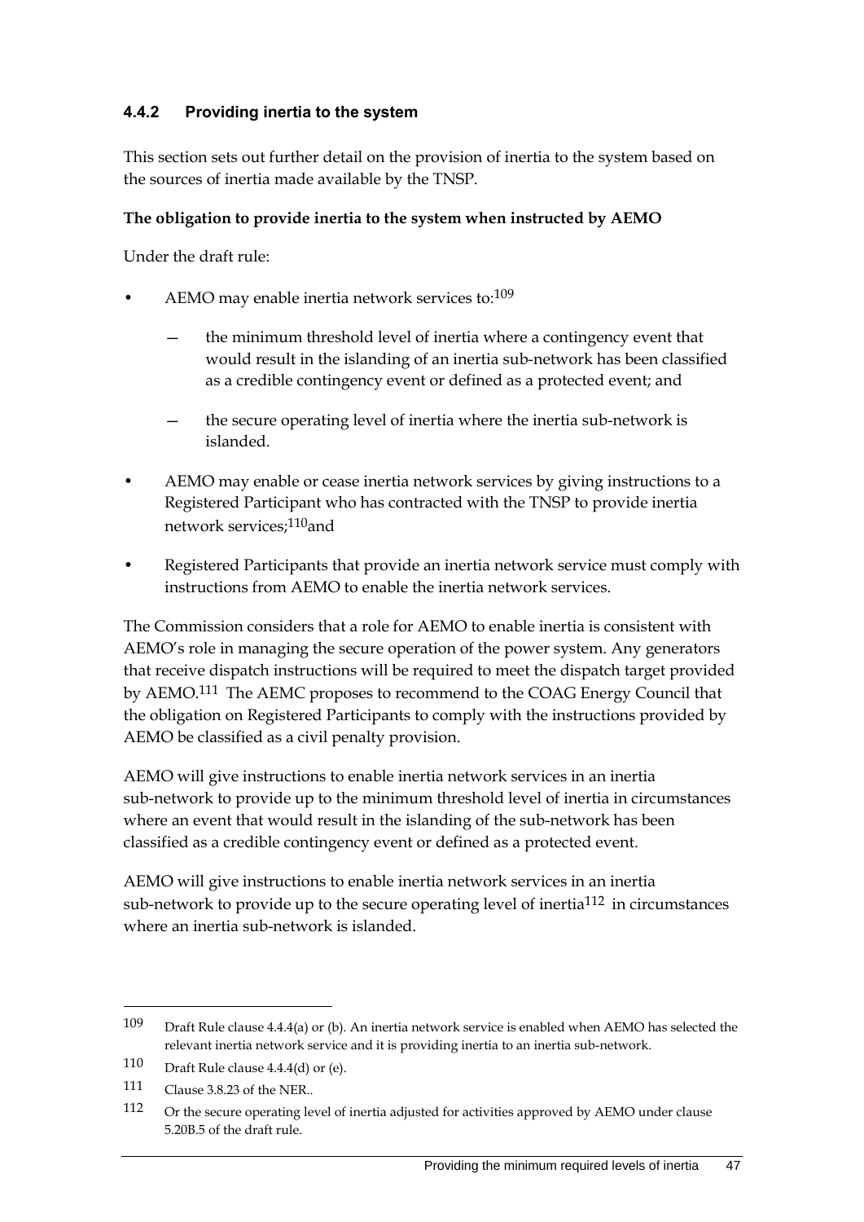### 4.4.2 Providing inertia to the system

This section sets out further detail on the provision of inertia to the system based on the sources of inertia made available by the TNSP.

**The obligation to provide inertia to the system when instructed by AEMO**

Under the draft rule:

- AEMO may enable inertia network services to:[109]
  - the minimum threshold level of inertia where a contingency event that would result in the islanding of an inertia sub-network has been classified as a credible contingency event or defined as a protected event; and
  - the secure operating level of inertia where the inertia sub-network is islanded.
- AEMO may enable or cease inertia network services by giving instructions to a Registered Participant who has contracted with the TNSP to provide inertia network services;[110]and
- Registered Participants that provide an inertia network service must comply with instructions from AEMO to enable the inertia network services.

The Commission considers that a role for AEMO to enable inertia is consistent with AEMO's role in managing the secure operation of the power system. Any generators that receive dispatch instructions will be required to meet the dispatch target provided by AEMO.[111] The AEMC proposes to recommend to the COAG Energy Council that the obligation on Registered Participants to comply with the instructions provided by AEMO be classified as a civil penalty provision.

AEMO will give instructions to enable inertia network services in an inertia sub-network to provide up to the minimum threshold level of inertia in circumstances where an event that would result in the islanding of the sub-network has been classified as a credible contingency event or defined as a protected event.

AEMO will give instructions to enable inertia network services in an inertia sub-network to provide up to the secure operating level of inertia[112] in circumstances where an inertia sub-network is islanded.

---

109 Draft Rule clause 4.4.4(a) or (b). An inertia network service is enabled when AEMO has selected the relevant inertia network service and it is providing inertia to an inertia sub-network.

110 Draft Rule clause 4.4.4(d) or (e).

111 Clause 3.8.23 of the NER..

112 Or the secure operating level of inertia adjusted for activities approved by AEMO under clause 5.20B.5 of the draft rule.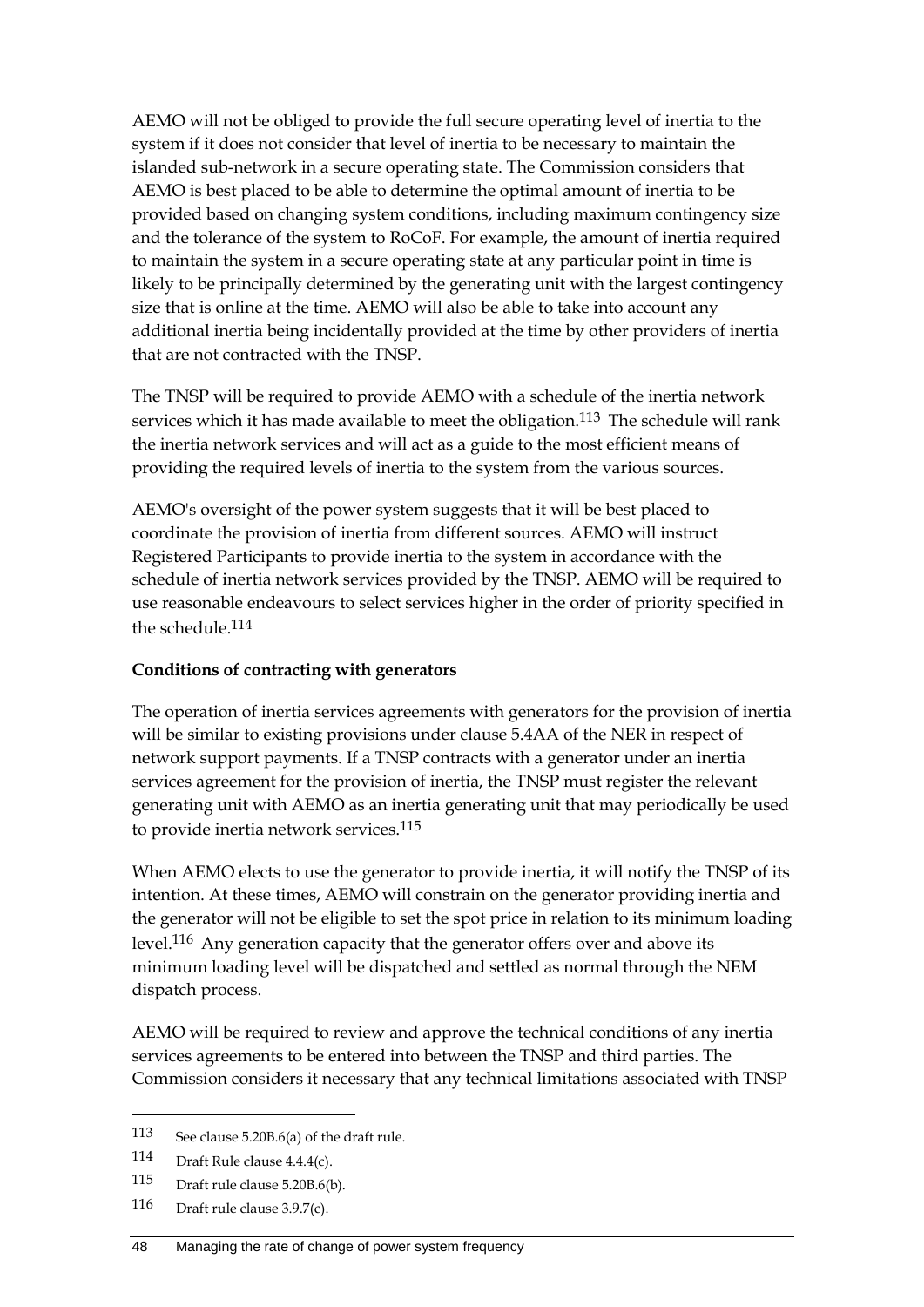AEMO will not be obliged to provide the full secure operating level of inertia to the system if it does not consider that level of inertia to be necessary to maintain the islanded sub-network in a secure operating state. The Commission considers that AEMO is best placed to be able to determine the optimal amount of inertia to be provided based on changing system conditions, including maximum contingency size and the tolerance of the system to RoCoF. For example, the amount of inertia required to maintain the system in a secure operating state at any particular point in time is likely to be principally determined by the generating unit with the largest contingency size that is online at the time. AEMO will also be able to take into account any additional inertia being incidentally provided at the time by other providers of inertia that are not contracted with the TNSP.

The TNSP will be required to provide AEMO with a schedule of the inertia network services which it has made available to meet the obligation.[113] The schedule will rank the inertia network services and will act as a guide to the most efficient means of providing the required levels of inertia to the system from the various sources.

AEMO's oversight of the power system suggests that it will be best placed to coordinate the provision of inertia from different sources. AEMO will instruct Registered Participants to provide inertia to the system in accordance with the schedule of inertia network services provided by the TNSP. AEMO will be required to use reasonable endeavours to select services higher in the order of priority specified in the schedule.[114]

**Conditions of contracting with generators**

The operation of inertia services agreements with generators for the provision of inertia will be similar to existing provisions under clause 5.4AA of the NER in respect of network support payments. If a TNSP contracts with a generator under an inertia services agreement for the provision of inertia, the TNSP must register the relevant generating unit with AEMO as an inertia generating unit that may periodically be used to provide inertia network services.[115]

When AEMO elects to use the generator to provide inertia, it will notify the TNSP of its intention. At these times, AEMO will constrain on the generator providing inertia and the generator will not be eligible to set the spot price in relation to its minimum loading level.[116] Any generation capacity that the generator offers over and above its minimum loading level will be dispatched and settled as normal through the NEM dispatch process.

AEMO will be required to review and approve the technical conditions of any inertia services agreements to be entered into between the TNSP and third parties. The Commission considers it necessary that any technical limitations associated with TNSP

---

113 See clause 5.20B.6(a) of the draft rule.

114 Draft Rule clause 4.4.4(c).

115 Draft rule clause 5.20B.6(b).

116 Draft rule clause 3.9.7(c).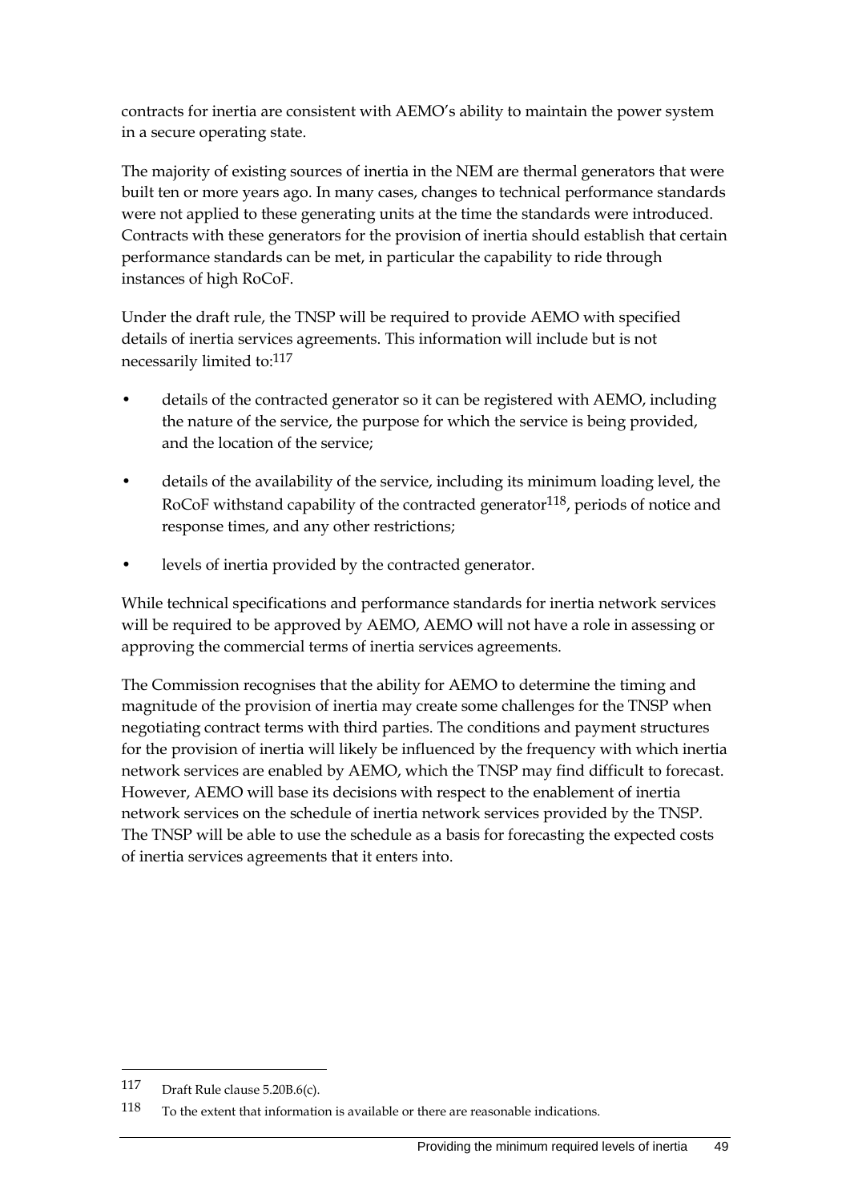contracts for inertia are consistent with AEMO's ability to maintain the power system in a secure operating state.

The majority of existing sources of inertia in the NEM are thermal generators that were built ten or more years ago. In many cases, changes to technical performance standards were not applied to these generating units at the time the standards were introduced. Contracts with these generators for the provision of inertia should establish that certain performance standards can be met, in particular the capability to ride through instances of high RoCoF.

Under the draft rule, the TNSP will be required to provide AEMO with specified details of inertia services agreements. This information will include but is not necessarily limited to:[117]

- details of the contracted generator so it can be registered with AEMO, including the nature of the service, the purpose for which the service is being provided, and the location of the service;
- details of the availability of the service, including its minimum loading level, the RoCoF withstand capability of the contracted generator[118], periods of notice and response times, and any other restrictions;
- levels of inertia provided by the contracted generator.

While technical specifications and performance standards for inertia network services will be required to be approved by AEMO, AEMO will not have a role in assessing or approving the commercial terms of inertia services agreements.

The Commission recognises that the ability for AEMO to determine the timing and magnitude of the provision of inertia may create some challenges for the TNSP when negotiating contract terms with third parties. The conditions and payment structures for the provision of inertia will likely be influenced by the frequency with which inertia network services are enabled by AEMO, which the TNSP may find difficult to forecast. However, AEMO will base its decisions with respect to the enablement of inertia network services on the schedule of inertia network services provided by the TNSP. The TNSP will be able to use the schedule as a basis for forecasting the expected costs of inertia services agreements that it enters into.

---

117 Draft Rule clause 5.20B.6(c).

118 To the extent that information is available or there are reasonable indications.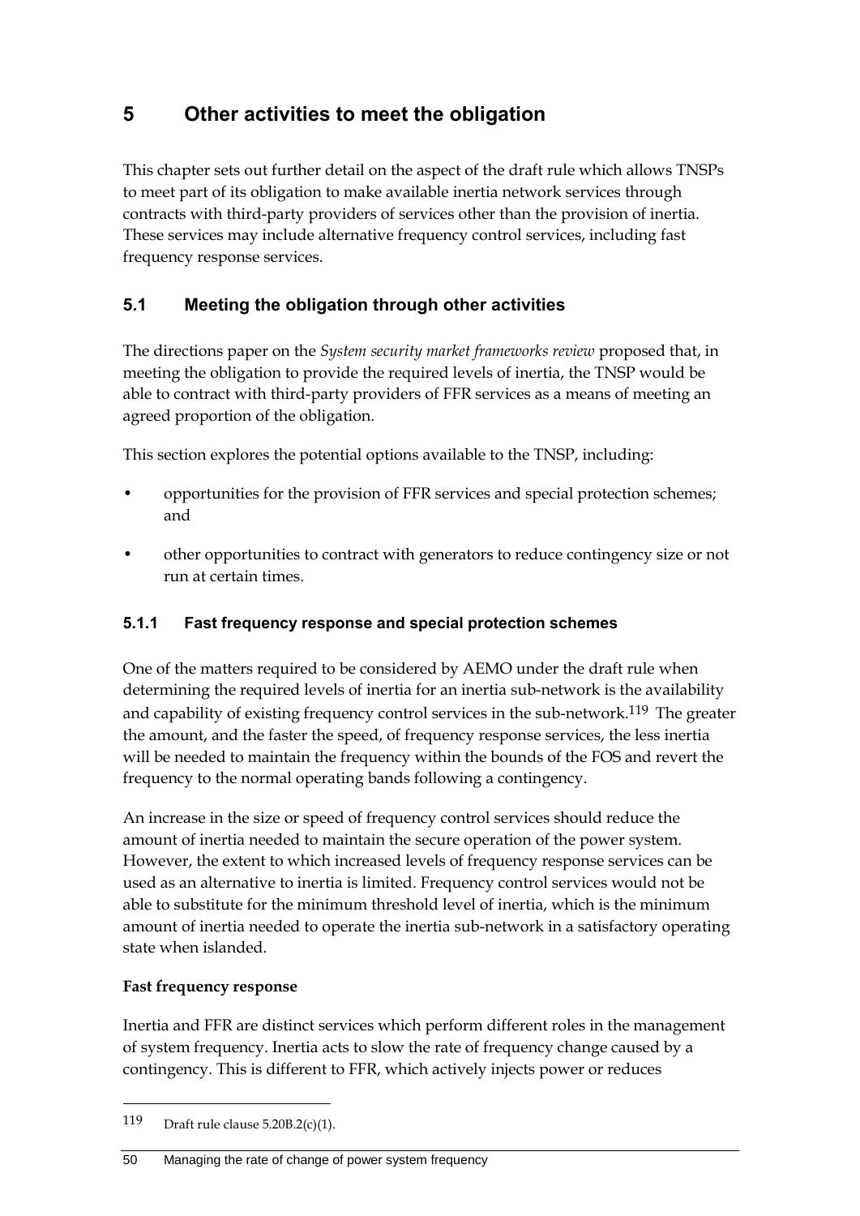# 5 Other activities to meet the obligation

This chapter sets out further detail on the aspect of the draft rule which allows TNSPs to meet part of its obligation to make available inertia network services through contracts with third-party providers of services other than the provision of inertia. These services may include alternative frequency control services, including fast frequency response services.

## 5.1 Meeting the obligation through other activities

The directions paper on the *System security market frameworks review* proposed that, in meeting the obligation to provide the required levels of inertia, the TNSP would be able to contract with third-party providers of FFR services as a means of meeting an agreed proportion of the obligation.

This section explores the potential options available to the TNSP, including:

- opportunities for the provision of FFR services and special protection schemes; and
- other opportunities to contract with generators to reduce contingency size or not run at certain times.

### 5.1.1 Fast frequency response and special protection schemes

One of the matters required to be considered by AEMO under the draft rule when determining the required levels of inertia for an inertia sub-network is the availability and capability of existing frequency control services in the sub-network.[119] The greater the amount, and the faster the speed, of frequency response services, the less inertia will be needed to maintain the frequency within the bounds of the FOS and revert the frequency to the normal operating bands following a contingency.

An increase in the size or speed of frequency control services should reduce the amount of inertia needed to maintain the secure operation of the power system. However, the extent to which increased levels of frequency response services can be used as an alternative to inertia is limited. Frequency control services would not be able to substitute for the minimum threshold level of inertia, which is the minimum amount of inertia needed to operate the inertia sub-network in a satisfactory operating state when islanded.

**Fast frequency response**

Inertia and FFR are distinct services which perform different roles in the management of system frequency. Inertia acts to slow the rate of frequency change caused by a contingency. This is different to FFR, which actively injects power or reduces

[119] Draft rule clause 5.20B.2(c)(1).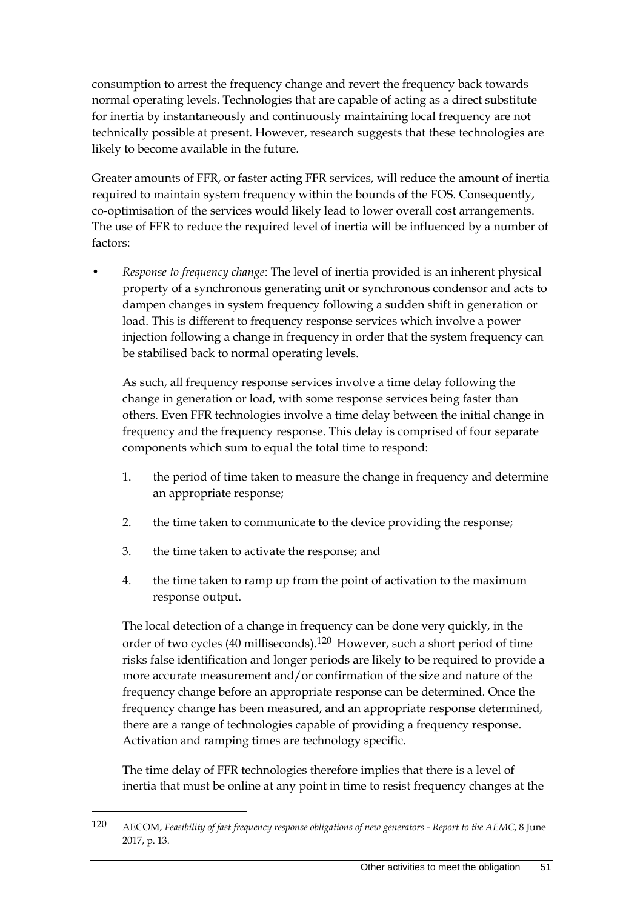consumption to arrest the frequency change and revert the frequency back towards normal operating levels. Technologies that are capable of acting as a direct substitute for inertia by instantaneously and continuously maintaining local frequency are not technically possible at present. However, research suggests that these technologies are likely to become available in the future.

Greater amounts of FFR, or faster acting FFR services, will reduce the amount of inertia required to maintain system frequency within the bounds of the FOS. Consequently, co-optimisation of the services would likely lead to lower overall cost arrangements. The use of FFR to reduce the required level of inertia will be influenced by a number of factors:

- *Response to frequency change*: The level of inertia provided is an inherent physical property of a synchronous generating unit or synchronous condensor and acts to dampen changes in system frequency following a sudden shift in generation or load. This is different to frequency response services which involve a power injection following a change in frequency in order that the system frequency can be stabilised back to normal operating levels.

  As such, all frequency response services involve a time delay following the change in generation or load, with some response services being faster than others. Even FFR technologies involve a time delay between the initial change in frequency and the frequency response. This delay is comprised of four separate components which sum to equal the total time to respond:

  1. the period of time taken to measure the change in frequency and determine an appropriate response;
  2. the time taken to communicate to the device providing the response;
  3. the time taken to activate the response; and
  4. the time taken to ramp up from the point of activation to the maximum response output.

  The local detection of a change in frequency can be done very quickly, in the order of two cycles (40 milliseconds).[120] However, such a short period of time risks false identification and longer periods are likely to be required to provide a more accurate measurement and/or confirmation of the size and nature of the frequency change before an appropriate response can be determined. Once the frequency change has been measured, and an appropriate response determined, there are a range of technologies capable of providing a frequency response. Activation and ramping times are technology specific.

  The time delay of FFR technologies therefore implies that there is a level of inertia that must be online at any point in time to resist frequency changes at the

---

120 AECOM, *Feasibility of fast frequency response obligations of new generators - Report to the AEMC*, 8 June 2017, p. 13.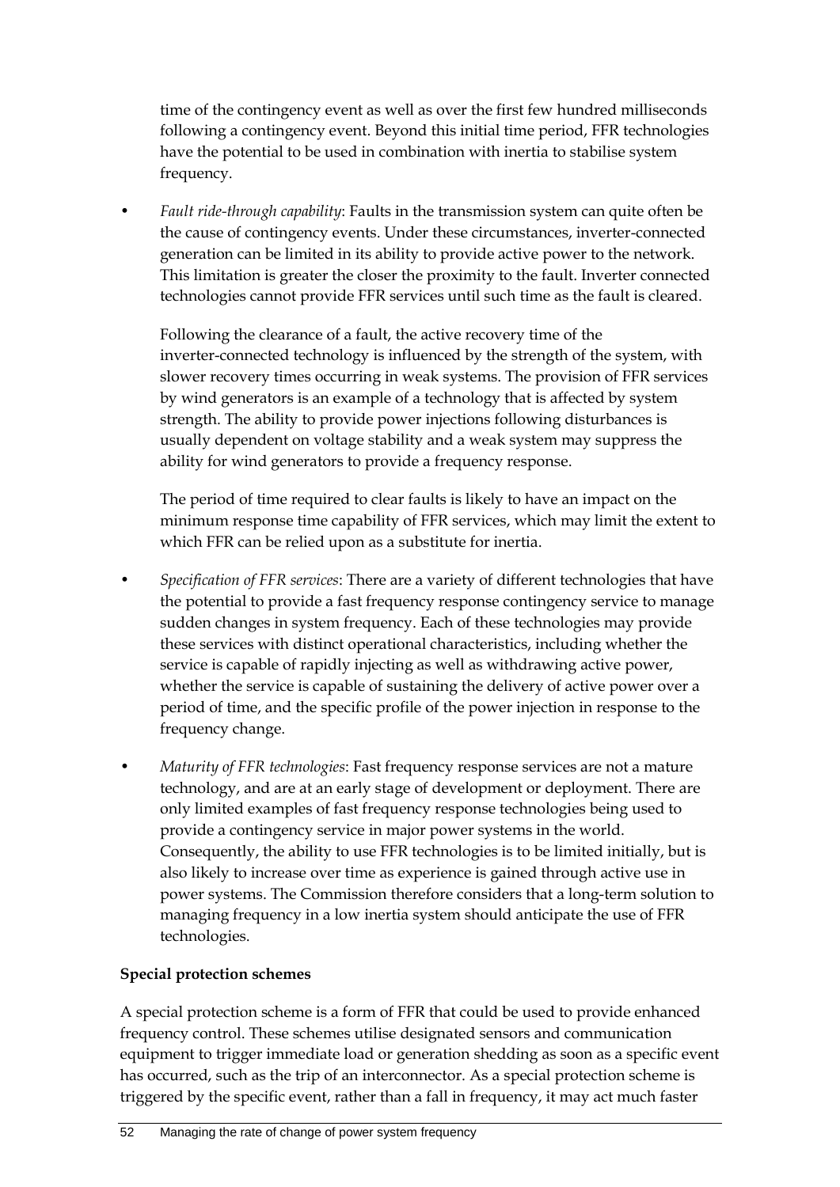time of the contingency event as well as over the first few hundred milliseconds following a contingency event. Beyond this initial time period, FFR technologies have the potential to be used in combination with inertia to stabilise system frequency.

- *Fault ride-through capability*: Faults in the transmission system can quite often be the cause of contingency events. Under these circumstances, inverter-connected generation can be limited in its ability to provide active power to the network. This limitation is greater the closer the proximity to the fault. Inverter connected technologies cannot provide FFR services until such time as the fault is cleared.

  Following the clearance of a fault, the active recovery time of the inverter-connected technology is influenced by the strength of the system, with slower recovery times occurring in weak systems. The provision of FFR services by wind generators is an example of a technology that is affected by system strength. The ability to provide power injections following disturbances is usually dependent on voltage stability and a weak system may suppress the ability for wind generators to provide a frequency response.

  The period of time required to clear faults is likely to have an impact on the minimum response time capability of FFR services, which may limit the extent to which FFR can be relied upon as a substitute for inertia.

- *Specification of FFR services*: There are a variety of different technologies that have the potential to provide a fast frequency response contingency service to manage sudden changes in system frequency. Each of these technologies may provide these services with distinct operational characteristics, including whether the service is capable of rapidly injecting as well as withdrawing active power, whether the service is capable of sustaining the delivery of active power over a period of time, and the specific profile of the power injection in response to the frequency change.

- *Maturity of FFR technologies*: Fast frequency response services are not a mature technology, and are at an early stage of development or deployment. There are only limited examples of fast frequency response technologies being used to provide a contingency service in major power systems in the world. Consequently, the ability to use FFR technologies is to be limited initially, but is also likely to increase over time as experience is gained through active use in power systems. The Commission therefore considers that a long-term solution to managing frequency in a low inertia system should anticipate the use of FFR technologies.

**Special protection schemes**

A special protection scheme is a form of FFR that could be used to provide enhanced frequency control. These schemes utilise designated sensors and communication equipment to trigger immediate load or generation shedding as soon as a specific event has occurred, such as the trip of an interconnector. As a special protection scheme is triggered by the specific event, rather than a fall in frequency, it may act much faster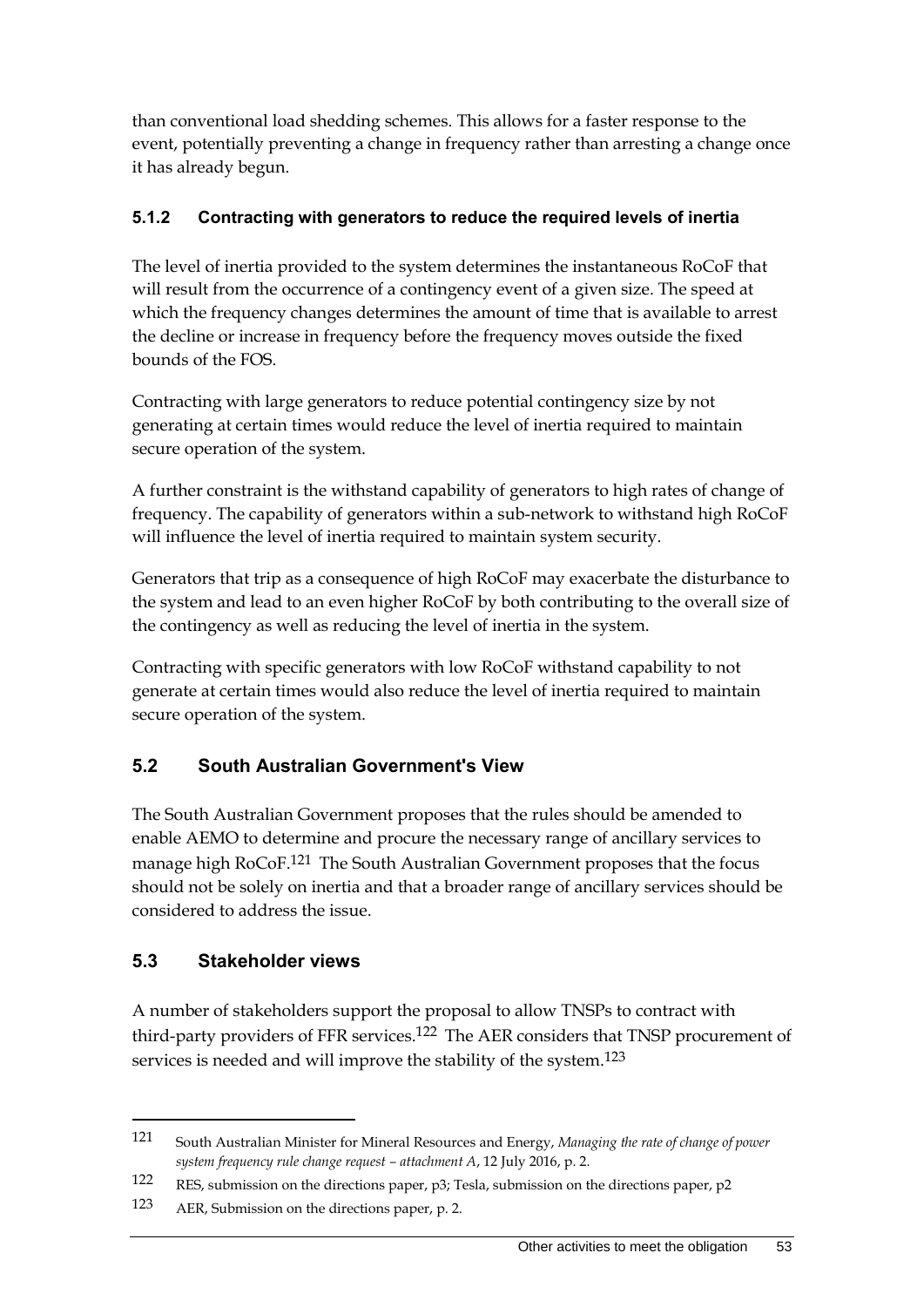than conventional load shedding schemes. This allows for a faster response to the event, potentially preventing a change in frequency rather than arresting a change once it has already begun.

### 5.1.2 Contracting with generators to reduce the required levels of inertia

The level of inertia provided to the system determines the instantaneous RoCoF that will result from the occurrence of a contingency event of a given size. The speed at which the frequency changes determines the amount of time that is available to arrest the decline or increase in frequency before the frequency moves outside the fixed bounds of the FOS.

Contracting with large generators to reduce potential contingency size by not generating at certain times would reduce the level of inertia required to maintain secure operation of the system.

A further constraint is the withstand capability of generators to high rates of change of frequency. The capability of generators within a sub-network to withstand high RoCoF will influence the level of inertia required to maintain system security.

Generators that trip as a consequence of high RoCoF may exacerbate the disturbance to the system and lead to an even higher RoCoF by both contributing to the overall size of the contingency as well as reducing the level of inertia in the system.

Contracting with specific generators with low RoCoF withstand capability to not generate at certain times would also reduce the level of inertia required to maintain secure operation of the system.

## 5.2 South Australian Government's View

The South Australian Government proposes that the rules should be amended to enable AEMO to determine and procure the necessary range of ancillary services to manage high RoCoF.[121] The South Australian Government proposes that the focus should not be solely on inertia and that a broader range of ancillary services should be considered to address the issue.

## 5.3 Stakeholder views

A number of stakeholders support the proposal to allow TNSPs to contract with third-party providers of FFR services.[122] The AER considers that TNSP procurement of services is needed and will improve the stability of the system.[123]

---

121 South Australian Minister for Mineral Resources and Energy, *Managing the rate of change of power system frequency rule change request – attachment A*, 12 July 2016, p. 2.

122 RES, submission on the directions paper, p3; Tesla, submission on the directions paper, p2

123 AER, Submission on the directions paper, p. 2.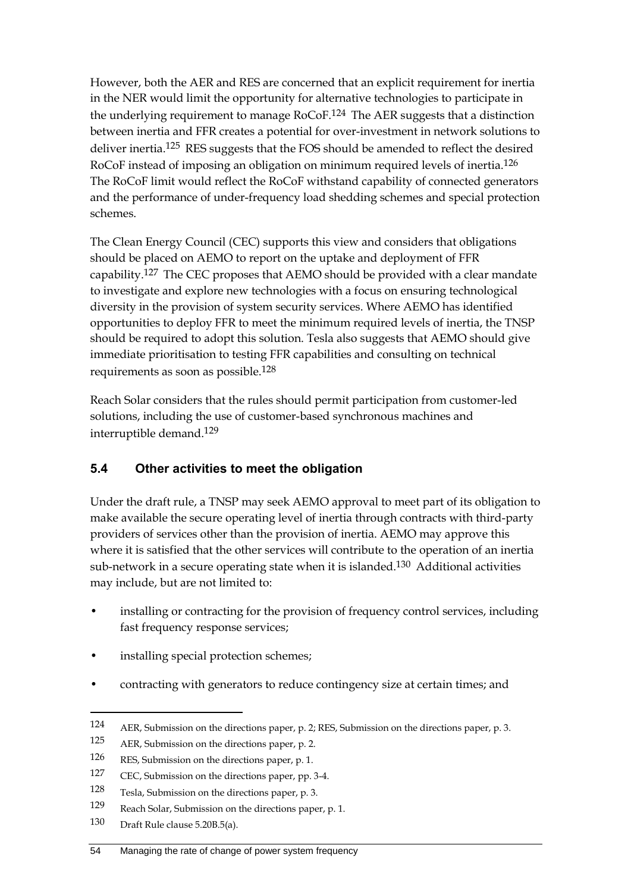However, both the AER and RES are concerned that an explicit requirement for inertia in the NER would limit the opportunity for alternative technologies to participate in the underlying requirement to manage RoCoF.[124] The AER suggests that a distinction between inertia and FFR creates a potential for over-investment in network solutions to deliver inertia.[125] RES suggests that the FOS should be amended to reflect the desired RoCoF instead of imposing an obligation on minimum required levels of inertia.[126] The RoCoF limit would reflect the RoCoF withstand capability of connected generators and the performance of under-frequency load shedding schemes and special protection schemes.

The Clean Energy Council (CEC) supports this view and considers that obligations should be placed on AEMO to report on the uptake and deployment of FFR capability.[127] The CEC proposes that AEMO should be provided with a clear mandate to investigate and explore new technologies with a focus on ensuring technological diversity in the provision of system security services. Where AEMO has identified opportunities to deploy FFR to meet the minimum required levels of inertia, the TNSP should be required to adopt this solution. Tesla also suggests that AEMO should give immediate prioritisation to testing FFR capabilities and consulting on technical requirements as soon as possible.[128]

Reach Solar considers that the rules should permit participation from customer-led solutions, including the use of customer-based synchronous machines and interruptible demand.[129]

## 5.4 Other activities to meet the obligation

Under the draft rule, a TNSP may seek AEMO approval to meet part of its obligation to make available the secure operating level of inertia through contracts with third-party providers of services other than the provision of inertia. AEMO may approve this where it is satisfied that the other services will contribute to the operation of an inertia sub-network in a secure operating state when it is islanded.[130] Additional activities may include, but are not limited to:

- installing or contracting for the provision of frequency control services, including fast frequency response services;
- installing special protection schemes;
- contracting with generators to reduce contingency size at certain times; and

---

124 AER, Submission on the directions paper, p. 2; RES, Submission on the directions paper, p. 3.

125 AER, Submission on the directions paper, p. 2.

126 RES, Submission on the directions paper, p. 1.

127 CEC, Submission on the directions paper, pp. 3-4.

128 Tesla, Submission on the directions paper, p. 3.

129 Reach Solar, Submission on the directions paper, p. 1.

130 Draft Rule clause 5.20B.5(a).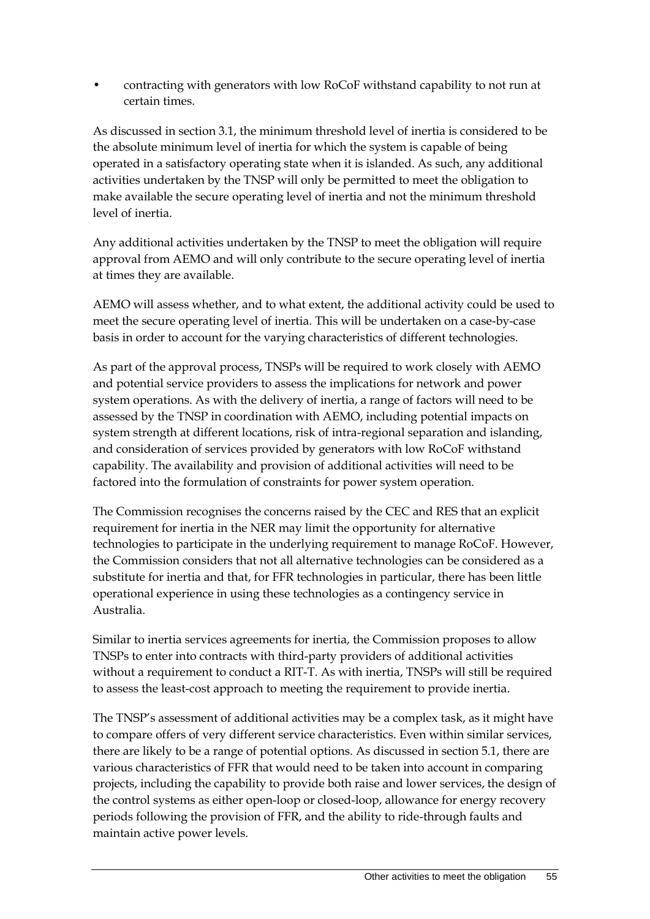- contracting with generators with low RoCoF withstand capability to not run at certain times.

As discussed in section 3.1, the minimum threshold level of inertia is considered to be the absolute minimum level of inertia for which the system is capable of being operated in a satisfactory operating state when it is islanded. As such, any additional activities undertaken by the TNSP will only be permitted to meet the obligation to make available the secure operating level of inertia and not the minimum threshold level of inertia.

Any additional activities undertaken by the TNSP to meet the obligation will require approval from AEMO and will only contribute to the secure operating level of inertia at times they are available.

AEMO will assess whether, and to what extent, the additional activity could be used to meet the secure operating level of inertia. This will be undertaken on a case-by-case basis in order to account for the varying characteristics of different technologies.

As part of the approval process, TNSPs will be required to work closely with AEMO and potential service providers to assess the implications for network and power system operations. As with the delivery of inertia, a range of factors will need to be assessed by the TNSP in coordination with AEMO, including potential impacts on system strength at different locations, risk of intra-regional separation and islanding, and consideration of services provided by generators with low RoCoF withstand capability. The availability and provision of additional activities will need to be factored into the formulation of constraints for power system operation.

The Commission recognises the concerns raised by the CEC and RES that an explicit requirement for inertia in the NER may limit the opportunity for alternative technologies to participate in the underlying requirement to manage RoCoF. However, the Commission considers that not all alternative technologies can be considered as a substitute for inertia and that, for FFR technologies in particular, there has been little operational experience in using these technologies as a contingency service in Australia.

Similar to inertia services agreements for inertia, the Commission proposes to allow TNSPs to enter into contracts with third-party providers of additional activities without a requirement to conduct a RIT-T. As with inertia, TNSPs will still be required to assess the least-cost approach to meeting the requirement to provide inertia.

The TNSP's assessment of additional activities may be a complex task, as it might have to compare offers of very different service characteristics. Even within similar services, there are likely to be a range of potential options. As discussed in section 5.1, there are various characteristics of FFR that would need to be taken into account in comparing projects, including the capability to provide both raise and lower services, the design of the control systems as either open-loop or closed-loop, allowance for energy recovery periods following the provision of FFR, and the ability to ride-through faults and maintain active power levels.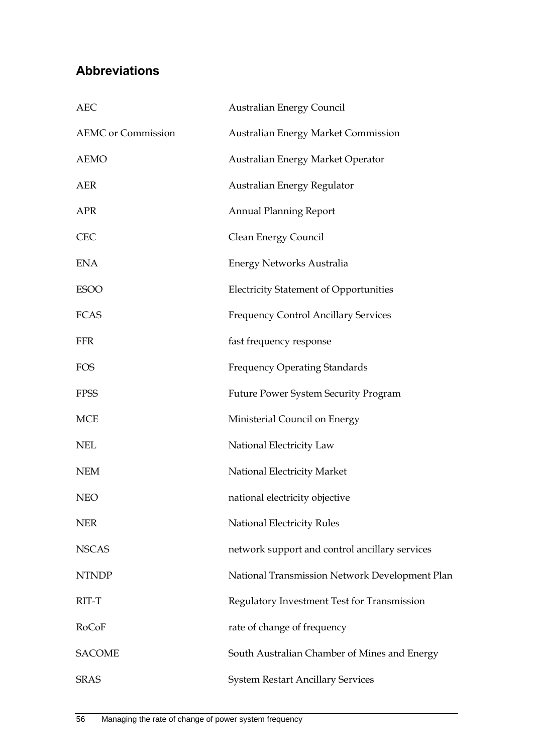## Abbreviations

| | |
|---|---|
| AEC | Australian Energy Council |
| AEMC or Commission | Australian Energy Market Commission |
| AEMO | Australian Energy Market Operator |
| AER | Australian Energy Regulator |
| APR | Annual Planning Report |
| CEC | Clean Energy Council |
| ENA | Energy Networks Australia |
| ESOO | Electricity Statement of Opportunities |
| FCAS | Frequency Control Ancillary Services |
| FFR | fast frequency response |
| FOS | Frequency Operating Standards |
| FPSS | Future Power System Security Program |
| MCE | Ministerial Council on Energy |
| NEL | National Electricity Law |
| NEM | National Electricity Market |
| NEO | national electricity objective |
| NER | National Electricity Rules |
| NSCAS | network support and control ancillary services |
| NTNDP | National Transmission Network Development Plan |
| RIT-T | Regulatory Investment Test for Transmission |
| RoCoF | rate of change of frequency |
| SACOME | South Australian Chamber of Mines and Energy |
| SRAS | System Restart Ancillary Services |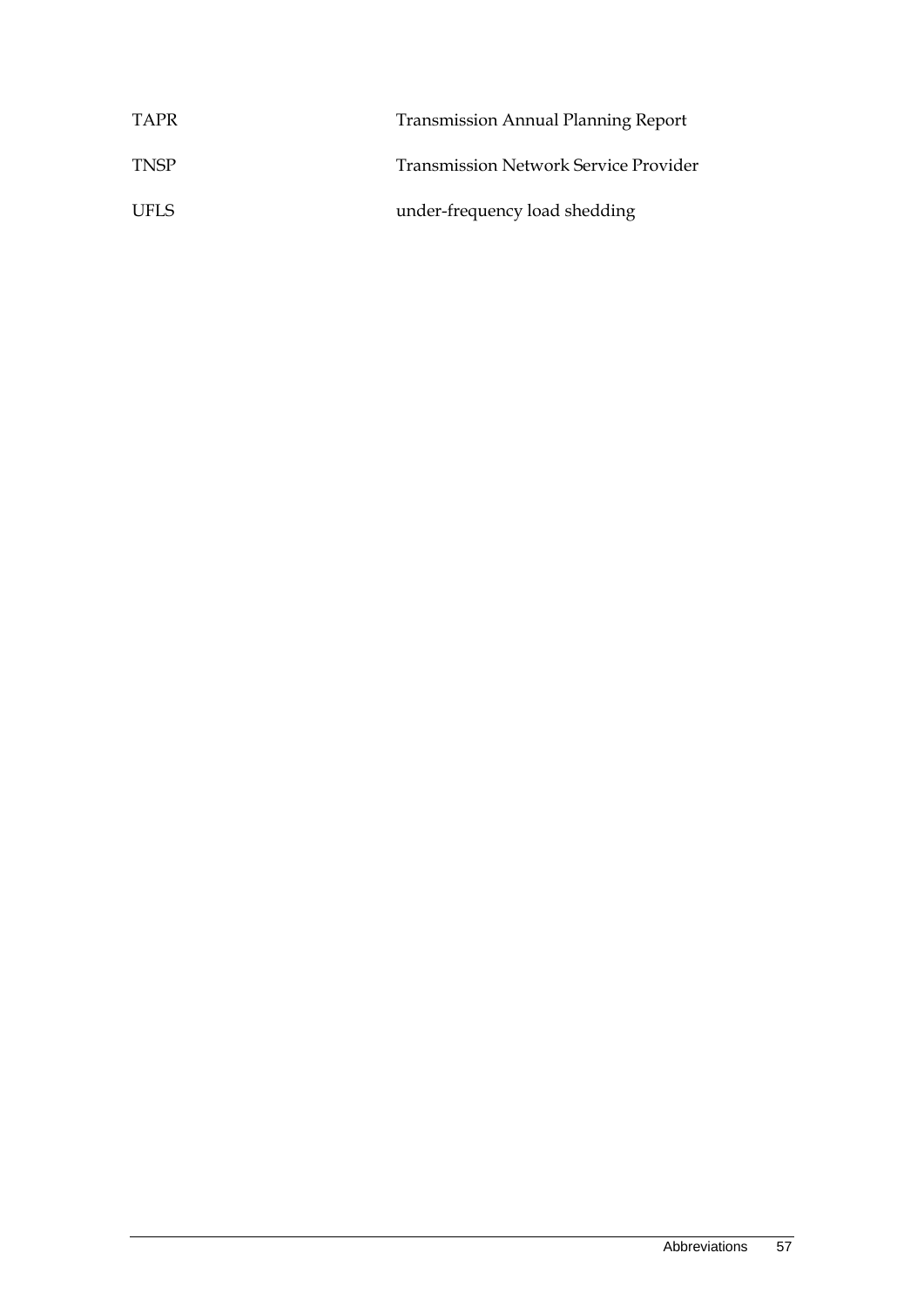| | |
|---|---|
| TAPR | Transmission Annual Planning Report |
| TNSP | Transmission Network Service Provider |
| UFLS | under-frequency load shedding |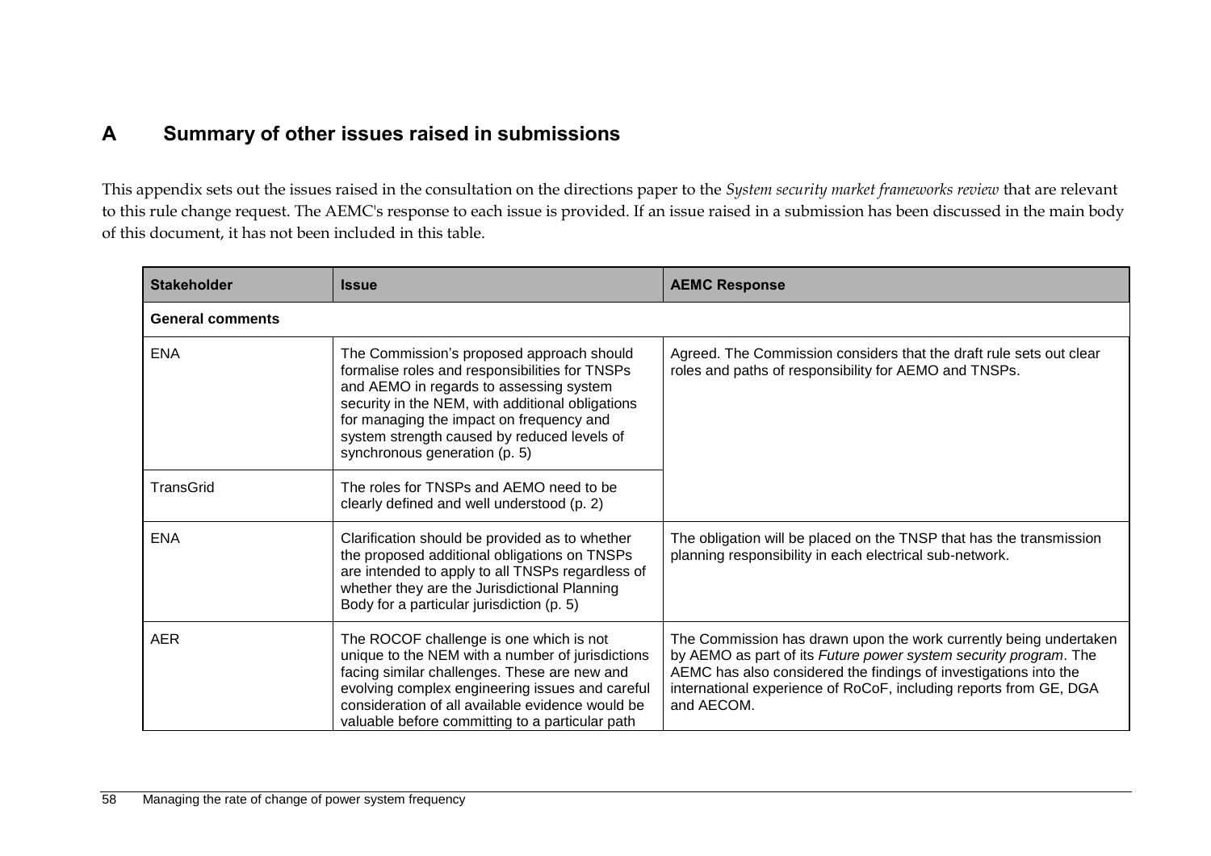# A Summary of other issues raised in submissions

This appendix sets out the issues raised in the consultation on the directions paper to the *System security market frameworks review* that are relevant to this rule change request. The AEMC's response to each issue is provided. If an issue raised in a submission has been discussed in the main body of this document, it has not been included in this table.

| Stakeholder | Issue | AEMC Response |
|---|---|---|
| **General comments** | | |
| ENA | The Commission's proposed approach should formalise roles and responsibilities for TNSPs and AEMO in regards to assessing system security in the NEM, with additional obligations for managing the impact on frequency and system strength caused by reduced levels of synchronous generation (p. 5) | Agreed. The Commission considers that the draft rule sets out clear roles and paths of responsibility for AEMO and TNSPs. |
| TransGrid | The roles for TNSPs and AEMO need to be clearly defined and well understood (p. 2) | |
| ENA | Clarification should be provided as to whether the proposed additional obligations on TNSPs are intended to apply to all TNSPs regardless of whether they are the Jurisdictional Planning Body for a particular jurisdiction (p. 5) | The obligation will be placed on the TNSP that has the transmission planning responsibility in each electrical sub-network. |
| AER | The ROCOF challenge is one which is not unique to the NEM with a number of jurisdictions facing similar challenges. These are new and evolving complex engineering issues and careful consideration of all available evidence would be valuable before committing to a particular path | The Commission has drawn upon the work currently being undertaken by AEMO as part of its *Future power system security program*. The AEMC has also considered the findings of investigations into the international experience of RoCoF, including reports from GE, DGA and AECOM. |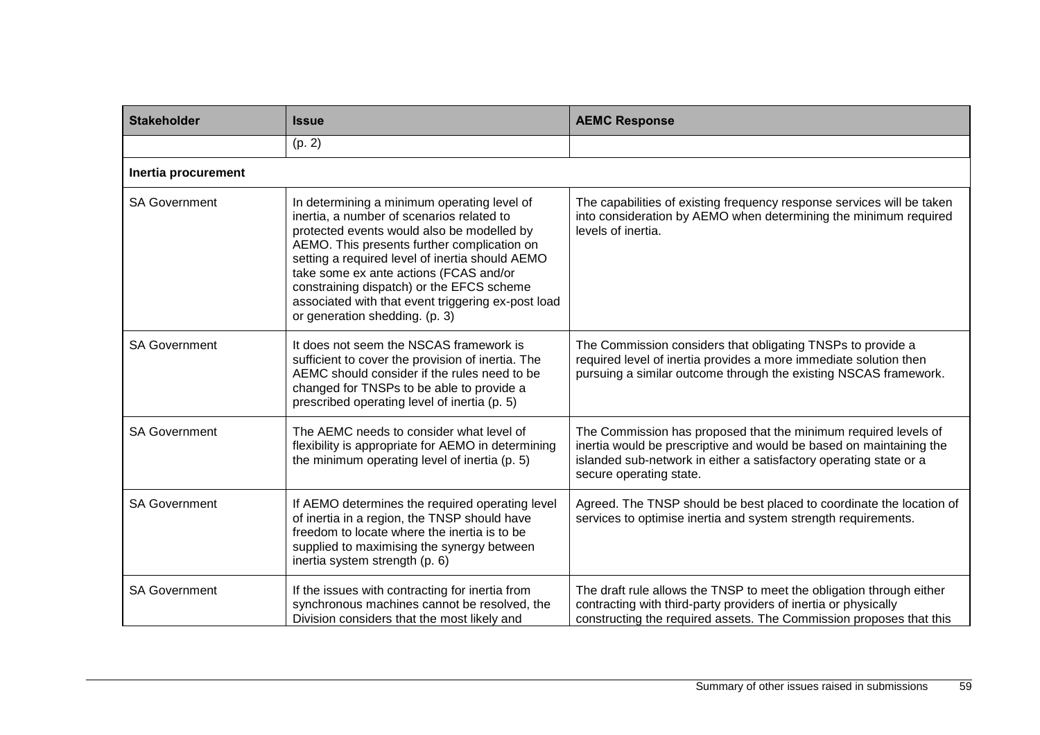| Stakeholder | Issue | AEMC Response |
|---|---|---|
| | (p. 2) | |
| **Inertia procurement** | | |
| SA Government | In determining a minimum operating level of inertia, a number of scenarios related to protected events would also be modelled by AEMO. This presents further complication on setting a required level of inertia should AEMO take some ex ante actions (FCAS and/or constraining dispatch) or the EFCS scheme associated with that event triggering ex-post load or generation shedding. (p. 3) | The capabilities of existing frequency response services will be taken into consideration by AEMO when determining the minimum required levels of inertia. |
| SA Government | It does not seem the NSCAS framework is sufficient to cover the provision of inertia. The AEMC should consider if the rules need to be changed for TNSPs to be able to provide a prescribed operating level of inertia (p. 5) | The Commission considers that obligating TNSPs to provide a required level of inertia provides a more immediate solution then pursuing a similar outcome through the existing NSCAS framework. |
| SA Government | The AEMC needs to consider what level of flexibility is appropriate for AEMO in determining the minimum operating level of inertia (p. 5) | The Commission has proposed that the minimum required levels of inertia would be prescriptive and would be based on maintaining the islanded sub-network in either a satisfactory operating state or a secure operating state. |
| SA Government | If AEMO determines the required operating level of inertia in a region, the TNSP should have freedom to locate where the inertia is to be supplied to maximising the synergy between inertia system strength (p. 6) | Agreed. The TNSP should be best placed to coordinate the location of services to optimise inertia and system strength requirements. |
| SA Government | If the issues with contracting for inertia from synchronous machines cannot be resolved, the Division considers that the most likely and | The draft rule allows the TNSP to meet the obligation through either contracting with third-party providers of inertia or physically constructing the required assets. The Commission proposes that this |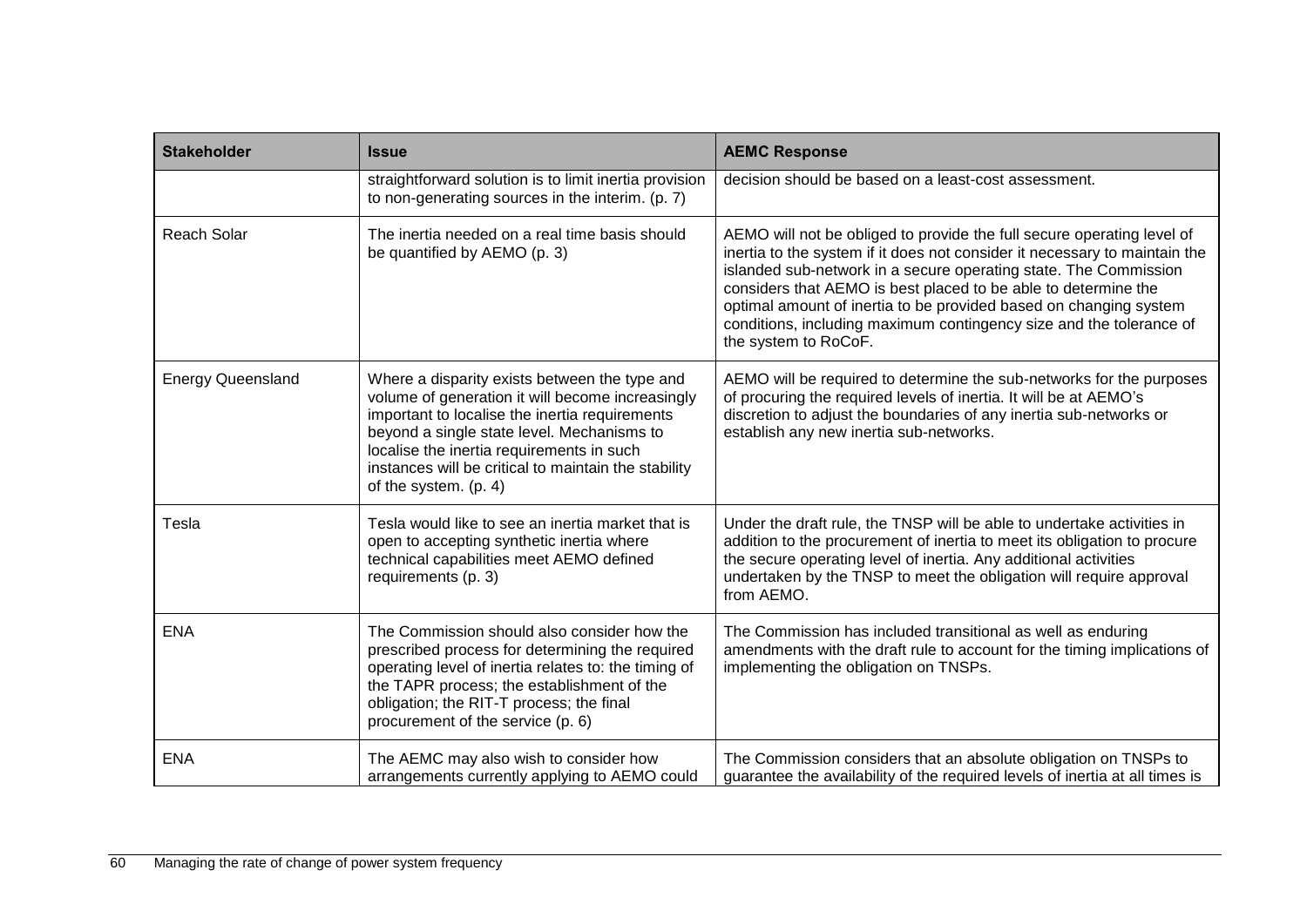| Stakeholder | Issue | AEMC Response |
|---|---|---|
| | straightforward solution is to limit inertia provision to non-generating sources in the interim. (p. 7) | decision should be based on a least-cost assessment. |
| Reach Solar | The inertia needed on a real time basis should be quantified by AEMO (p. 3) | AEMO will not be obliged to provide the full secure operating level of inertia to the system if it does not consider it necessary to maintain the islanded sub-network in a secure operating state. The Commission considers that AEMO is best placed to be able to determine the optimal amount of inertia to be provided based on changing system conditions, including maximum contingency size and the tolerance of the system to RoCoF. |
| Energy Queensland | Where a disparity exists between the type and volume of generation it will become increasingly important to localise the inertia requirements beyond a single state level. Mechanisms to localise the inertia requirements in such instances will be critical to maintain the stability of the system. (p. 4) | AEMO will be required to determine the sub-networks for the purposes of procuring the required levels of inertia. It will be at AEMO's discretion to adjust the boundaries of any inertia sub-networks or establish any new inertia sub-networks. |
| Tesla | Tesla would like to see an inertia market that is open to accepting synthetic inertia where technical capabilities meet AEMO defined requirements (p. 3) | Under the draft rule, the TNSP will be able to undertake activities in addition to the procurement of inertia to meet its obligation to procure the secure operating level of inertia. Any additional activities undertaken by the TNSP to meet the obligation will require approval from AEMO. |
| ENA | The Commission should also consider how the prescribed process for determining the required operating level of inertia relates to: the timing of the TAPR process; the establishment of the obligation; the RIT-T process; the final procurement of the service (p. 6) | The Commission has included transitional as well as enduring amendments with the draft rule to account for the timing implications of implementing the obligation on TNSPs. |
| ENA | The AEMC may also wish to consider how arrangements currently applying to AEMO could | The Commission considers that an absolute obligation on TNSPs to guarantee the availability of the required levels of inertia at all times is |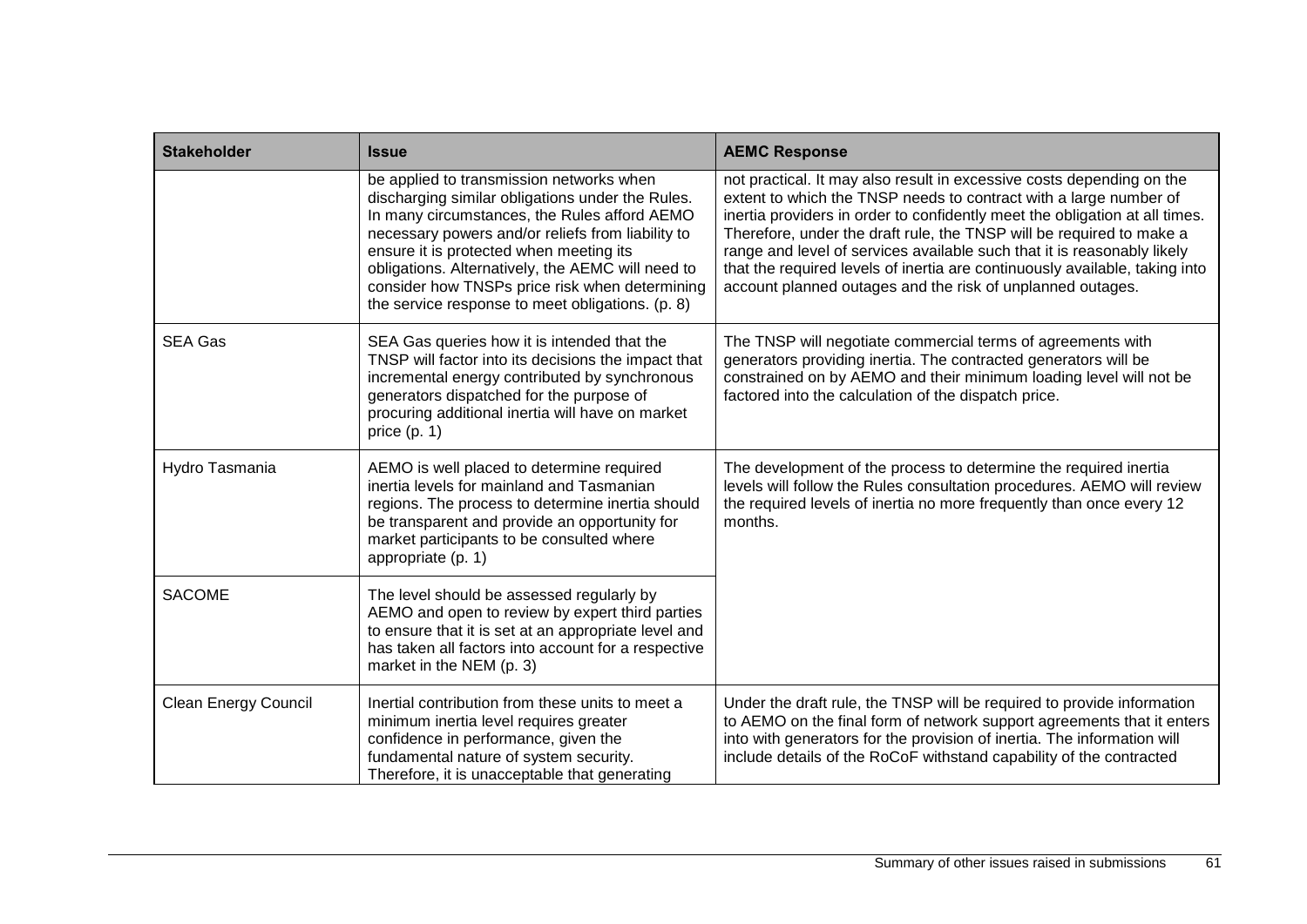| Stakeholder | Issue | AEMC Response |
| --- | --- | --- |
| | be applied to transmission networks when discharging similar obligations under the Rules. In many circumstances, the Rules afford AEMO necessary powers and/or reliefs from liability to ensure it is protected when meeting its obligations. Alternatively, the AEMC will need to consider how TNSPs price risk when determining the service response to meet obligations. (p. 8) | not practical. It may also result in excessive costs depending on the extent to which the TNSP needs to contract with a large number of inertia providers in order to confidently meet the obligation at all times. Therefore, under the draft rule, the TNSP will be required to make a range and level of services available such that it is reasonably likely that the required levels of inertia are continuously available, taking into account planned outages and the risk of unplanned outages. |
| SEA Gas | SEA Gas queries how it is intended that the TNSP will factor into its decisions the impact that incremental energy contributed by synchronous generators dispatched for the purpose of procuring additional inertia will have on market price (p. 1) | The TNSP will negotiate commercial terms of agreements with generators providing inertia. The contracted generators will be constrained on by AEMO and their minimum loading level will not be factored into the calculation of the dispatch price. |
| Hydro Tasmania | AEMO is well placed to determine required inertia levels for mainland and Tasmanian regions. The process to determine inertia should be transparent and provide an opportunity for market participants to be consulted where appropriate (p. 1) | The development of the process to determine the required inertia levels will follow the Rules consultation procedures. AEMO will review the required levels of inertia no more frequently than once every 12 months. |
| SACOME | The level should be assessed regularly by AEMO and open to review by expert third parties to ensure that it is set at an appropriate level and has taken all factors into account for a respective market in the NEM (p. 3) | |
| Clean Energy Council | Inertial contribution from these units to meet a minimum inertia level requires greater confidence in performance, given the fundamental nature of system security. Therefore, it is unacceptable that generating | Under the draft rule, the TNSP will be required to provide information to AEMO on the final form of network support agreements that it enters into with generators for the provision of inertia. The information will include details of the RoCoF withstand capability of the contracted |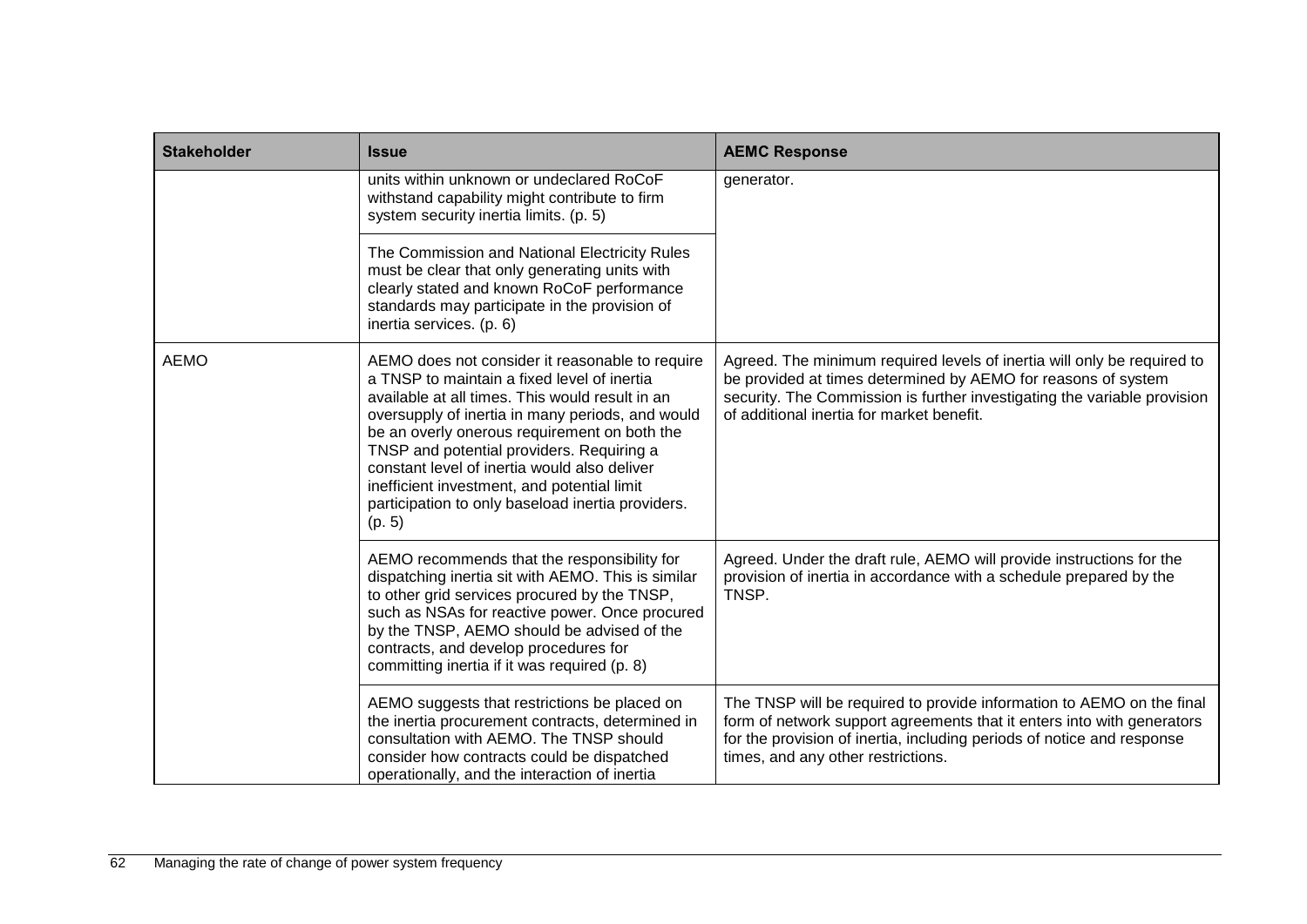| Stakeholder | Issue | AEMC Response |
|---|---|---|
| | units within unknown or undeclared RoCoF withstand capability might contribute to firm system security inertia limits. (p. 5) | generator. |
| | The Commission and National Electricity Rules must be clear that only generating units with clearly stated and known RoCoF performance standards may participate in the provision of inertia services. (p. 6) | |
| AEMO | AEMO does not consider it reasonable to require a TNSP to maintain a fixed level of inertia available at all times. This would result in an oversupply of inertia in many periods, and would be an overly onerous requirement on both the TNSP and potential providers. Requiring a constant level of inertia would also deliver inefficient investment, and potential limit participation to only baseload inertia providers. (p. 5) | Agreed. The minimum required levels of inertia will only be required to be provided at times determined by AEMO for reasons of system security. The Commission is further investigating the variable provision of additional inertia for market benefit. |
| | AEMO recommends that the responsibility for dispatching inertia sit with AEMO. This is similar to other grid services procured by the TNSP, such as NSAs for reactive power. Once procured by the TNSP, AEMO should be advised of the contracts, and develop procedures for committing inertia if it was required (p. 8) | Agreed. Under the draft rule, AEMO will provide instructions for the provision of inertia in accordance with a schedule prepared by the TNSP. |
| | AEMO suggests that restrictions be placed on the inertia procurement contracts, determined in consultation with AEMO. The TNSP should consider how contracts could be dispatched operationally, and the interaction of inertia | The TNSP will be required to provide information to AEMO on the final form of network support agreements that it enters into with generators for the provision of inertia, including periods of notice and response times, and any other restrictions. |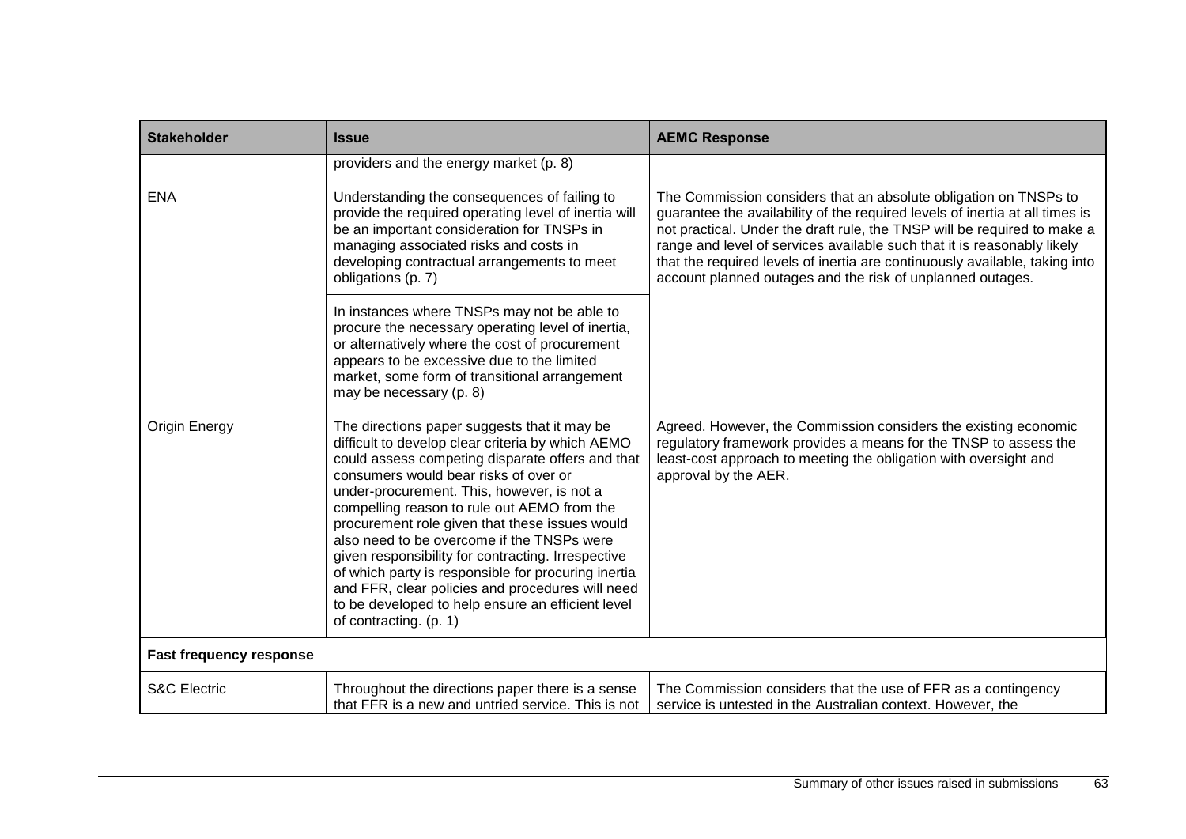| Stakeholder | Issue | AEMC Response |
| --- | --- | --- |
| | providers and the energy market (p. 8) | |
| ENA | Understanding the consequences of failing to provide the required operating level of inertia will be an important consideration for TNSPs in managing associated risks and costs in developing contractual arrangements to meet obligations (p. 7) | The Commission considers that an absolute obligation on TNSPs to guarantee the availability of the required levels of inertia at all times is not practical. Under the draft rule, the TNSP will be required to make a range and level of services available such that it is reasonably likely that the required levels of inertia are continuously available, taking into account planned outages and the risk of unplanned outages. |
| | In instances where TNSPs may not be able to procure the necessary operating level of inertia, or alternatively where the cost of procurement appears to be excessive due to the limited market, some form of transitional arrangement may be necessary (p. 8) | |
| Origin Energy | The directions paper suggests that it may be difficult to develop clear criteria by which AEMO could assess competing disparate offers and that consumers would bear risks of over or under-procurement. This, however, is not a compelling reason to rule out AEMO from the procurement role given that these issues would also need to be overcome if the TNSPs were given responsibility for contracting. Irrespective of which party is responsible for procuring inertia and FFR, clear policies and procedures will need to be developed to help ensure an efficient level of contracting. (p. 1) | Agreed. However, the Commission considers the existing economic regulatory framework provides a means for the TNSP to assess the least-cost approach to meeting the obligation with oversight and approval by the AER. |
| **Fast frequency response** | | |
| S&C Electric | Throughout the directions paper there is a sense that FFR is a new and untried service. This is not | The Commission considers that the use of FFR as a contingency service is untested in the Australian context. However, the |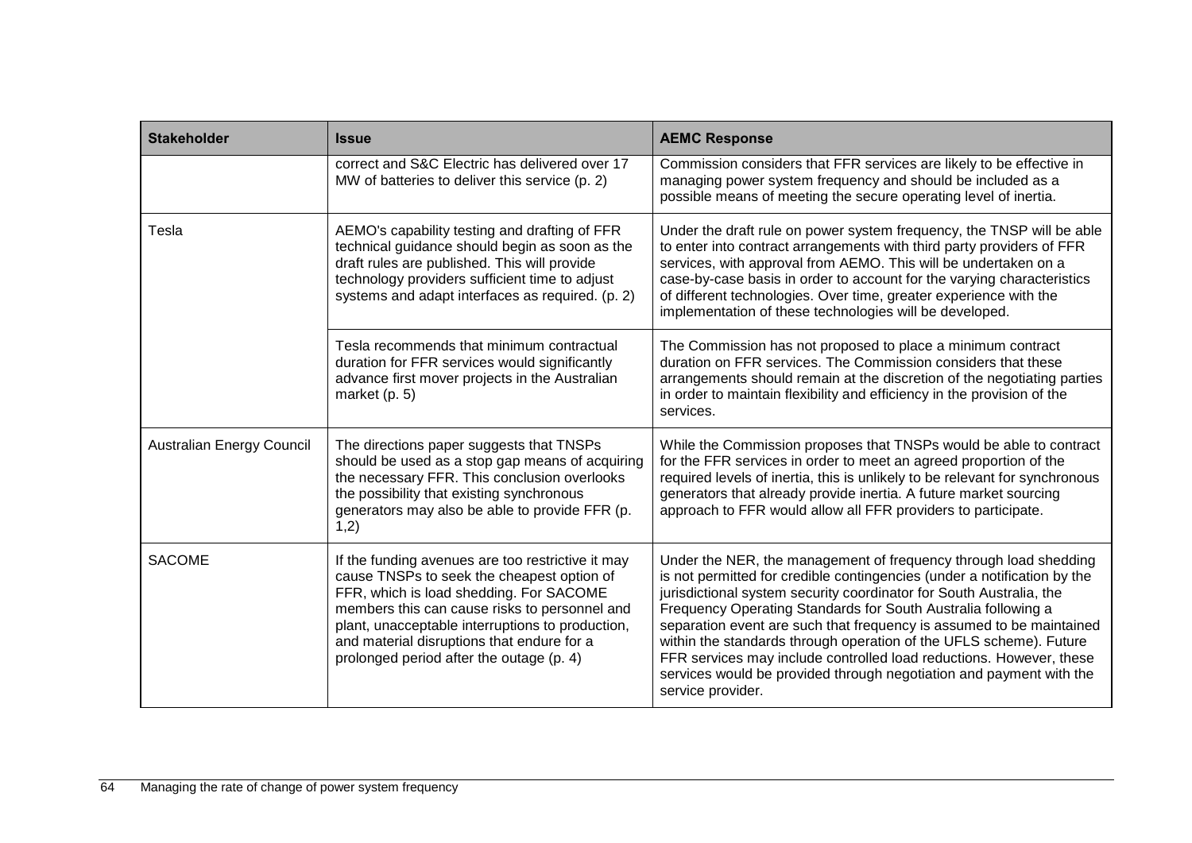| Stakeholder | Issue | AEMC Response |
|---|---|---|
| | correct and S&C Electric has delivered over 17 MW of batteries to deliver this service (p. 2) | Commission considers that FFR services are likely to be effective in managing power system frequency and should be included as a possible means of meeting the secure operating level of inertia. |
| Tesla | AEMO's capability testing and drafting of FFR technical guidance should begin as soon as the draft rules are published. This will provide technology providers sufficient time to adjust systems and adapt interfaces as required. (p. 2) | Under the draft rule on power system frequency, the TNSP will be able to enter into contract arrangements with third party providers of FFR services, with approval from AEMO. This will be undertaken on a case-by-case basis in order to account for the varying characteristics of different technologies. Over time, greater experience with the implementation of these technologies will be developed. |
| | Tesla recommends that minimum contractual duration for FFR services would significantly advance first mover projects in the Australian market (p. 5) | The Commission has not proposed to place a minimum contract duration on FFR services. The Commission considers that these arrangements should remain at the discretion of the negotiating parties in order to maintain flexibility and efficiency in the provision of the services. |
| Australian Energy Council | The directions paper suggests that TNSPs should be used as a stop gap means of acquiring the necessary FFR. This conclusion overlooks the possibility that existing synchronous generators may also be able to provide FFR (p. 1,2) | While the Commission proposes that TNSPs would be able to contract for the FFR services in order to meet an agreed proportion of the required levels of inertia, this is unlikely to be relevant for synchronous generators that already provide inertia. A future market sourcing approach to FFR would allow all FFR providers to participate. |
| SACOME | If the funding avenues are too restrictive it may cause TNSPs to seek the cheapest option of FFR, which is load shedding. For SACOME members this can cause risks to personnel and plant, unacceptable interruptions to production, and material disruptions that endure for a prolonged period after the outage (p. 4) | Under the NER, the management of frequency through load shedding is not permitted for credible contingencies (under a notification by the jurisdictional system security coordinator for South Australia, the Frequency Operating Standards for South Australia following a separation event are such that frequency is assumed to be maintained within the standards through operation of the UFLS scheme). Future FFR services may include controlled load reductions. However, these services would be provided through negotiation and payment with the service provider. |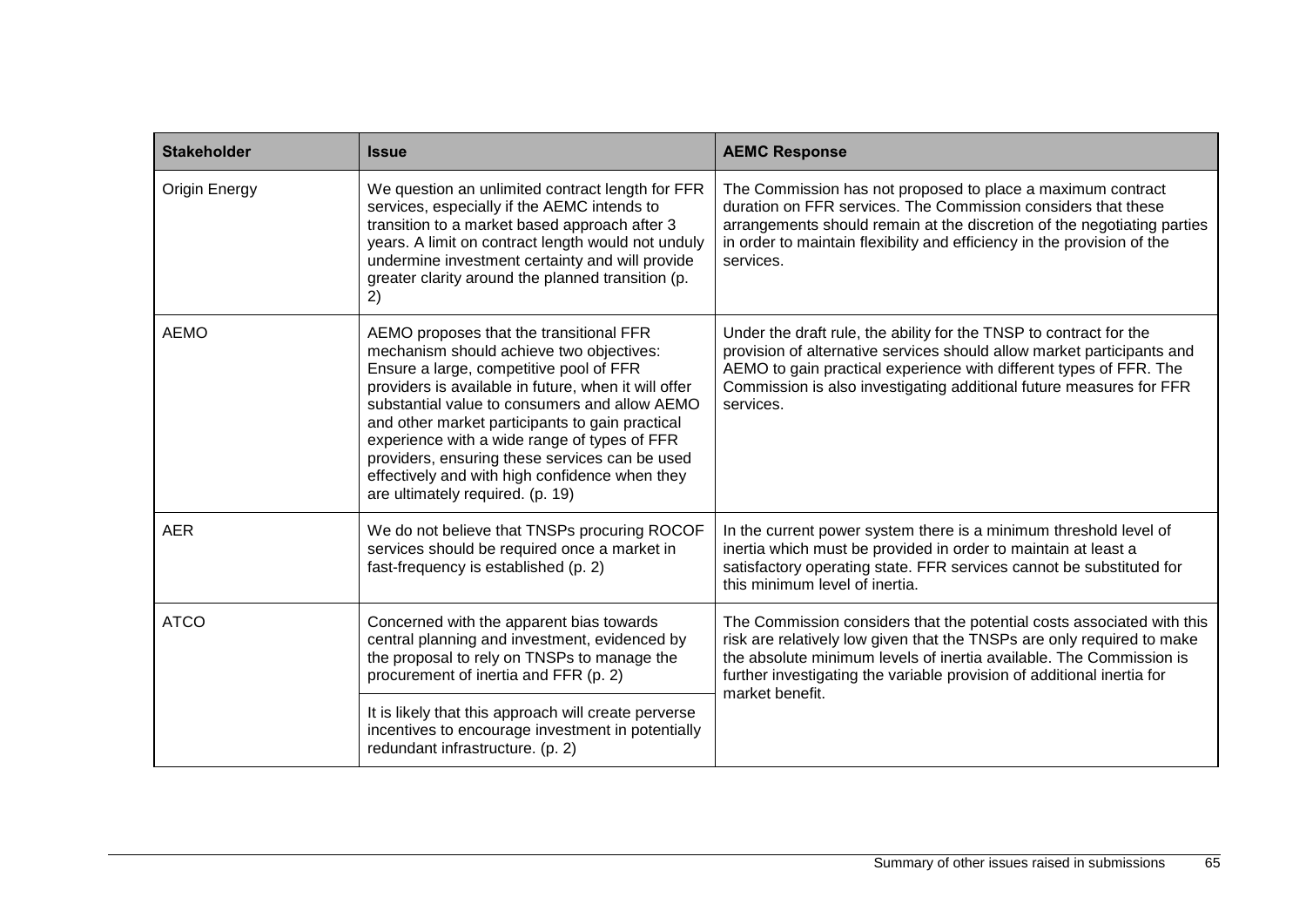| Stakeholder | Issue | AEMC Response |
|---|---|---|
| Origin Energy | We question an unlimited contract length for FFR services, especially if the AEMC intends to transition to a market based approach after 3 years. A limit on contract length would not unduly undermine investment certainty and will provide greater clarity around the planned transition (p. 2) | The Commission has not proposed to place a maximum contract duration on FFR services. The Commission considers that these arrangements should remain at the discretion of the negotiating parties in order to maintain flexibility and efficiency in the provision of the services. |
| AEMO | AEMO proposes that the transitional FFR mechanism should achieve two objectives: Ensure a large, competitive pool of FFR providers is available in future, when it will offer substantial value to consumers and allow AEMO and other market participants to gain practical experience with a wide range of types of FFR providers, ensuring these services can be used effectively and with high confidence when they are ultimately required. (p. 19) | Under the draft rule, the ability for the TNSP to contract for the provision of alternative services should allow market participants and AEMO to gain practical experience with different types of FFR. The Commission is also investigating additional future measures for FFR services. |
| AER | We do not believe that TNSPs procuring ROCOF services should be required once a market in fast-frequency is established (p. 2) | In the current power system there is a minimum threshold level of inertia which must be provided in order to maintain at least a satisfactory operating state. FFR services cannot be substituted for this minimum level of inertia. |
| ATCO | Concerned with the apparent bias towards central planning and investment, evidenced by the proposal to rely on TNSPs to manage the procurement of inertia and FFR (p. 2) | The Commission considers that the potential costs associated with this risk are relatively low given that the TNSPs are only required to make the absolute minimum levels of inertia available. The Commission is further investigating the variable provision of additional inertia for market benefit. |
| | It is likely that this approach will create perverse incentives to encourage investment in potentially redundant infrastructure. (p. 2) | |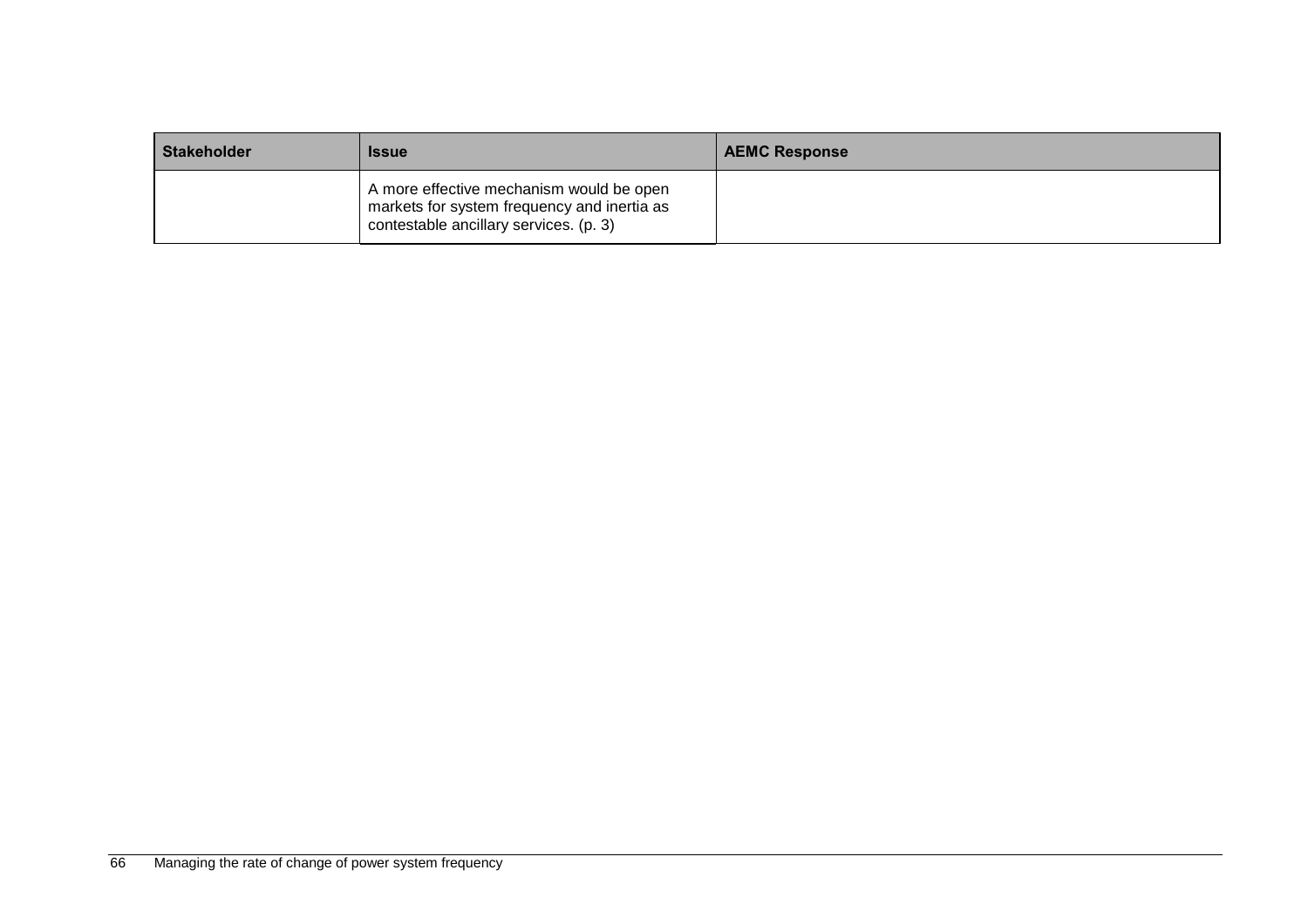| Stakeholder | Issue | AEMC Response |
| --- | --- | --- |
| | A more effective mechanism would be open markets for system frequency and inertia as contestable ancillary services. (p. 3) | |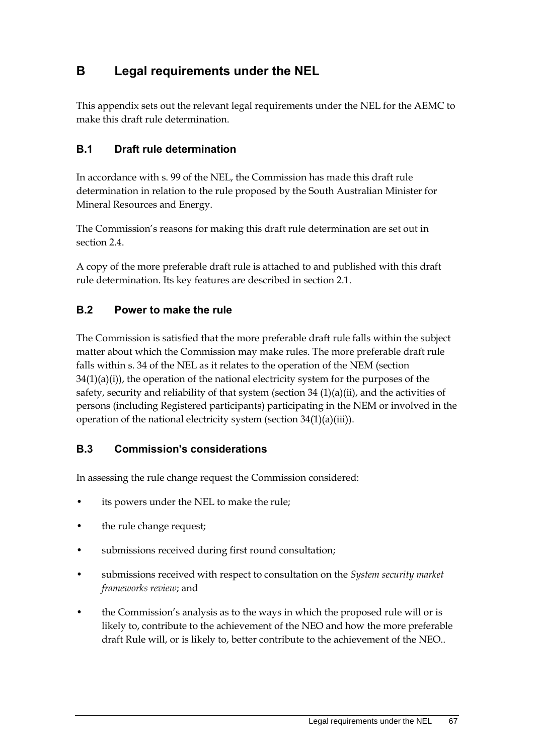# B Legal requirements under the NEL

This appendix sets out the relevant legal requirements under the NEL for the AEMC to make this draft rule determination.

## B.1 Draft rule determination

In accordance with s. 99 of the NEL, the Commission has made this draft rule determination in relation to the rule proposed by the South Australian Minister for Mineral Resources and Energy.

The Commission's reasons for making this draft rule determination are set out in section 2.4.

A copy of the more preferable draft rule is attached to and published with this draft rule determination. Its key features are described in section 2.1.

## B.2 Power to make the rule

The Commission is satisfied that the more preferable draft rule falls within the subject matter about which the Commission may make rules. The more preferable draft rule falls within s. 34 of the NEL as it relates to the operation of the NEM (section 34(1)(a)(i)), the operation of the national electricity system for the purposes of the safety, security and reliability of that system (section 34 (1)(a)(ii), and the activities of persons (including Registered participants) participating in the NEM or involved in the operation of the national electricity system (section 34(1)(a)(iii)).

## B.3 Commission's considerations

In assessing the rule change request the Commission considered:

- its powers under the NEL to make the rule;
- the rule change request;
- submissions received during first round consultation;
- submissions received with respect to consultation on the *System security market frameworks review*; and
- the Commission's analysis as to the ways in which the proposed rule will or is likely to, contribute to the achievement of the NEO and how the more preferable draft Rule will, or is likely to, better contribute to the achievement of the NEO..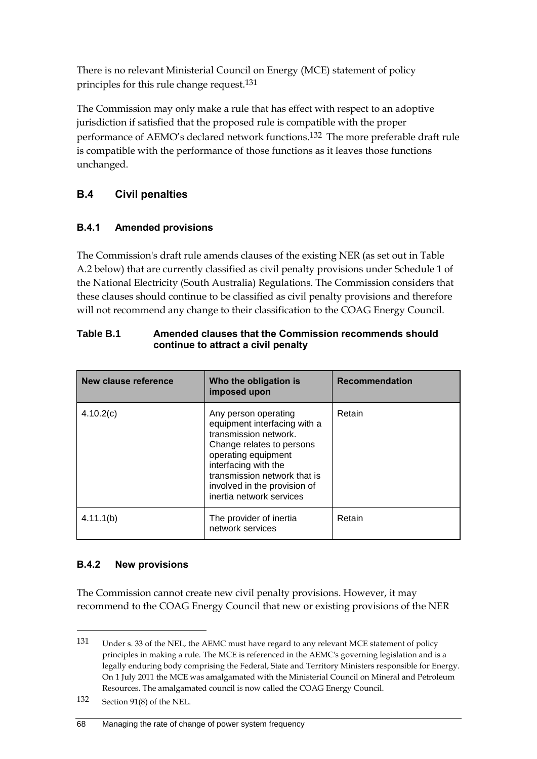There is no relevant Ministerial Council on Energy (MCE) statement of policy principles for this rule change request.[131]

The Commission may only make a rule that has effect with respect to an adoptive jurisdiction if satisfied that the proposed rule is compatible with the proper performance of AEMO's declared network functions.[132] The more preferable draft rule is compatible with the performance of those functions as it leaves those functions unchanged.

## B.4 Civil penalties

### B.4.1 Amended provisions

The Commission's draft rule amends clauses of the existing NER (as set out in Table A.2 below) that are currently classified as civil penalty provisions under Schedule 1 of the National Electricity (South Australia) Regulations. The Commission considers that these clauses should continue to be classified as civil penalty provisions and therefore will not recommend any change to their classification to the COAG Energy Council.

**Table B.1 Amended clauses that the Commission recommends should continue to attract a civil penalty**

| New clause reference | Who the obligation is imposed upon | Recommendation |
|---|---|---|
| 4.10.2(c) | Any person operating equipment interfacing with a transmission network. Change relates to persons operating equipment interfacing with the transmission network that is involved in the provision of inertia network services | Retain |
| 4.11.1(b) | The provider of inertia network services | Retain |

### B.4.2 New provisions

The Commission cannot create new civil penalty provisions. However, it may recommend to the COAG Energy Council that new or existing provisions of the NER

---

131 Under s. 33 of the NEL, the AEMC must have regard to any relevant MCE statement of policy principles in making a rule. The MCE is referenced in the AEMC's governing legislation and is a legally enduring body comprising the Federal, State and Territory Ministers responsible for Energy. On 1 July 2011 the MCE was amalgamated with the Ministerial Council on Mineral and Petroleum Resources. The amalgamated council is now called the COAG Energy Council.

132 Section 91(8) of the NEL.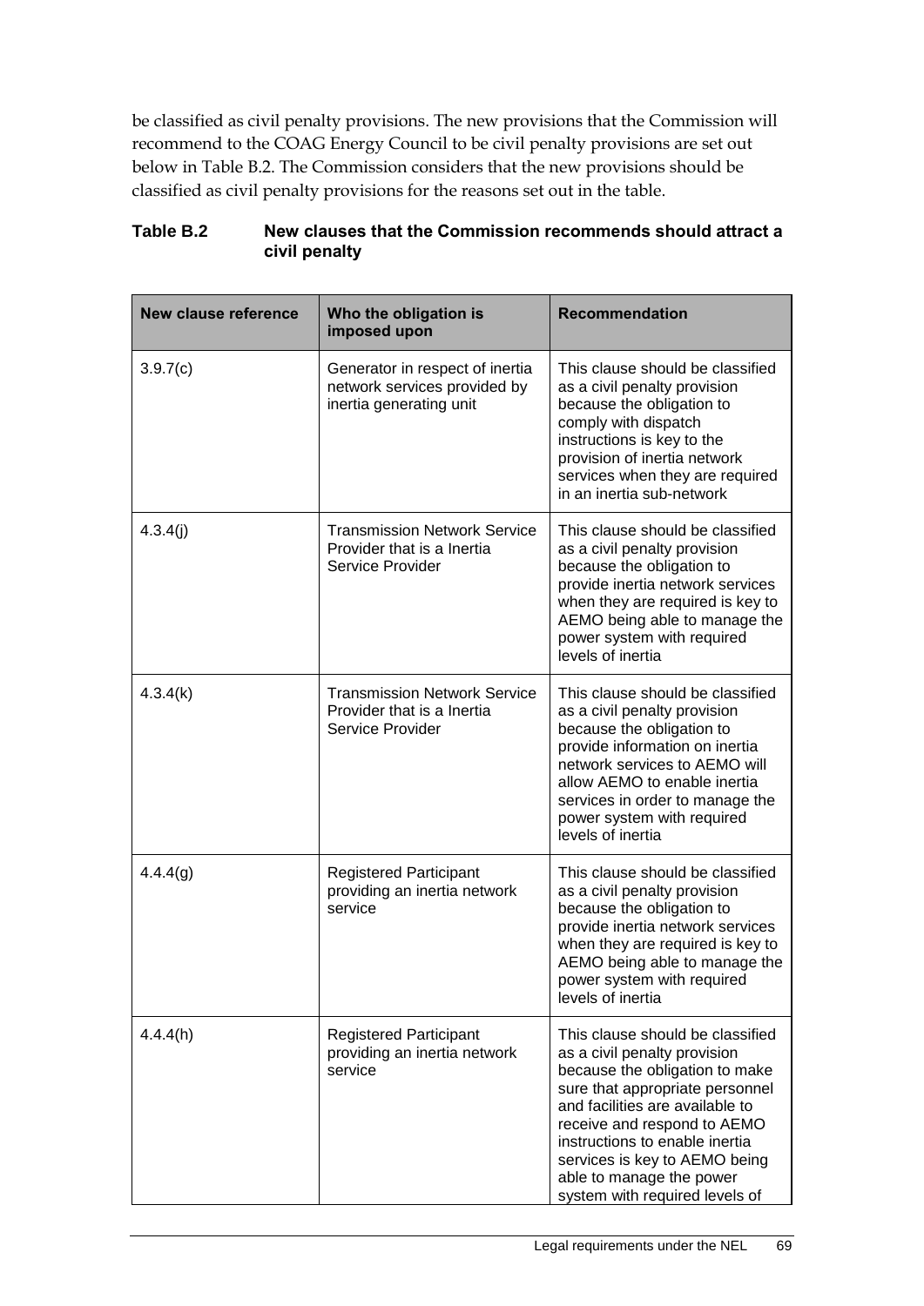be classified as civil penalty provisions. The new provisions that the Commission will recommend to the COAG Energy Council to be civil penalty provisions are set out below in Table B.2. The Commission considers that the new provisions should be classified as civil penalty provisions for the reasons set out in the table.

**Table B.2 New clauses that the Commission recommends should attract a civil penalty**

| New clause reference | Who the obligation is imposed upon | Recommendation |
|---|---|---|
| 3.9.7(c) | Generator in respect of inertia network services provided by inertia generating unit | This clause should be classified as a civil penalty provision because the obligation to comply with dispatch instructions is key to the provision of inertia network services when they are required in an inertia sub-network |
| 4.3.4(j) | Transmission Network Service Provider that is a Inertia Service Provider | This clause should be classified as a civil penalty provision because the obligation to provide inertia network services when they are required is key to AEMO being able to manage the power system with required levels of inertia |
| 4.3.4(k) | Transmission Network Service Provider that is a Inertia Service Provider | This clause should be classified as a civil penalty provision because the obligation to provide information on inertia network services to AEMO will allow AEMO to enable inertia services in order to manage the power system with required levels of inertia |
| 4.4.4(g) | Registered Participant providing an inertia network service | This clause should be classified as a civil penalty provision because the obligation to provide inertia network services when they are required is key to AEMO being able to manage the power system with required levels of inertia |
| 4.4.4(h) | Registered Participant providing an inertia network service | This clause should be classified as a civil penalty provision because the obligation to make sure that appropriate personnel and facilities are available to receive and respond to AEMO instructions to enable inertia services is key to AEMO being able to manage the power system with required levels of |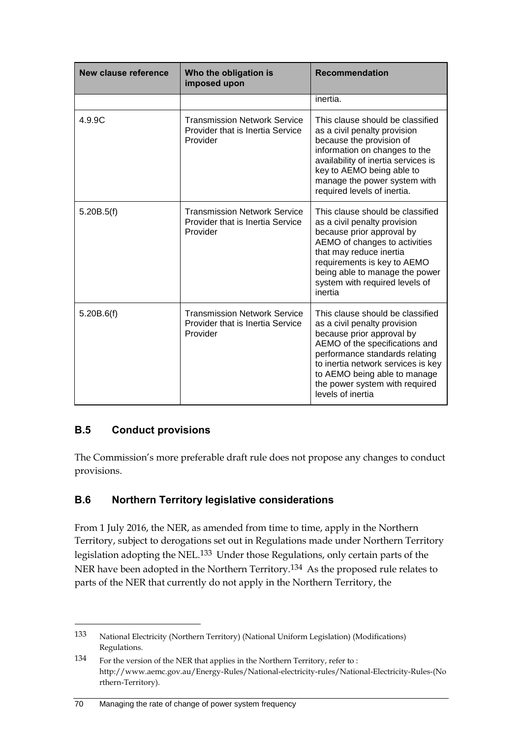| New clause reference | Who the obligation is imposed upon | Recommendation |
|---|---|---|
| | | inertia. |
| 4.9.9C | Transmission Network Service Provider that is Inertia Service Provider | This clause should be classified as a civil penalty provision because the provision of information on changes to the availability of inertia services is key to AEMO being able to manage the power system with required levels of inertia. |
| 5.20B.5(f) | Transmission Network Service Provider that is Inertia Service Provider | This clause should be classified as a civil penalty provision because prior approval by AEMO of changes to activities that may reduce inertia requirements is key to AEMO being able to manage the power system with required levels of inertia |
| 5.20B.6(f) | Transmission Network Service Provider that is Inertia Service Provider | This clause should be classified as a civil penalty provision because prior approval by AEMO of the specifications and performance standards relating to inertia network services is key to AEMO being able to manage the power system with required levels of inertia |

## B.5 Conduct provisions

The Commission's more preferable draft rule does not propose any changes to conduct provisions.

## B.6 Northern Territory legislative considerations

From 1 July 2016, the NER, as amended from time to time, apply in the Northern Territory, subject to derogations set out in Regulations made under Northern Territory legislation adopting the NEL.[133] Under those Regulations, only certain parts of the NER have been adopted in the Northern Territory.[134] As the proposed rule relates to parts of the NER that currently do not apply in the Northern Territory, the

133 National Electricity (Northern Territory) (National Uniform Legislation) (Modifications) Regulations.

134 For the version of the NER that applies in the Northern Territory, refer to : http://www.aemc.gov.au/Energy-Rules/National-electricity-rules/National-Electricity-Rules-(Northern-Territory).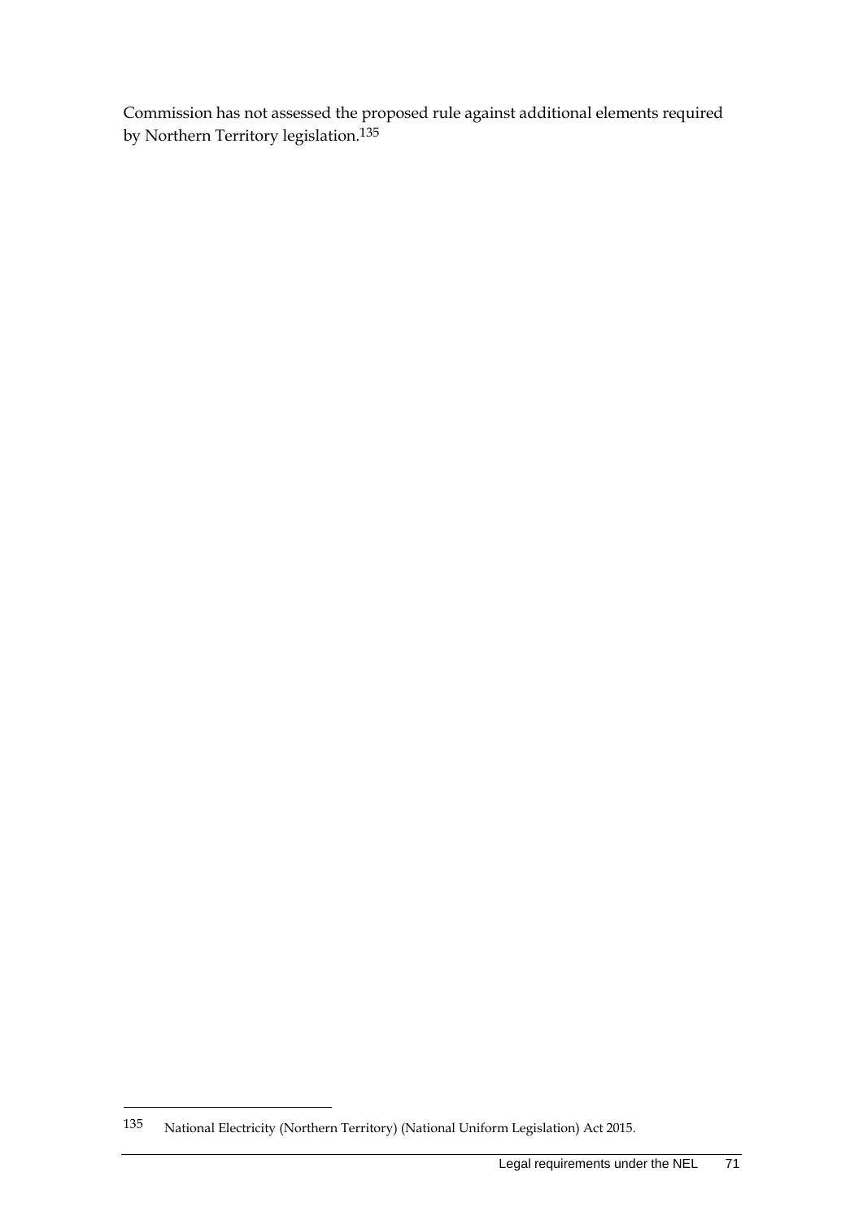Commission has not assessed the proposed rule against additional elements required by Northern Territory legislation.[135]

[135] National Electricity (Northern Territory) (National Uniform Legislation) Act 2015.